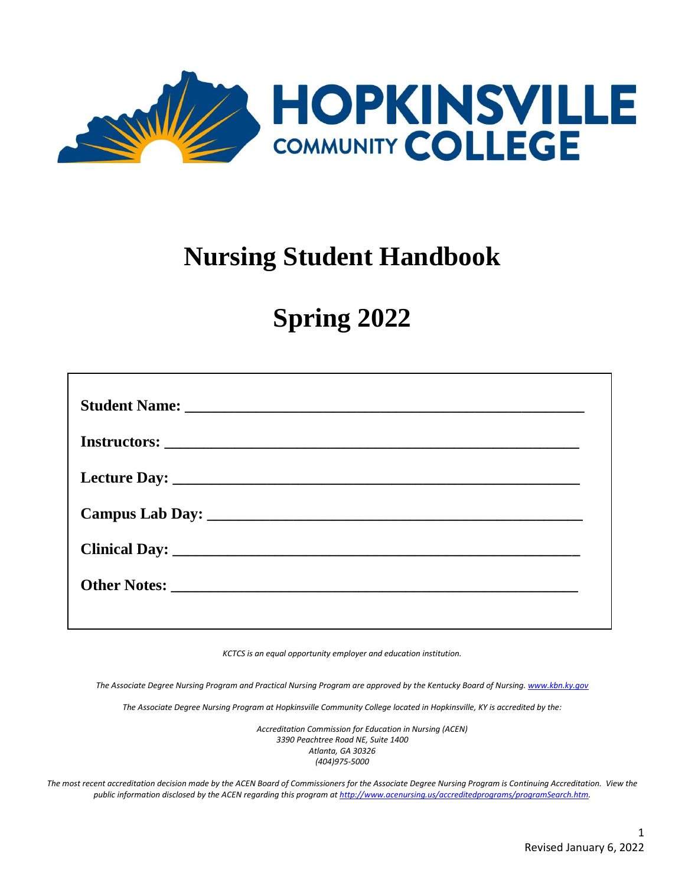HOPKINSVILLE COMMUNITY COLLEGE

# Nursing Student Handbook

# Spring 2022

**Student Name:** ______________________________________________

**Instructors:** ______________________________________________

**Lecture Day:** ______________________________________________

**Campus Lab Day:** ______________________________________________

**Clinical Day:** ______________________________________________

**Other Notes:** ______________________________________________

*KCTCS is an equal opportunity employer and education institution.*

*The Associate Degree Nursing Program and Practical Nursing Program are approved by the Kentucky Board of Nursing. [www.kbn.ky.gov](http://www.kbn.ky.gov)*

*The Associate Degree Nursing Program at Hopkinsville Community College located in Hopkinsville, KY is accredited by the:*

*Accreditation Commission for Education in Nursing (ACEN)*
*3390 Peachtree Road NE, Suite 1400*
*Atlanta, GA 30326*
*(404)975-5000*

*The most recent accreditation decision made by the ACEN Board of Commissioners for the Associate Degree Nursing Program is Continuing Accreditation. View the public information disclosed by the ACEN regarding this program at [http://www.acenursing.us/accreditedprograms/programSearch.htm](http://www.acenursing.us/accreditedprograms/programSearch.htm).*

Revised January 6, 2022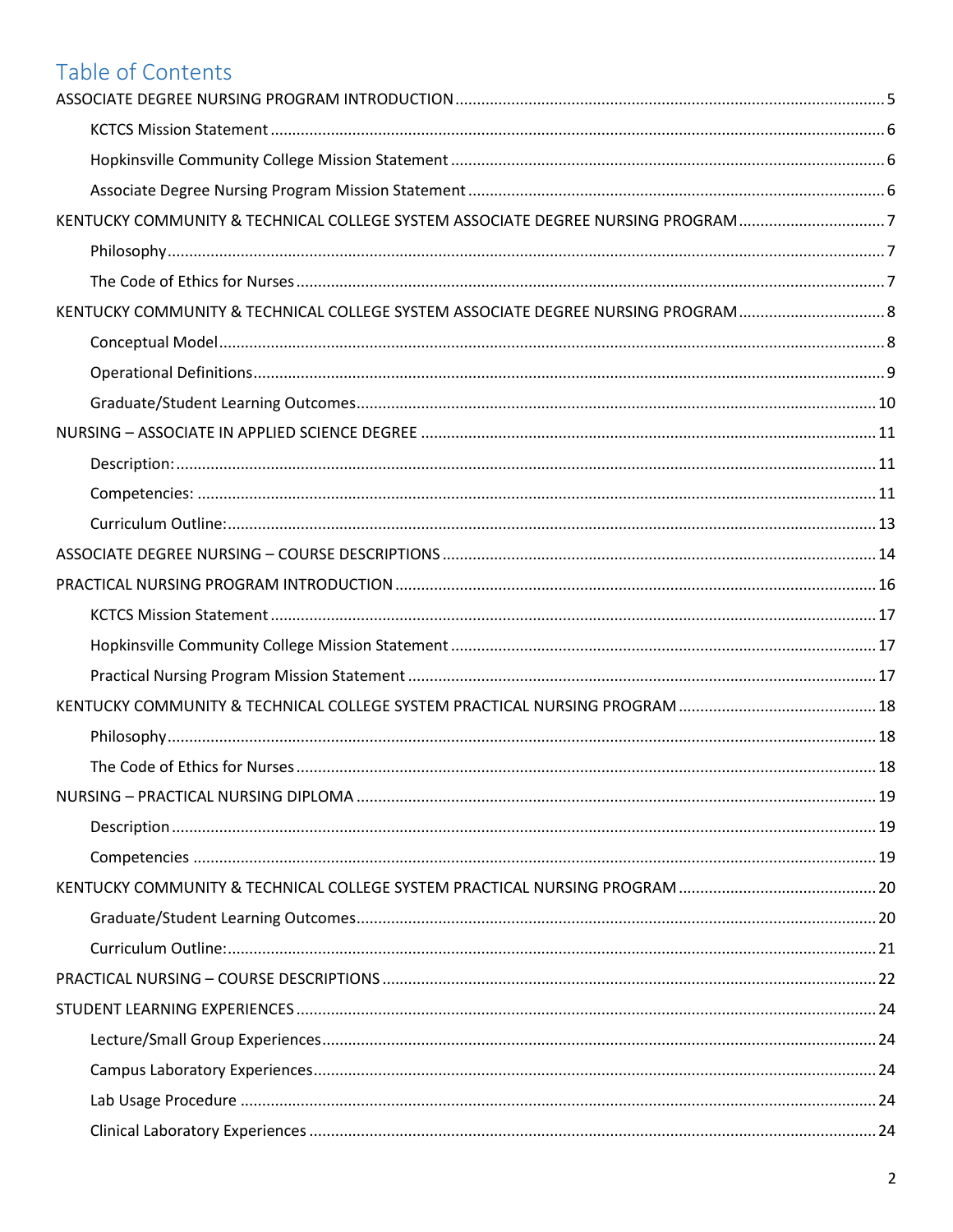# Table of Contents

ASSOCIATE DEGREE NURSING PROGRAM INTRODUCTION ..... 5

- KCTCS Mission Statement ..... 6
- Hopkinsville Community College Mission Statement ..... 6
- Associate Degree Nursing Program Mission Statement ..... 6

KENTUCKY COMMUNITY & TECHNICAL COLLEGE SYSTEM ASSOCIATE DEGREE NURSING PROGRAM ..... 7

- Philosophy ..... 7
- The Code of Ethics for Nurses ..... 7

KENTUCKY COMMUNITY & TECHNICAL COLLEGE SYSTEM ASSOCIATE DEGREE NURSING PROGRAM ..... 8

- Conceptual Model ..... 8
- Operational Definitions ..... 9
- Graduate/Student Learning Outcomes ..... 10

NURSING – ASSOCIATE IN APPLIED SCIENCE DEGREE ..... 11

- Description: ..... 11
- Competencies: ..... 11
- Curriculum Outline: ..... 13

ASSOCIATE DEGREE NURSING – COURSE DESCRIPTIONS ..... 14

PRACTICAL NURSING PROGRAM INTRODUCTION ..... 16

- KCTCS Mission Statement ..... 17
- Hopkinsville Community College Mission Statement ..... 17
- Practical Nursing Program Mission Statement ..... 17

KENTUCKY COMMUNITY & TECHNICAL COLLEGE SYSTEM PRACTICAL NURSING PROGRAM ..... 18

- Philosophy ..... 18
- The Code of Ethics for Nurses ..... 18

NURSING – PRACTICAL NURSING DIPLOMA ..... 19

- Description ..... 19
- Competencies ..... 19

KENTUCKY COMMUNITY & TECHNICAL COLLEGE SYSTEM PRACTICAL NURSING PROGRAM ..... 20

- Graduate/Student Learning Outcomes ..... 20
- Curriculum Outline: ..... 21

PRACTICAL NURSING – COURSE DESCRIPTIONS ..... 22

STUDENT LEARNING EXPERIENCES ..... 24

- Lecture/Small Group Experiences ..... 24
- Campus Laboratory Experiences ..... 24
- Lab Usage Procedure ..... 24
- Clinical Laboratory Experiences ..... 24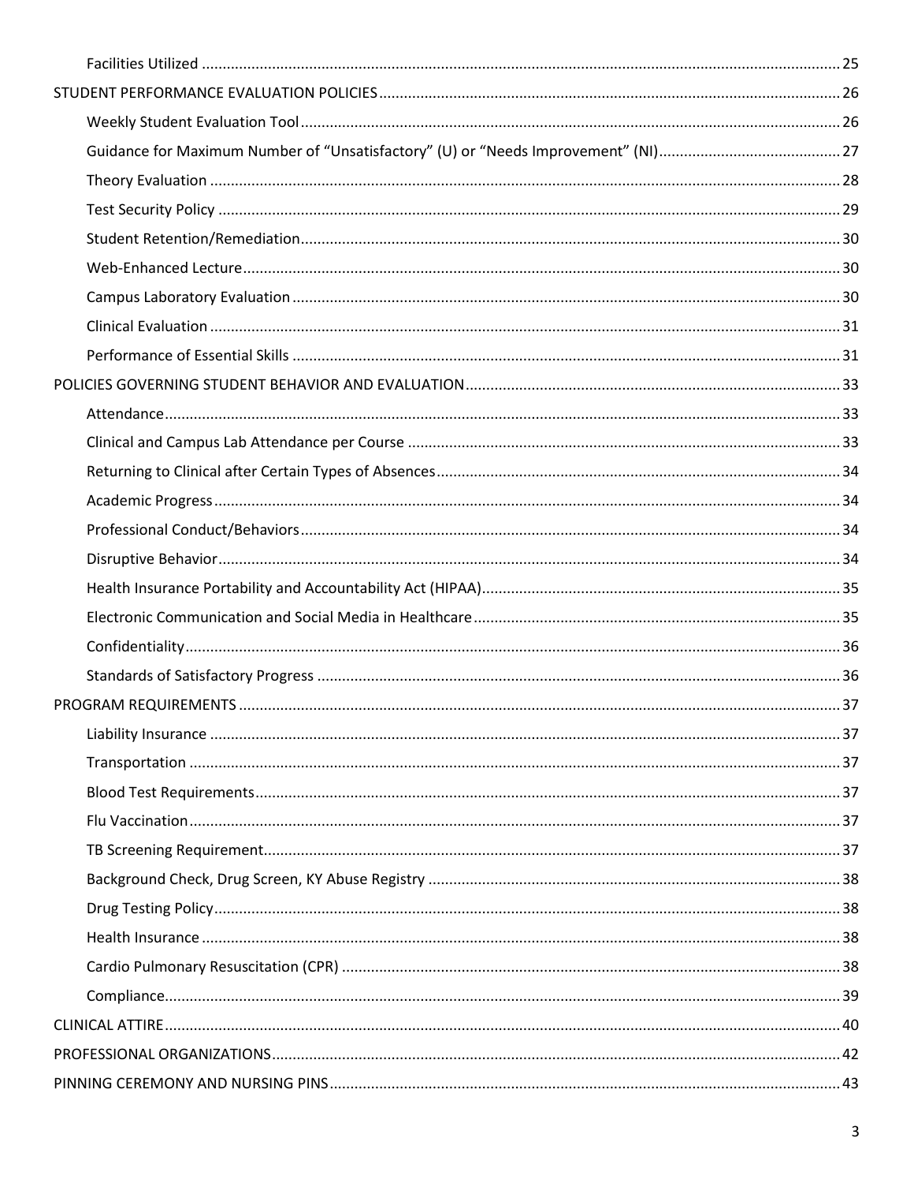Facilities Utilized ........................................................................................................................... 25

STUDENT PERFORMANCE EVALUATION POLICIES ............................................................................... 26

Weekly Student Evaluation Tool ................................................................................................. 26

Guidance for Maximum Number of "Unsatisfactory" (U) or "Needs Improvement" (NI) ........................................... 27

Theory Evaluation ...................................................................................................................... 28

Test Security Policy .................................................................................................................... 29

Student Retention/Remediation ................................................................................................. 30

Web-Enhanced Lecture .............................................................................................................. 30

Campus Laboratory Evaluation .................................................................................................. 30

Clinical Evaluation ...................................................................................................................... 31

Performance of Essential Skills .................................................................................................. 31

POLICIES GOVERNING STUDENT BEHAVIOR AND EVALUATION ......................................................... 33

Attendance ................................................................................................................................. 33

Clinical and Campus Lab Attendance per Course ....................................................................... 33

Returning to Clinical after Certain Types of Absences ................................................................ 34

Academic Progress ..................................................................................................................... 34

Professional Conduct/Behaviors ................................................................................................. 34

Disruptive Behavior .................................................................................................................... 34

Health Insurance Portability and Accountability Act (HIPAA) ..................................................... 35

Electronic Communication and Social Media in Healthcare ....................................................... 35

Confidentiality ............................................................................................................................ 36

Standards of Satisfactory Progress ............................................................................................. 36

PROGRAM REQUIREMENTS ............................................................................................................... 37

Liability Insurance ...................................................................................................................... 37

Transportation ........................................................................................................................... 37

Blood Test Requirements ............................................................................................................ 37

Flu Vaccination ........................................................................................................................... 37

TB Screening Requirement ......................................................................................................... 37

Background Check, Drug Screen, KY Abuse Registry ................................................................... 38

Drug Testing Policy ..................................................................................................................... 38

Health Insurance ........................................................................................................................ 38

Cardio Pulmonary Resuscitation (CPR) ....................................................................................... 38

Compliance ................................................................................................................................. 39

CLINICAL ATTIRE ................................................................................................................................ 40

PROFESSIONAL ORGANIZATIONS ....................................................................................................... 42

PINNING CEREMONY AND NURSING PINS .......................................................................................... 43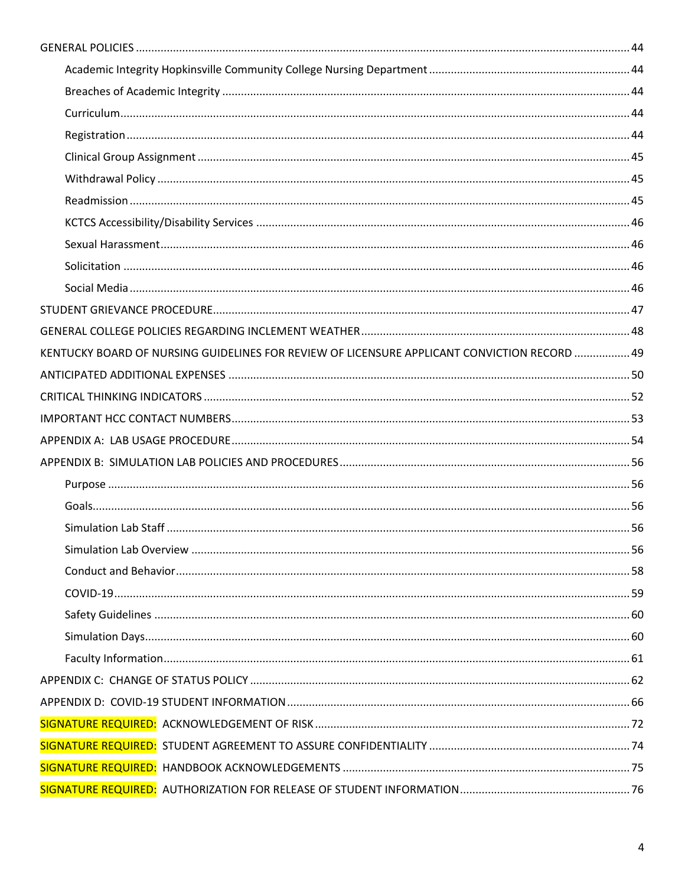GENERAL POLICIES .......... 44

- Academic Integrity Hopkinsville Community College Nursing Department .......... 44
- Breaches of Academic Integrity .......... 44
- Curriculum .......... 44
- Registration .......... 44
- Clinical Group Assignment .......... 45
- Withdrawal Policy .......... 45
- Readmission .......... 45
- KCTCS Accessibility/Disability Services .......... 46
- Sexual Harassment .......... 46
- Solicitation .......... 46
- Social Media .......... 46

STUDENT GRIEVANCE PROCEDURE .......... 47

GENERAL COLLEGE POLICIES REGARDING INCLEMENT WEATHER .......... 48

KENTUCKY BOARD OF NURSING GUIDELINES FOR REVIEW OF LICENSURE APPLICANT CONVICTION RECORD .......... 49

ANTICIPATED ADDITIONAL EXPENSES .......... 50

CRITICAL THINKING INDICATORS .......... 52

IMPORTANT HCC CONTACT NUMBERS .......... 53

APPENDIX A: LAB USAGE PROCEDURE .......... 54

APPENDIX B: SIMULATION LAB POLICIES AND PROCEDURES .......... 56

- Purpose .......... 56
- Goals .......... 56
- Simulation Lab Staff .......... 56
- Simulation Lab Overview .......... 56
- Conduct and Behavior .......... 58
- COVID-19 .......... 59
- Safety Guidelines .......... 60
- Simulation Days .......... 60
- Faculty Information .......... 61

APPENDIX C: CHANGE OF STATUS POLICY .......... 62

APPENDIX D: COVID-19 STUDENT INFORMATION .......... 66

SIGNATURE REQUIRED: ACKNOWLEDGEMENT OF RISK .......... 72

SIGNATURE REQUIRED: STUDENT AGREEMENT TO ASSURE CONFIDENTIALITY .......... 74

SIGNATURE REQUIRED: HANDBOOK ACKNOWLEDGEMENTS .......... 75

SIGNATURE REQUIRED: AUTHORIZATION FOR RELEASE OF STUDENT INFORMATION .......... 76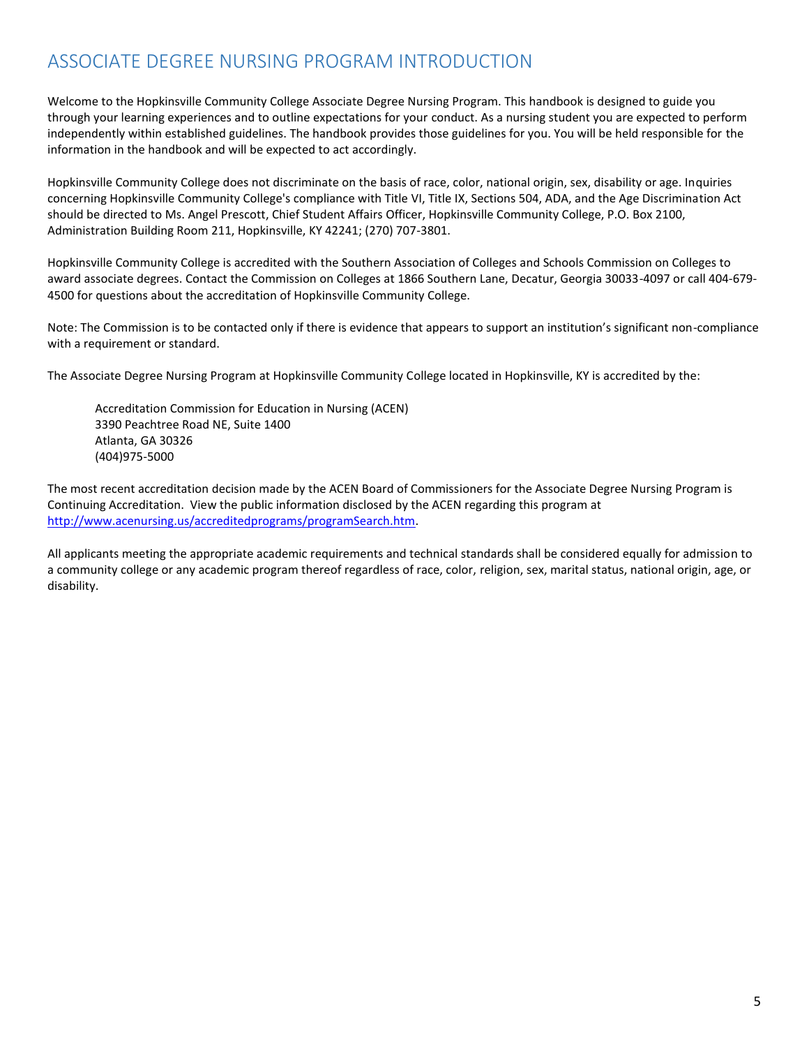## ASSOCIATE DEGREE NURSING PROGRAM INTRODUCTION

Welcome to the Hopkinsville Community College Associate Degree Nursing Program. This handbook is designed to guide you through your learning experiences and to outline expectations for your conduct. As a nursing student you are expected to perform independently within established guidelines. The handbook provides those guidelines for you. You will be held responsible for the information in the handbook and will be expected to act accordingly.

Hopkinsville Community College does not discriminate on the basis of race, color, national origin, sex, disability or age. Inquiries concerning Hopkinsville Community College's compliance with Title VI, Title IX, Sections 504, ADA, and the Age Discrimination Act should be directed to Ms. Angel Prescott, Chief Student Affairs Officer, Hopkinsville Community College, P.O. Box 2100, Administration Building Room 211, Hopkinsville, KY 42241; (270) 707-3801.

Hopkinsville Community College is accredited with the Southern Association of Colleges and Schools Commission on Colleges to award associate degrees. Contact the Commission on Colleges at 1866 Southern Lane, Decatur, Georgia 30033-4097 or call 404-679-4500 for questions about the accreditation of Hopkinsville Community College.

Note: The Commission is to be contacted only if there is evidence that appears to support an institution's significant non-compliance with a requirement or standard.

The Associate Degree Nursing Program at Hopkinsville Community College located in Hopkinsville, KY is accredited by the:

> Accreditation Commission for Education in Nursing (ACEN)
> 3390 Peachtree Road NE, Suite 1400
> Atlanta, GA 30326
> (404)975-5000

The most recent accreditation decision made by the ACEN Board of Commissioners for the Associate Degree Nursing Program is Continuing Accreditation. View the public information disclosed by the ACEN regarding this program at [http://www.acenursing.us/accreditedprograms/programSearch.htm](http://www.acenursing.us/accreditedprograms/programSearch.htm).

All applicants meeting the appropriate academic requirements and technical standards shall be considered equally for admission to a community college or any academic program thereof regardless of race, color, religion, sex, marital status, national origin, age, or disability.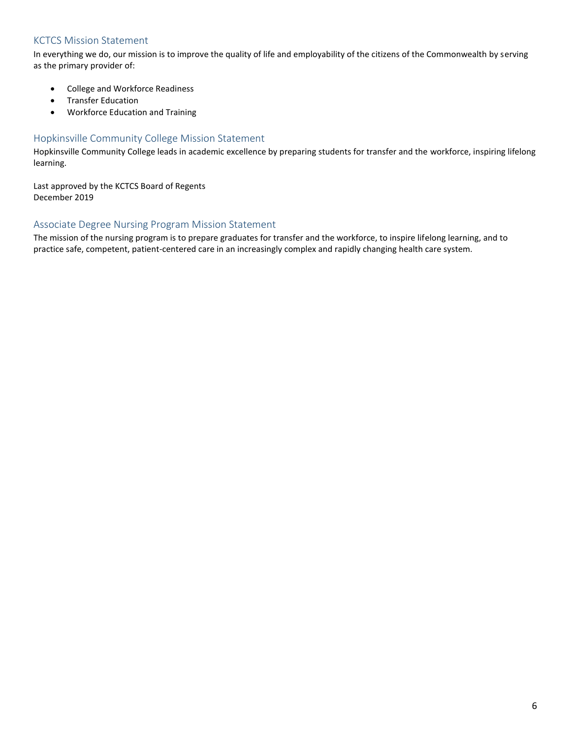## KCTCS Mission Statement

In everything we do, our mission is to improve the quality of life and employability of the citizens of the Commonwealth by serving as the primary provider of:

- College and Workforce Readiness
- Transfer Education
- Workforce Education and Training

## Hopkinsville Community College Mission Statement

Hopkinsville Community College leads in academic excellence by preparing students for transfer and the workforce, inspiring lifelong learning.

Last approved by the KCTCS Board of Regents
December 2019

## Associate Degree Nursing Program Mission Statement

The mission of the nursing program is to prepare graduates for transfer and the workforce, to inspire lifelong learning, and to practice safe, competent, patient-centered care in an increasingly complex and rapidly changing health care system.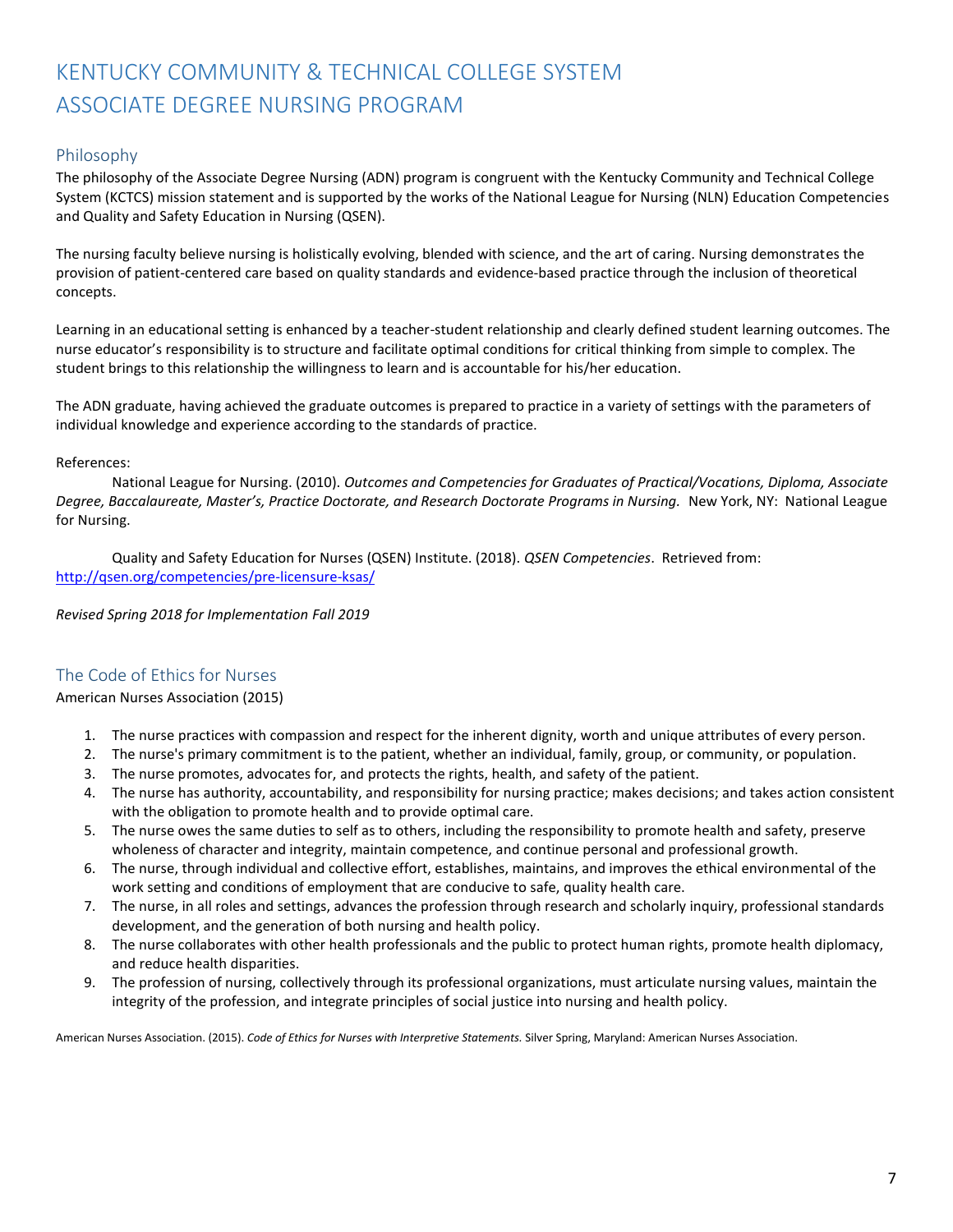# KENTUCKY COMMUNITY & TECHNICAL COLLEGE SYSTEM
# ASSOCIATE DEGREE NURSING PROGRAM

## Philosophy

The philosophy of the Associate Degree Nursing (ADN) program is congruent with the Kentucky Community and Technical College System (KCTCS) mission statement and is supported by the works of the National League for Nursing (NLN) Education Competencies and Quality and Safety Education in Nursing (QSEN).

The nursing faculty believe nursing is holistically evolving, blended with science, and the art of caring. Nursing demonstrates the provision of patient-centered care based on quality standards and evidence-based practice through the inclusion of theoretical concepts.

Learning in an educational setting is enhanced by a teacher-student relationship and clearly defined student learning outcomes. The nurse educator's responsibility is to structure and facilitate optimal conditions for critical thinking from simple to complex. The student brings to this relationship the willingness to learn and is accountable for his/her education.

The ADN graduate, having achieved the graduate outcomes is prepared to practice in a variety of settings with the parameters of individual knowledge and experience according to the standards of practice.

References:

National League for Nursing. (2010). *Outcomes and Competencies for Graduates of Practical/Vocations, Diploma, Associate Degree, Baccalaureate, Master's, Practice Doctorate, and Research Doctorate Programs in Nursing.* New York, NY: National League for Nursing.

Quality and Safety Education for Nurses (QSEN) Institute. (2018). *QSEN Competencies*. Retrieved from: http://qsen.org/competencies/pre-licensure-ksas/

*Revised Spring 2018 for Implementation Fall 2019*

## The Code of Ethics for Nurses

American Nurses Association (2015)

1. The nurse practices with compassion and respect for the inherent dignity, worth and unique attributes of every person.
2. The nurse's primary commitment is to the patient, whether an individual, family, group, or community, or population.
3. The nurse promotes, advocates for, and protects the rights, health, and safety of the patient.
4. The nurse has authority, accountability, and responsibility for nursing practice; makes decisions; and takes action consistent with the obligation to promote health and to provide optimal care.
5. The nurse owes the same duties to self as to others, including the responsibility to promote health and safety, preserve wholeness of character and integrity, maintain competence, and continue personal and professional growth.
6. The nurse, through individual and collective effort, establishes, maintains, and improves the ethical environmental of the work setting and conditions of employment that are conducive to safe, quality health care.
7. The nurse, in all roles and settings, advances the profession through research and scholarly inquiry, professional standards development, and the generation of both nursing and health policy.
8. The nurse collaborates with other health professionals and the public to protect human rights, promote health diplomacy, and reduce health disparities.
9. The profession of nursing, collectively through its professional organizations, must articulate nursing values, maintain the integrity of the profession, and integrate principles of social justice into nursing and health policy.

American Nurses Association. (2015). *Code of Ethics for Nurses with Interpretive Statements.* Silver Spring, Maryland: American Nurses Association.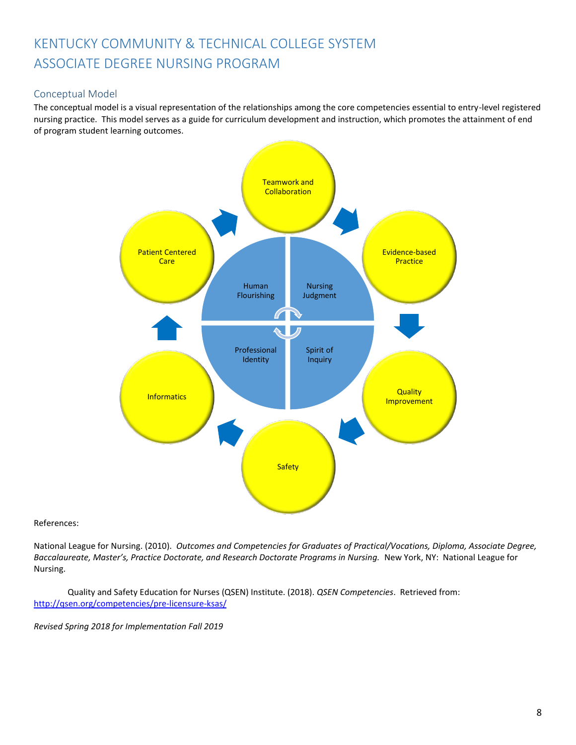# KENTUCKY COMMUNITY & TECHNICAL COLLEGE SYSTEM
# ASSOCIATE DEGREE NURSING PROGRAM

## Conceptual Model

The conceptual model is a visual representation of the relationships among the core competencies essential to entry-level registered nursing practice. This model serves as a guide for curriculum development and instruction, which promotes the attainment of end of program student learning outcomes.

Teamwork and Collaboration

Evidence-based Practice

Quality Improvement

Safety

Informatics

Patient Centered Care

Human Flourishing

Nursing Judgment

Professional Identity

Spirit of Inquiry

References:

National League for Nursing. (2010). *Outcomes and Competencies for Graduates of Practical/Vocations, Diploma, Associate Degree, Baccalaureate, Master's, Practice Doctorate, and Research Doctorate Programs in Nursing.* New York, NY: National League for Nursing.

Quality and Safety Education for Nurses (QSEN) Institute. (2018). *QSEN Competencies*. Retrieved from: [http://qsen.org/competencies/pre-licensure-ksas/](http://qsen.org/competencies/pre-licensure-ksas/)

*Revised Spring 2018 for Implementation Fall 2019*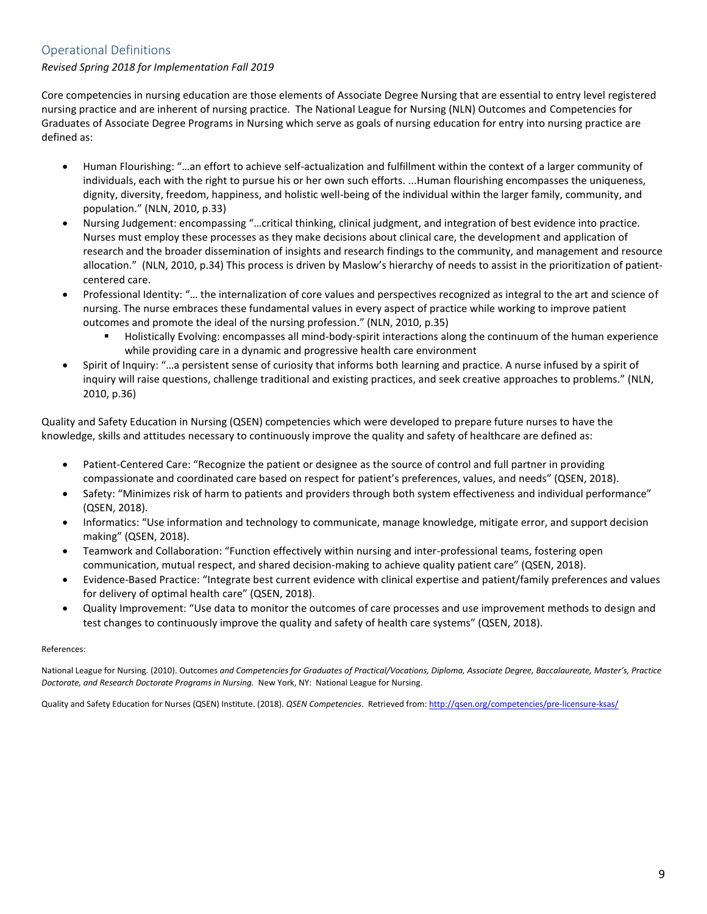## Operational Definitions

*Revised Spring 2018 for Implementation Fall 2019*

Core competencies in nursing education are those elements of Associate Degree Nursing that are essential to entry level registered nursing practice and are inherent of nursing practice. The National League for Nursing (NLN) Outcomes and Competencies for Graduates of Associate Degree Programs in Nursing which serve as goals of nursing education for entry into nursing practice are defined as:

- Human Flourishing: "…an effort to achieve self-actualization and fulfillment within the context of a larger community of individuals, each with the right to pursue his or her own such efforts. ...Human flourishing encompasses the uniqueness, dignity, diversity, freedom, happiness, and holistic well-being of the individual within the larger family, community, and population." (NLN, 2010, p.33)
- Nursing Judgement: encompassing "…critical thinking, clinical judgment, and integration of best evidence into practice. Nurses must employ these processes as they make decisions about clinical care, the development and application of research and the broader dissemination of insights and research findings to the community, and management and resource allocation." (NLN, 2010, p.34) This process is driven by Maslow's hierarchy of needs to assist in the prioritization of patient-centered care.
- Professional Identity: "… the internalization of core values and perspectives recognized as integral to the art and science of nursing. The nurse embraces these fundamental values in every aspect of practice while working to improve patient outcomes and promote the ideal of the nursing profession." (NLN, 2010, p.35)
  - Holistically Evolving: encompasses all mind-body-spirit interactions along the continuum of the human experience while providing care in a dynamic and progressive health care environment
- Spirit of Inquiry: "…a persistent sense of curiosity that informs both learning and practice. A nurse infused by a spirit of inquiry will raise questions, challenge traditional and existing practices, and seek creative approaches to problems." (NLN, 2010, p.36)

Quality and Safety Education in Nursing (QSEN) competencies which were developed to prepare future nurses to have the knowledge, skills and attitudes necessary to continuously improve the quality and safety of healthcare are defined as:

- Patient-Centered Care: "Recognize the patient or designee as the source of control and full partner in providing compassionate and coordinated care based on respect for patient's preferences, values, and needs" (QSEN, 2018).
- Safety: "Minimizes risk of harm to patients and providers through both system effectiveness and individual performance" (QSEN, 2018).
- Informatics: "Use information and technology to communicate, manage knowledge, mitigate error, and support decision making" (QSEN, 2018).
- Teamwork and Collaboration: "Function effectively within nursing and inter-professional teams, fostering open communication, mutual respect, and shared decision-making to achieve quality patient care" (QSEN, 2018).
- Evidence-Based Practice: "Integrate best current evidence with clinical expertise and patient/family preferences and values for delivery of optimal health care" (QSEN, 2018).
- Quality Improvement: "Use data to monitor the outcomes of care processes and use improvement methods to design and test changes to continuously improve the quality and safety of health care systems" (QSEN, 2018).

References:

National League for Nursing. (2010). Outcomes *and Competencies for Graduates of Practical/Vocations, Diploma, Associate Degree, Baccalaureate, Master's, Practice Doctorate, and Research Doctorate Programs in Nursing.* New York, NY: National League for Nursing.

Quality and Safety Education for Nurses (QSEN) Institute. (2018). *QSEN Competencies*. Retrieved from: http://qsen.org/competencies/pre-licensure-ksas/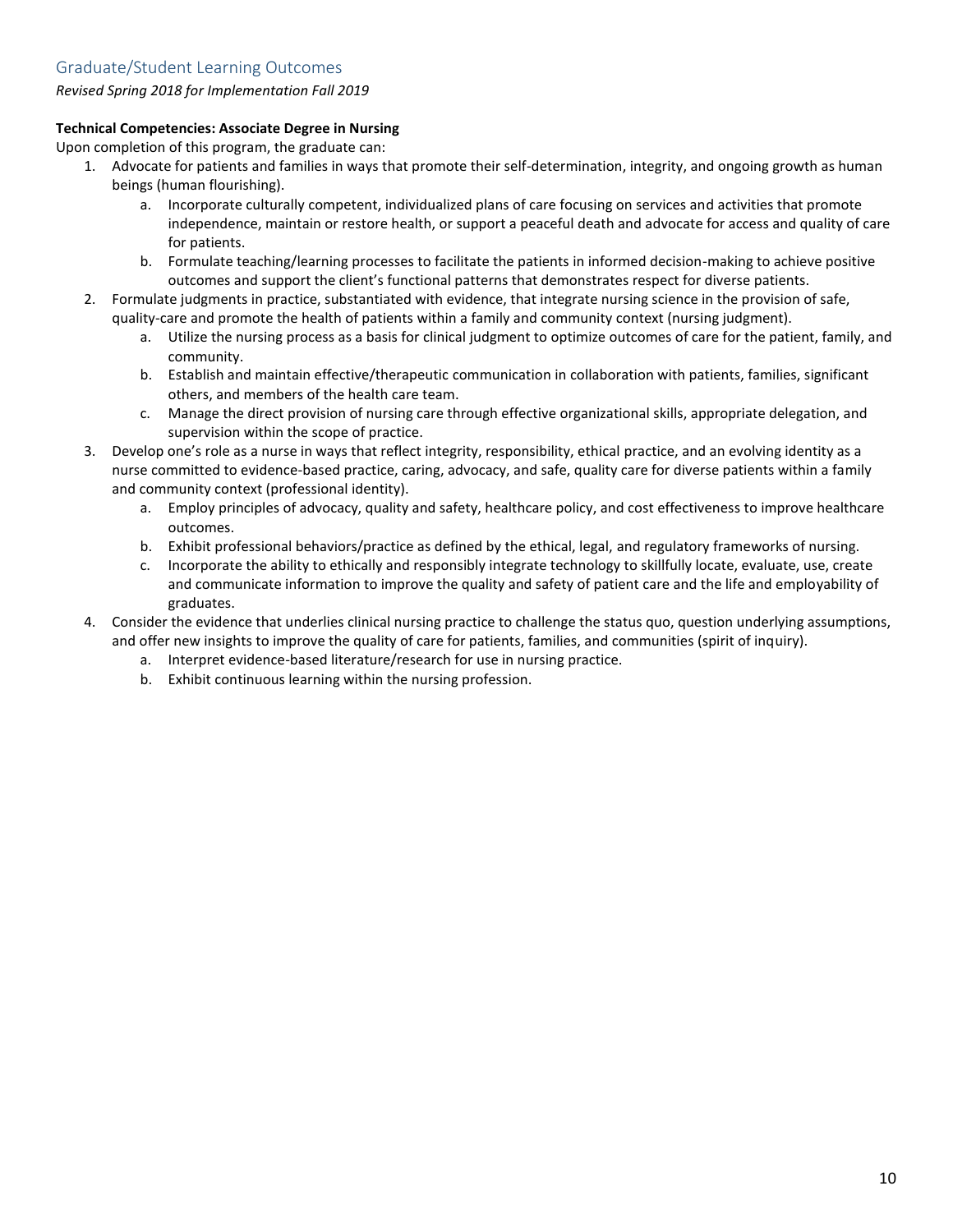## Graduate/Student Learning Outcomes

*Revised Spring 2018 for Implementation Fall 2019*

**Technical Competencies: Associate Degree in Nursing**

Upon completion of this program, the graduate can:

1. Advocate for patients and families in ways that promote their self-determination, integrity, and ongoing growth as human beings (human flourishing).
    a. Incorporate culturally competent, individualized plans of care focusing on services and activities that promote independence, maintain or restore health, or support a peaceful death and advocate for access and quality of care for patients.
    b. Formulate teaching/learning processes to facilitate the patients in informed decision-making to achieve positive outcomes and support the client's functional patterns that demonstrates respect for diverse patients.
2. Formulate judgments in practice, substantiated with evidence, that integrate nursing science in the provision of safe, quality-care and promote the health of patients within a family and community context (nursing judgment).
    a. Utilize the nursing process as a basis for clinical judgment to optimize outcomes of care for the patient, family, and community.
    b. Establish and maintain effective/therapeutic communication in collaboration with patients, families, significant others, and members of the health care team.
    c. Manage the direct provision of nursing care through effective organizational skills, appropriate delegation, and supervision within the scope of practice.
3. Develop one's role as a nurse in ways that reflect integrity, responsibility, ethical practice, and an evolving identity as a nurse committed to evidence-based practice, caring, advocacy, and safe, quality care for diverse patients within a family and community context (professional identity).
    a. Employ principles of advocacy, quality and safety, healthcare policy, and cost effectiveness to improve healthcare outcomes.
    b. Exhibit professional behaviors/practice as defined by the ethical, legal, and regulatory frameworks of nursing.
    c. Incorporate the ability to ethically and responsibly integrate technology to skillfully locate, evaluate, use, create and communicate information to improve the quality and safety of patient care and the life and employability of graduates.
4. Consider the evidence that underlies clinical nursing practice to challenge the status quo, question underlying assumptions, and offer new insights to improve the quality of care for patients, families, and communities (spirit of inquiry).
    a. Interpret evidence-based literature/research for use in nursing practice.
    b. Exhibit continuous learning within the nursing profession.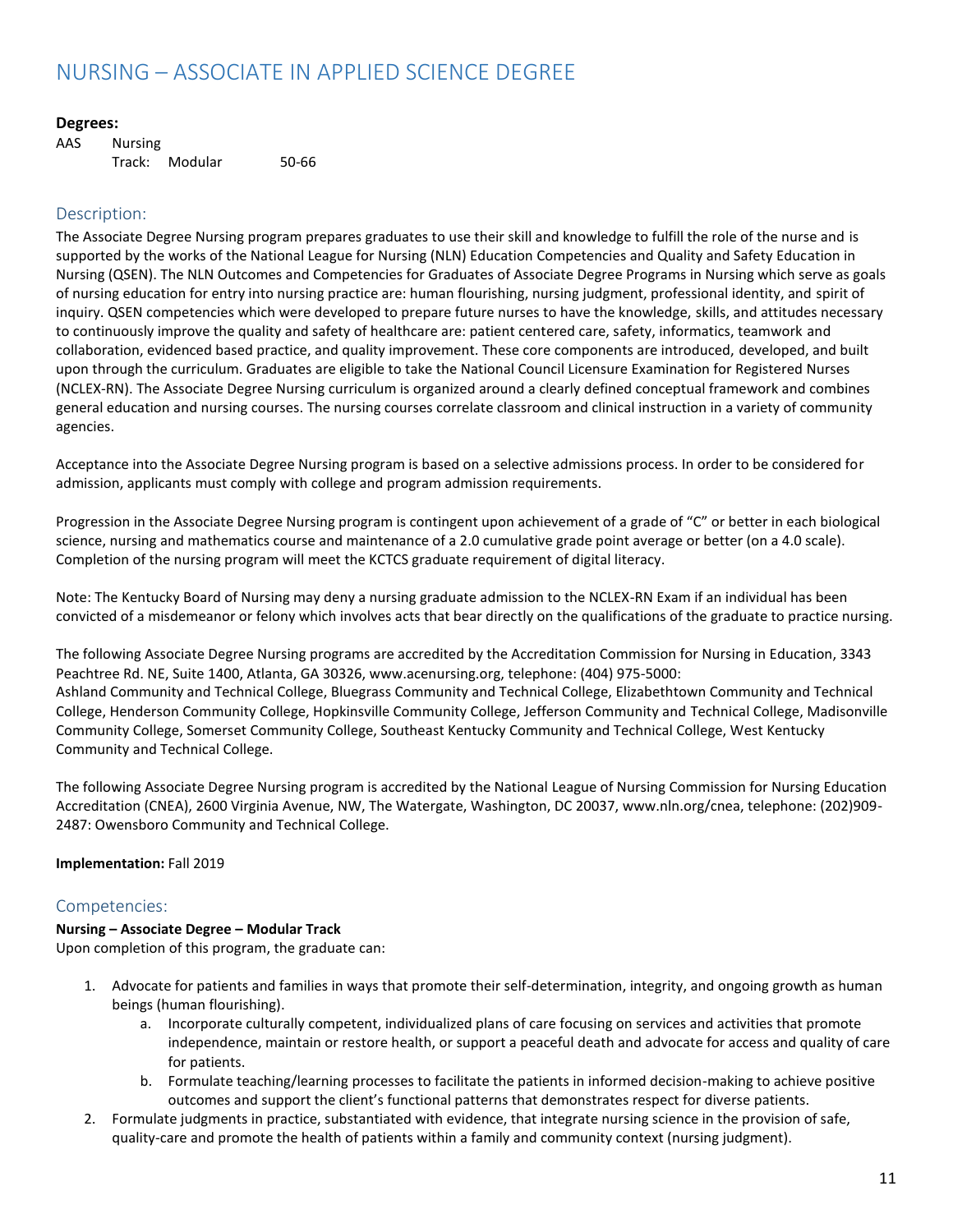# NURSING – ASSOCIATE IN APPLIED SCIENCE DEGREE

**Degrees:**

AAS Nursing
Track: Modular 50-66

## Description:

The Associate Degree Nursing program prepares graduates to use their skill and knowledge to fulfill the role of the nurse and is supported by the works of the National League for Nursing (NLN) Education Competencies and Quality and Safety Education in Nursing (QSEN). The NLN Outcomes and Competencies for Graduates of Associate Degree Programs in Nursing which serve as goals of nursing education for entry into nursing practice are: human flourishing, nursing judgment, professional identity, and spirit of inquiry. QSEN competencies which were developed to prepare future nurses to have the knowledge, skills, and attitudes necessary to continuously improve the quality and safety of healthcare are: patient centered care, safety, informatics, teamwork and collaboration, evidenced based practice, and quality improvement. These core components are introduced, developed, and built upon through the curriculum. Graduates are eligible to take the National Council Licensure Examination for Registered Nurses (NCLEX-RN). The Associate Degree Nursing curriculum is organized around a clearly defined conceptual framework and combines general education and nursing courses. The nursing courses correlate classroom and clinical instruction in a variety of community agencies.

Acceptance into the Associate Degree Nursing program is based on a selective admissions process. In order to be considered for admission, applicants must comply with college and program admission requirements.

Progression in the Associate Degree Nursing program is contingent upon achievement of a grade of "C" or better in each biological science, nursing and mathematics course and maintenance of a 2.0 cumulative grade point average or better (on a 4.0 scale). Completion of the nursing program will meet the KCTCS graduate requirement of digital literacy.

Note: The Kentucky Board of Nursing may deny a nursing graduate admission to the NCLEX-RN Exam if an individual has been convicted of a misdemeanor or felony which involves acts that bear directly on the qualifications of the graduate to practice nursing.

The following Associate Degree Nursing programs are accredited by the Accreditation Commission for Nursing in Education, 3343 Peachtree Rd. NE, Suite 1400, Atlanta, GA 30326, www.acenursing.org, telephone: (404) 975-5000:
Ashland Community and Technical College, Bluegrass Community and Technical College, Elizabethtown Community and Technical College, Henderson Community College, Hopkinsville Community College, Jefferson Community and Technical College, Madisonville Community College, Somerset Community College, Southeast Kentucky Community and Technical College, West Kentucky Community and Technical College.

The following Associate Degree Nursing program is accredited by the National League of Nursing Commission for Nursing Education Accreditation (CNEA), 2600 Virginia Avenue, NW, The Watergate, Washington, DC 20037, www.nln.org/cnea, telephone: (202)909-2487: Owensboro Community and Technical College.

**Implementation:** Fall 2019

## Competencies:

**Nursing – Associate Degree – Modular Track**

Upon completion of this program, the graduate can:

1. Advocate for patients and families in ways that promote their self-determination, integrity, and ongoing growth as human beings (human flourishing).
    a. Incorporate culturally competent, individualized plans of care focusing on services and activities that promote independence, maintain or restore health, or support a peaceful death and advocate for access and quality of care for patients.
    b. Formulate teaching/learning processes to facilitate the patients in informed decision-making to achieve positive outcomes and support the client's functional patterns that demonstrates respect for diverse patients.
2. Formulate judgments in practice, substantiated with evidence, that integrate nursing science in the provision of safe, quality-care and promote the health of patients within a family and community context (nursing judgment).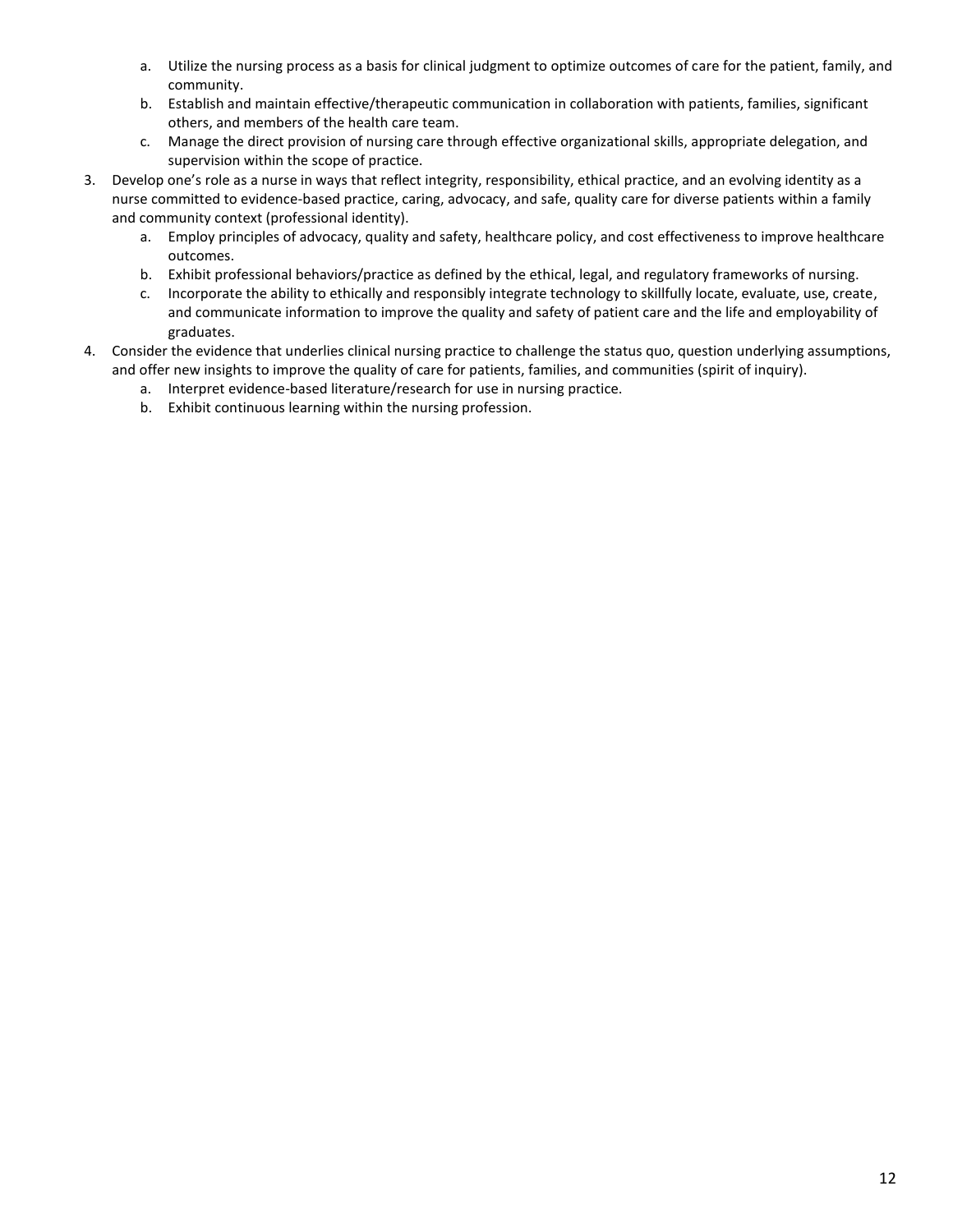a. Utilize the nursing process as a basis for clinical judgment to optimize outcomes of care for the patient, family, and community.
   b. Establish and maintain effective/therapeutic communication in collaboration with patients, families, significant others, and members of the health care team.
   c. Manage the direct provision of nursing care through effective organizational skills, appropriate delegation, and supervision within the scope of practice.

3. Develop one's role as a nurse in ways that reflect integrity, responsibility, ethical practice, and an evolving identity as a nurse committed to evidence-based practice, caring, advocacy, and safe, quality care for diverse patients within a family and community context (professional identity).
   a. Employ principles of advocacy, quality and safety, healthcare policy, and cost effectiveness to improve healthcare outcomes.
   b. Exhibit professional behaviors/practice as defined by the ethical, legal, and regulatory frameworks of nursing.
   c. Incorporate the ability to ethically and responsibly integrate technology to skillfully locate, evaluate, use, create, and communicate information to improve the quality and safety of patient care and the life and employability of graduates.
4. Consider the evidence that underlies clinical nursing practice to challenge the status quo, question underlying assumptions, and offer new insights to improve the quality of care for patients, families, and communities (spirit of inquiry).
   a. Interpret evidence-based literature/research for use in nursing practice.
   b. Exhibit continuous learning within the nursing profession.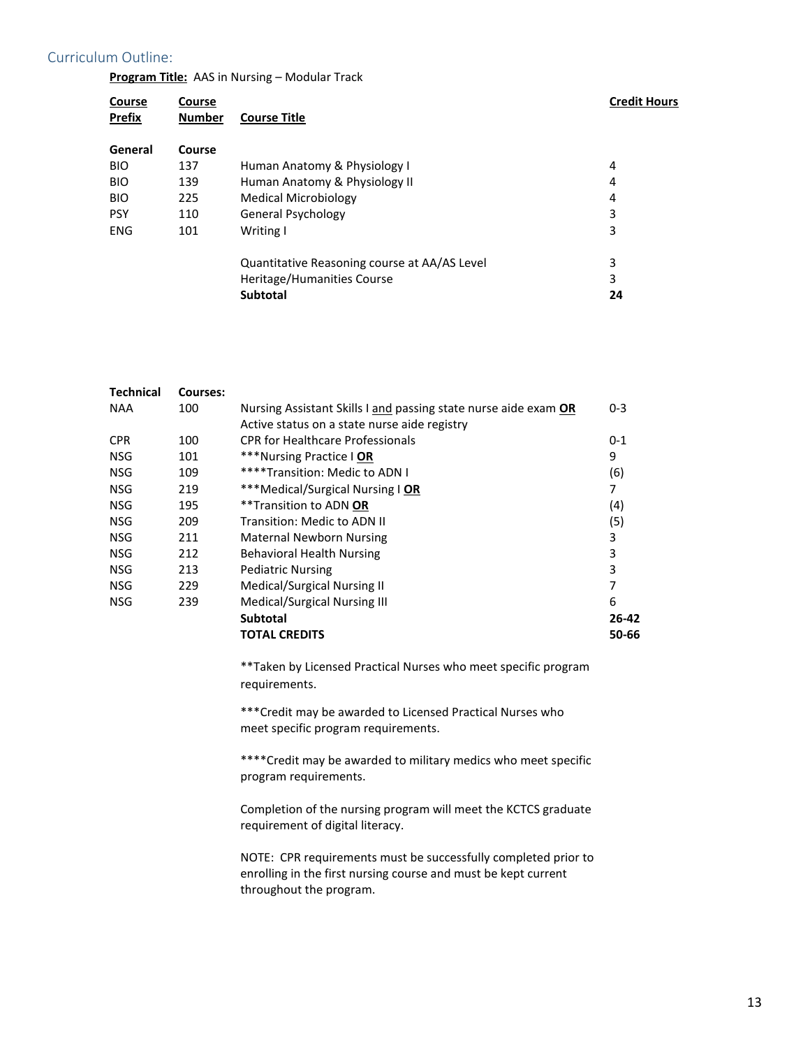## Curriculum Outline:

**Program Title:** AAS in Nursing – Modular Track

| Course Prefix | Course Number | Course Title | Credit Hours |
|---|---|---|---|
| **General** | **Course** | | |
| BIO | 137 | Human Anatomy & Physiology I | 4 |
| BIO | 139 | Human Anatomy & Physiology II | 4 |
| BIO | 225 | Medical Microbiology | 4 |
| PSY | 110 | General Psychology | 3 |
| ENG | 101 | Writing I | 3 |
| | | Quantitative Reasoning course at AA/AS Level | 3 |
| | | Heritage/Humanities Course | 3 |
| | | **Subtotal** | **24** |

| Course Prefix | Course Number | Course Title | Credit Hours |
|---|---|---|---|
| **Technical** | **Courses:** | | |
| NAA | 100 | Nursing Assistant Skills I and passing state nurse aide exam **OR** Active status on a state nurse aide registry | 0-3 |
| CPR | 100 | CPR for Healthcare Professionals | 0-1 |
| NSG | 101 | ***Nursing Practice I **OR** | 9 |
| NSG | 109 | ****Transition: Medic to ADN I | (6) |
| NSG | 219 | ***Medical/Surgical Nursing I **OR** | 7 |
| NSG | 195 | **Transition to ADN **OR** | (4) |
| NSG | 209 | Transition: Medic to ADN II | (5) |
| NSG | 211 | Maternal Newborn Nursing | 3 |
| NSG | 212 | Behavioral Health Nursing | 3 |
| NSG | 213 | Pediatric Nursing | 3 |
| NSG | 229 | Medical/Surgical Nursing II | 7 |
| NSG | 239 | Medical/Surgical Nursing III | 6 |
| | | **Subtotal** | **26-42** |
| | | **TOTAL CREDITS** | **50-66** |

**Taken by Licensed Practical Nurses who meet specific program requirements.

***Credit may be awarded to Licensed Practical Nurses who meet specific program requirements.

****Credit may be awarded to military medics who meet specific program requirements.

Completion of the nursing program will meet the KCTCS graduate requirement of digital literacy.

NOTE: CPR requirements must be successfully completed prior to enrolling in the first nursing course and must be kept current throughout the program.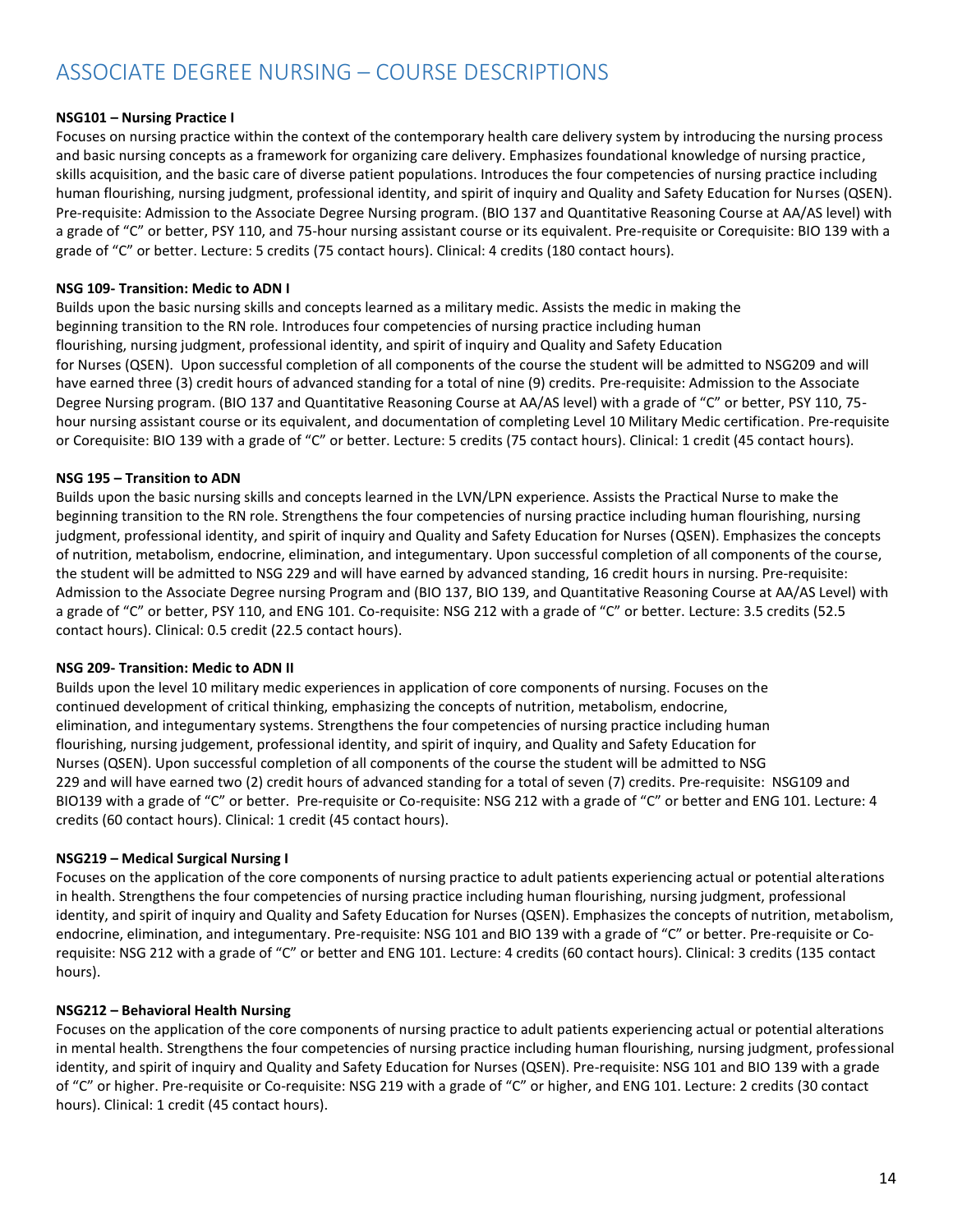# ASSOCIATE DEGREE NURSING – COURSE DESCRIPTIONS

**NSG101 – Nursing Practice I**

Focuses on nursing practice within the context of the contemporary health care delivery system by introducing the nursing process and basic nursing concepts as a framework for organizing care delivery. Emphasizes foundational knowledge of nursing practice, skills acquisition, and the basic care of diverse patient populations. Introduces the four competencies of nursing practice including human flourishing, nursing judgment, professional identity, and spirit of inquiry and Quality and Safety Education for Nurses (QSEN). Pre-requisite: Admission to the Associate Degree Nursing program. (BIO 137 and Quantitative Reasoning Course at AA/AS level) with a grade of "C" or better, PSY 110, and 75-hour nursing assistant course or its equivalent. Pre-requisite or Corequisite: BIO 139 with a grade of "C" or better. Lecture: 5 credits (75 contact hours). Clinical: 4 credits (180 contact hours).

**NSG 109- Transition: Medic to ADN I**

Builds upon the basic nursing skills and concepts learned as a military medic. Assists the medic in making the beginning transition to the RN role. Introduces four competencies of nursing practice including human flourishing, nursing judgment, professional identity, and spirit of inquiry and Quality and Safety Education for Nurses (QSEN). Upon successful completion of all components of the course the student will be admitted to NSG209 and will have earned three (3) credit hours of advanced standing for a total of nine (9) credits. Pre-requisite: Admission to the Associate Degree Nursing program. (BIO 137 and Quantitative Reasoning Course at AA/AS level) with a grade of "C" or better, PSY 110, 75-hour nursing assistant course or its equivalent, and documentation of completing Level 10 Military Medic certification. Pre-requisite or Corequisite: BIO 139 with a grade of "C" or better. Lecture: 5 credits (75 contact hours). Clinical: 1 credit (45 contact hours).

**NSG 195 – Transition to ADN**

Builds upon the basic nursing skills and concepts learned in the LVN/LPN experience. Assists the Practical Nurse to make the beginning transition to the RN role. Strengthens the four competencies of nursing practice including human flourishing, nursing judgment, professional identity, and spirit of inquiry and Quality and Safety Education for Nurses (QSEN). Emphasizes the concepts of nutrition, metabolism, endocrine, elimination, and integumentary. Upon successful completion of all components of the course, the student will be admitted to NSG 229 and will have earned by advanced standing, 16 credit hours in nursing. Pre-requisite: Admission to the Associate Degree nursing Program and (BIO 137, BIO 139, and Quantitative Reasoning Course at AA/AS Level) with a grade of "C" or better, PSY 110, and ENG 101. Co-requisite: NSG 212 with a grade of "C" or better. Lecture: 3.5 credits (52.5 contact hours). Clinical: 0.5 credit (22.5 contact hours).

**NSG 209- Transition: Medic to ADN II**

Builds upon the level 10 military medic experiences in application of core components of nursing. Focuses on the continued development of critical thinking, emphasizing the concepts of nutrition, metabolism, endocrine, elimination, and integumentary systems. Strengthens the four competencies of nursing practice including human flourishing, nursing judgement, professional identity, and spirit of inquiry, and Quality and Safety Education for Nurses (QSEN). Upon successful completion of all components of the course the student will be admitted to NSG 229 and will have earned two (2) credit hours of advanced standing for a total of seven (7) credits. Pre-requisite: NSG109 and BIO139 with a grade of "C" or better. Pre-requisite or Co-requisite: NSG 212 with a grade of "C" or better and ENG 101. Lecture: 4 credits (60 contact hours). Clinical: 1 credit (45 contact hours).

**NSG219 – Medical Surgical Nursing I**

Focuses on the application of the core components of nursing practice to adult patients experiencing actual or potential alterations in health. Strengthens the four competencies of nursing practice including human flourishing, nursing judgment, professional identity, and spirit of inquiry and Quality and Safety Education for Nurses (QSEN). Emphasizes the concepts of nutrition, metabolism, endocrine, elimination, and integumentary. Pre-requisite: NSG 101 and BIO 139 with a grade of "C" or better. Pre-requisite or Co-requisite: NSG 212 with a grade of "C" or better and ENG 101. Lecture: 4 credits (60 contact hours). Clinical: 3 credits (135 contact hours).

**NSG212 – Behavioral Health Nursing**

Focuses on the application of the core components of nursing practice to adult patients experiencing actual or potential alterations in mental health. Strengthens the four competencies of nursing practice including human flourishing, nursing judgment, professional identity, and spirit of inquiry and Quality and Safety Education for Nurses (QSEN). Pre-requisite: NSG 101 and BIO 139 with a grade of "C" or higher. Pre-requisite or Co-requisite: NSG 219 with a grade of "C" or higher, and ENG 101. Lecture: 2 credits (30 contact hours). Clinical: 1 credit (45 contact hours).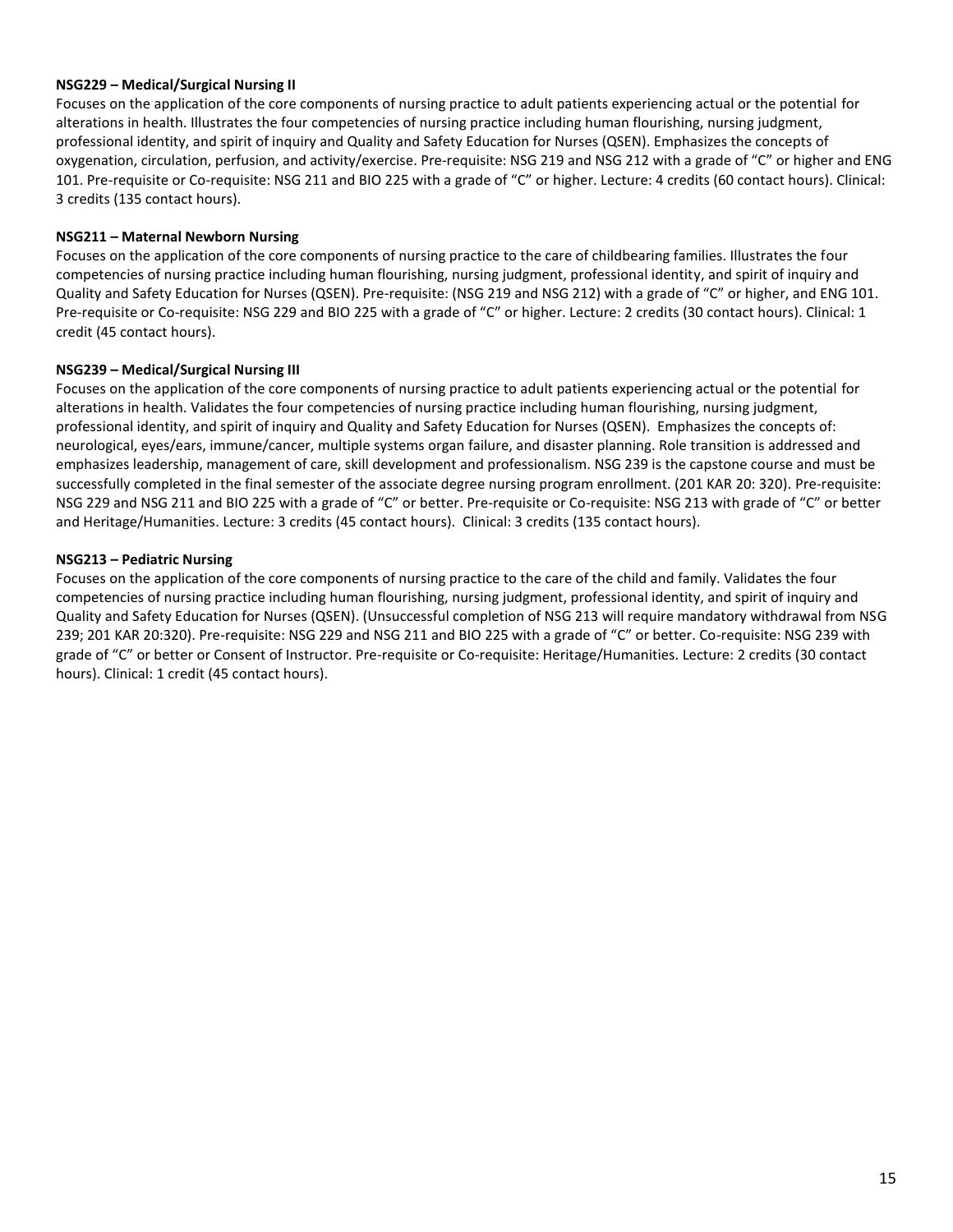**NSG229 – Medical/Surgical Nursing II**

Focuses on the application of the core components of nursing practice to adult patients experiencing actual or the potential for alterations in health. Illustrates the four competencies of nursing practice including human flourishing, nursing judgment, professional identity, and spirit of inquiry and Quality and Safety Education for Nurses (QSEN). Emphasizes the concepts of oxygenation, circulation, perfusion, and activity/exercise. Pre-requisite: NSG 219 and NSG 212 with a grade of "C" or higher and ENG 101. Pre-requisite or Co-requisite: NSG 211 and BIO 225 with a grade of "C" or higher. Lecture: 4 credits (60 contact hours). Clinical: 3 credits (135 contact hours).

**NSG211 – Maternal Newborn Nursing**

Focuses on the application of the core components of nursing practice to the care of childbearing families. Illustrates the four competencies of nursing practice including human flourishing, nursing judgment, professional identity, and spirit of inquiry and Quality and Safety Education for Nurses (QSEN). Pre-requisite: (NSG 219 and NSG 212) with a grade of "C" or higher, and ENG 101. Pre-requisite or Co-requisite: NSG 229 and BIO 225 with a grade of "C" or higher. Lecture: 2 credits (30 contact hours). Clinical: 1 credit (45 contact hours).

**NSG239 – Medical/Surgical Nursing III**

Focuses on the application of the core components of nursing practice to adult patients experiencing actual or the potential for alterations in health. Validates the four competencies of nursing practice including human flourishing, nursing judgment, professional identity, and spirit of inquiry and Quality and Safety Education for Nurses (QSEN). Emphasizes the concepts of: neurological, eyes/ears, immune/cancer, multiple systems organ failure, and disaster planning. Role transition is addressed and emphasizes leadership, management of care, skill development and professionalism. NSG 239 is the capstone course and must be successfully completed in the final semester of the associate degree nursing program enrollment. (201 KAR 20: 320). Pre-requisite: NSG 229 and NSG 211 and BIO 225 with a grade of "C" or better. Pre-requisite or Co-requisite: NSG 213 with grade of "C" or better and Heritage/Humanities. Lecture: 3 credits (45 contact hours). Clinical: 3 credits (135 contact hours).

**NSG213 – Pediatric Nursing**

Focuses on the application of the core components of nursing practice to the care of the child and family. Validates the four competencies of nursing practice including human flourishing, nursing judgment, professional identity, and spirit of inquiry and Quality and Safety Education for Nurses (QSEN). (Unsuccessful completion of NSG 213 will require mandatory withdrawal from NSG 239; 201 KAR 20:320). Pre-requisite: NSG 229 and NSG 211 and BIO 225 with a grade of "C" or better. Co-requisite: NSG 239 with grade of "C" or better or Consent of Instructor. Pre-requisite or Co-requisite: Heritage/Humanities. Lecture: 2 credits (30 contact hours). Clinical: 1 credit (45 contact hours).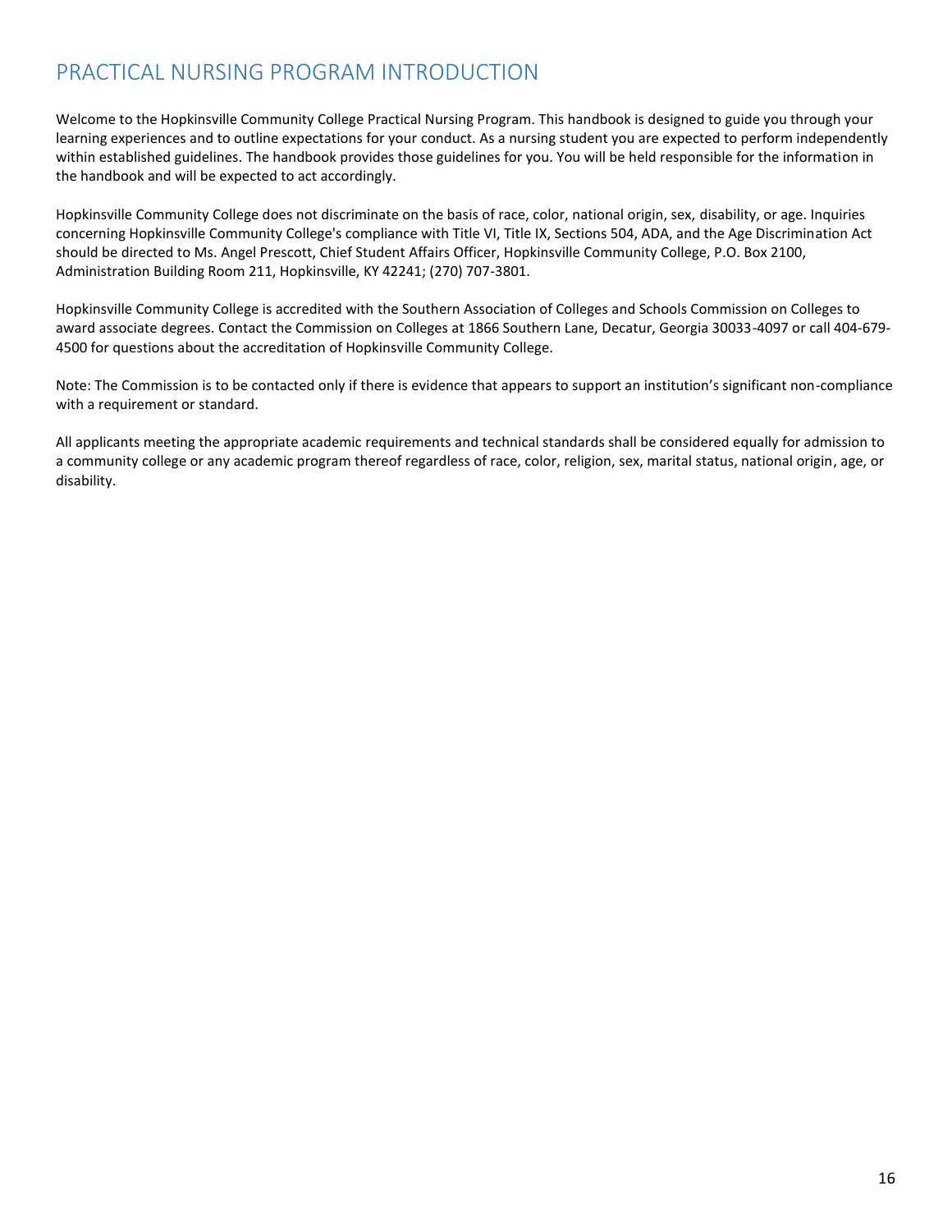# PRACTICAL NURSING PROGRAM INTRODUCTION

Welcome to the Hopkinsville Community College Practical Nursing Program. This handbook is designed to guide you through your learning experiences and to outline expectations for your conduct. As a nursing student you are expected to perform independently within established guidelines. The handbook provides those guidelines for you. You will be held responsible for the information in the handbook and will be expected to act accordingly.

Hopkinsville Community College does not discriminate on the basis of race, color, national origin, sex, disability, or age. Inquiries concerning Hopkinsville Community College's compliance with Title VI, Title IX, Sections 504, ADA, and the Age Discrimination Act should be directed to Ms. Angel Prescott, Chief Student Affairs Officer, Hopkinsville Community College, P.O. Box 2100, Administration Building Room 211, Hopkinsville, KY 42241; (270) 707-3801.

Hopkinsville Community College is accredited with the Southern Association of Colleges and Schools Commission on Colleges to award associate degrees. Contact the Commission on Colleges at 1866 Southern Lane, Decatur, Georgia 30033-4097 or call 404-679-4500 for questions about the accreditation of Hopkinsville Community College.

Note: The Commission is to be contacted only if there is evidence that appears to support an institution's significant non-compliance with a requirement or standard.

All applicants meeting the appropriate academic requirements and technical standards shall be considered equally for admission to a community college or any academic program thereof regardless of race, color, religion, sex, marital status, national origin, age, or disability.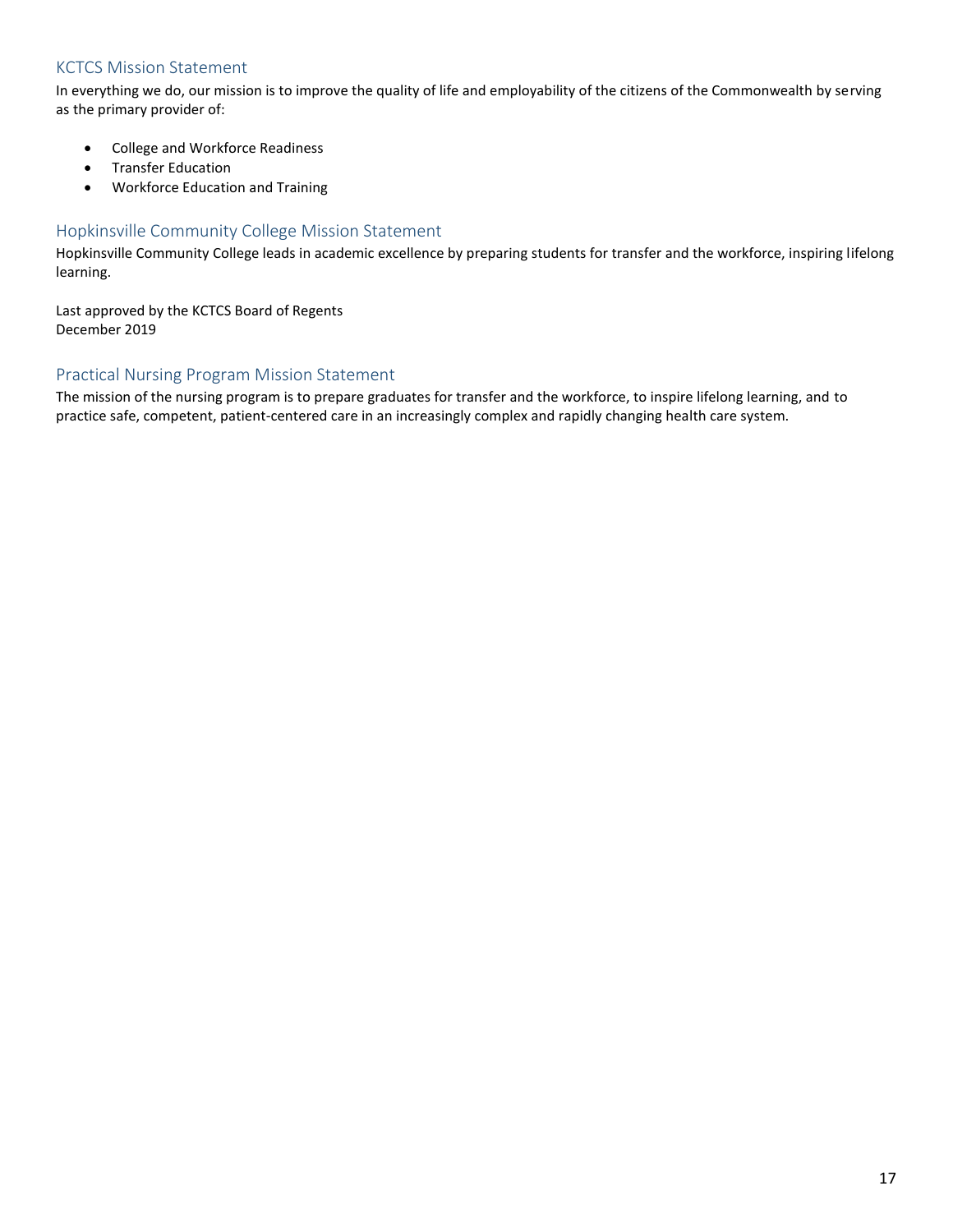## KCTCS Mission Statement

In everything we do, our mission is to improve the quality of life and employability of the citizens of the Commonwealth by serving as the primary provider of:

- College and Workforce Readiness
- Transfer Education
- Workforce Education and Training

## Hopkinsville Community College Mission Statement

Hopkinsville Community College leads in academic excellence by preparing students for transfer and the workforce, inspiring lifelong learning.

Last approved by the KCTCS Board of Regents
December 2019

## Practical Nursing Program Mission Statement

The mission of the nursing program is to prepare graduates for transfer and the workforce, to inspire lifelong learning, and to practice safe, competent, patient-centered care in an increasingly complex and rapidly changing health care system.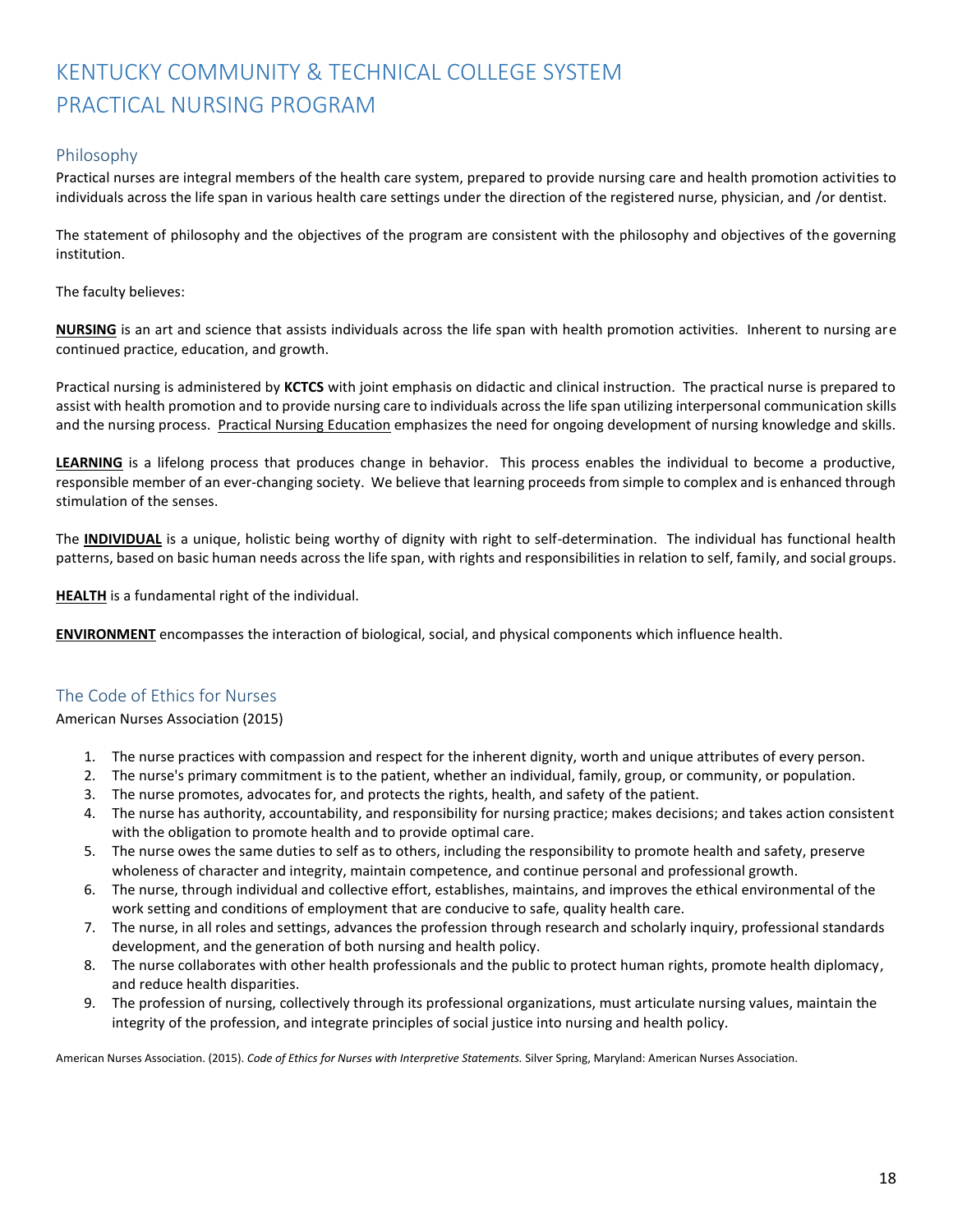# KENTUCKY COMMUNITY & TECHNICAL COLLEGE SYSTEM PRACTICAL NURSING PROGRAM

## Philosophy

Practical nurses are integral members of the health care system, prepared to provide nursing care and health promotion activities to individuals across the life span in various health care settings under the direction of the registered nurse, physician, and /or dentist.

The statement of philosophy and the objectives of the program are consistent with the philosophy and objectives of the governing institution.

The faculty believes:

**NURSING** is an art and science that assists individuals across the life span with health promotion activities. Inherent to nursing are continued practice, education, and growth.

Practical nursing is administered by **KCTCS** with joint emphasis on didactic and clinical instruction. The practical nurse is prepared to assist with health promotion and to provide nursing care to individuals across the life span utilizing interpersonal communication skills and the nursing process. Practical Nursing Education emphasizes the need for ongoing development of nursing knowledge and skills.

**LEARNING** is a lifelong process that produces change in behavior. This process enables the individual to become a productive, responsible member of an ever-changing society. We believe that learning proceeds from simple to complex and is enhanced through stimulation of the senses.

The **INDIVIDUAL** is a unique, holistic being worthy of dignity with right to self-determination. The individual has functional health patterns, based on basic human needs across the life span, with rights and responsibilities in relation to self, family, and social groups.

**HEALTH** is a fundamental right of the individual.

**ENVIRONMENT** encompasses the interaction of biological, social, and physical components which influence health.

## The Code of Ethics for Nurses

American Nurses Association (2015)

1. The nurse practices with compassion and respect for the inherent dignity, worth and unique attributes of every person.
2. The nurse's primary commitment is to the patient, whether an individual, family, group, or community, or population.
3. The nurse promotes, advocates for, and protects the rights, health, and safety of the patient.
4. The nurse has authority, accountability, and responsibility for nursing practice; makes decisions; and takes action consistent with the obligation to promote health and to provide optimal care.
5. The nurse owes the same duties to self as to others, including the responsibility to promote health and safety, preserve wholeness of character and integrity, maintain competence, and continue personal and professional growth.
6. The nurse, through individual and collective effort, establishes, maintains, and improves the ethical environmental of the work setting and conditions of employment that are conducive to safe, quality health care.
7. The nurse, in all roles and settings, advances the profession through research and scholarly inquiry, professional standards development, and the generation of both nursing and health policy.
8. The nurse collaborates with other health professionals and the public to protect human rights, promote health diplomacy, and reduce health disparities.
9. The profession of nursing, collectively through its professional organizations, must articulate nursing values, maintain the integrity of the profession, and integrate principles of social justice into nursing and health policy.

American Nurses Association. (2015). *Code of Ethics for Nurses with Interpretive Statements.* Silver Spring, Maryland: American Nurses Association.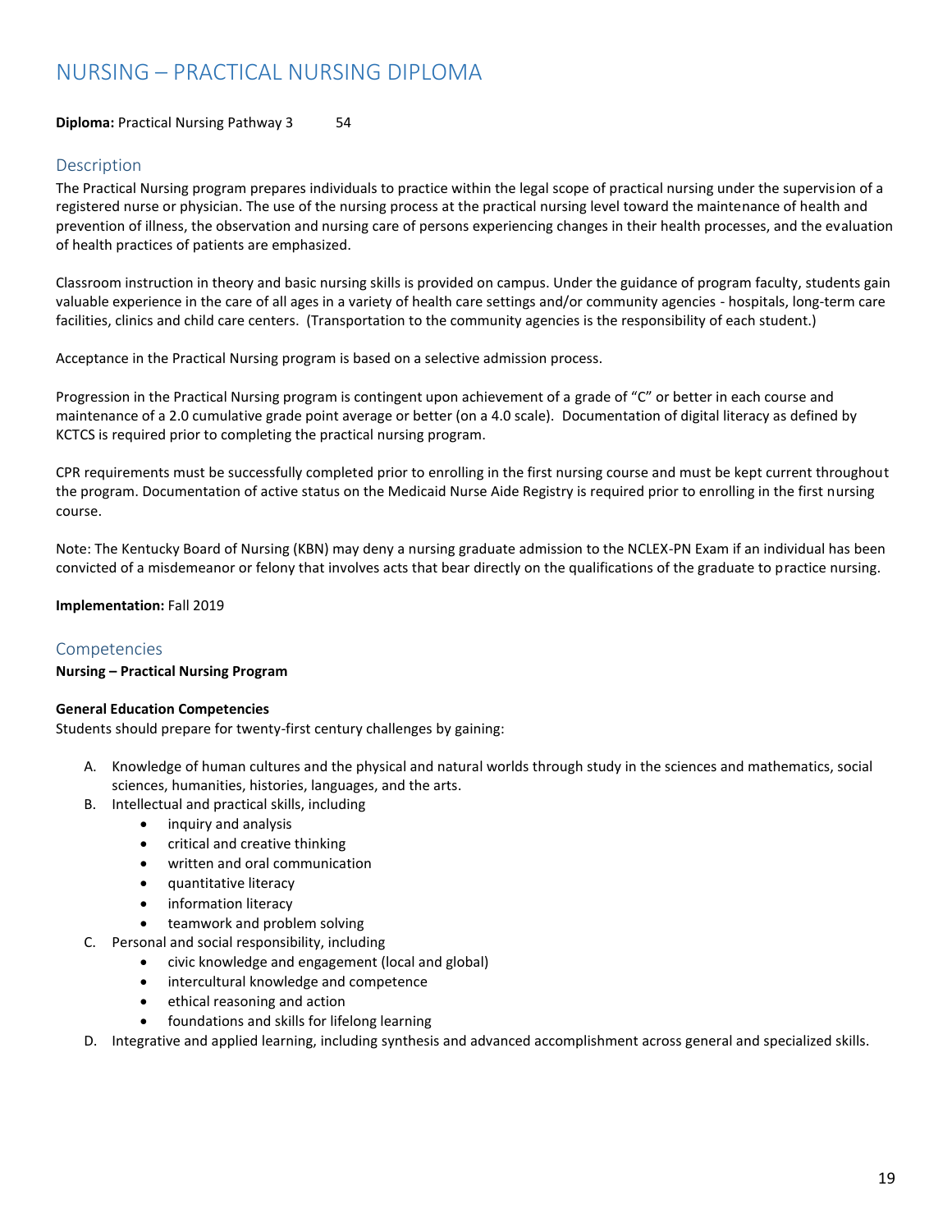# NURSING – PRACTICAL NURSING DIPLOMA

**Diploma:** Practical Nursing Pathway 3 54

## Description

The Practical Nursing program prepares individuals to practice within the legal scope of practical nursing under the supervision of a registered nurse or physician. The use of the nursing process at the practical nursing level toward the maintenance of health and prevention of illness, the observation and nursing care of persons experiencing changes in their health processes, and the evaluation of health practices of patients are emphasized.

Classroom instruction in theory and basic nursing skills is provided on campus. Under the guidance of program faculty, students gain valuable experience in the care of all ages in a variety of health care settings and/or community agencies - hospitals, long-term care facilities, clinics and child care centers. (Transportation to the community agencies is the responsibility of each student.)

Acceptance in the Practical Nursing program is based on a selective admission process.

Progression in the Practical Nursing program is contingent upon achievement of a grade of "C" or better in each course and maintenance of a 2.0 cumulative grade point average or better (on a 4.0 scale). Documentation of digital literacy as defined by KCTCS is required prior to completing the practical nursing program.

CPR requirements must be successfully completed prior to enrolling in the first nursing course and must be kept current throughout the program. Documentation of active status on the Medicaid Nurse Aide Registry is required prior to enrolling in the first nursing course.

Note: The Kentucky Board of Nursing (KBN) may deny a nursing graduate admission to the NCLEX-PN Exam if an individual has been convicted of a misdemeanor or felony that involves acts that bear directly on the qualifications of the graduate to practice nursing.

**Implementation:** Fall 2019

## Competencies

**Nursing – Practical Nursing Program**

**General Education Competencies**

Students should prepare for twenty-first century challenges by gaining:

A. Knowledge of human cultures and the physical and natural worlds through study in the sciences and mathematics, social sciences, humanities, histories, languages, and the arts.
B. Intellectual and practical skills, including
    - inquiry and analysis
    - critical and creative thinking
    - written and oral communication
    - quantitative literacy
    - information literacy
    - teamwork and problem solving
C. Personal and social responsibility, including
    - civic knowledge and engagement (local and global)
    - intercultural knowledge and competence
    - ethical reasoning and action
    - foundations and skills for lifelong learning
D. Integrative and applied learning, including synthesis and advanced accomplishment across general and specialized skills.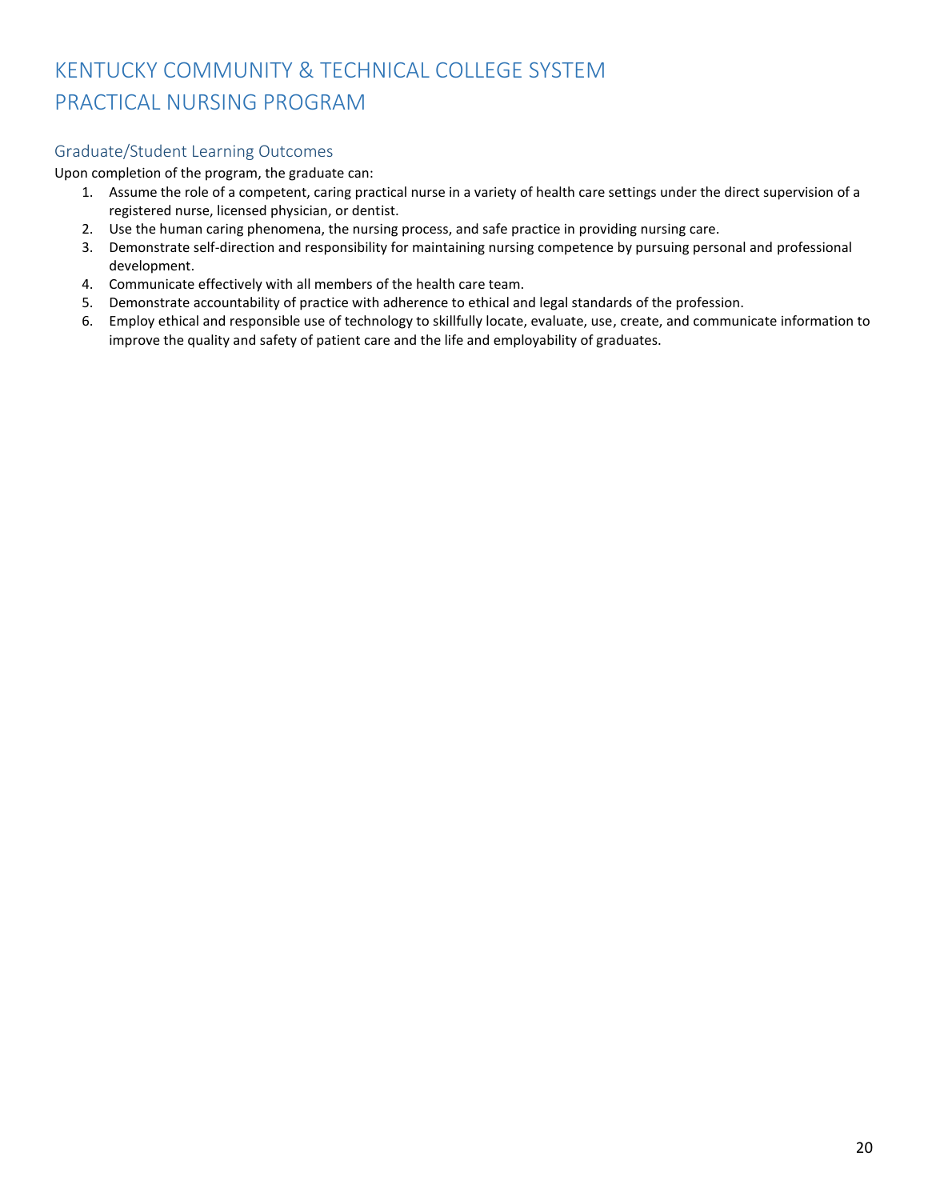# KENTUCKY COMMUNITY & TECHNICAL COLLEGE SYSTEM
# PRACTICAL NURSING PROGRAM

## Graduate/Student Learning Outcomes

Upon completion of the program, the graduate can:

1. Assume the role of a competent, caring practical nurse in a variety of health care settings under the direct supervision of a registered nurse, licensed physician, or dentist.
2. Use the human caring phenomena, the nursing process, and safe practice in providing nursing care.
3. Demonstrate self-direction and responsibility for maintaining nursing competence by pursuing personal and professional development.
4. Communicate effectively with all members of the health care team.
5. Demonstrate accountability of practice with adherence to ethical and legal standards of the profession.
6. Employ ethical and responsible use of technology to skillfully locate, evaluate, use, create, and communicate information to improve the quality and safety of patient care and the life and employability of graduates.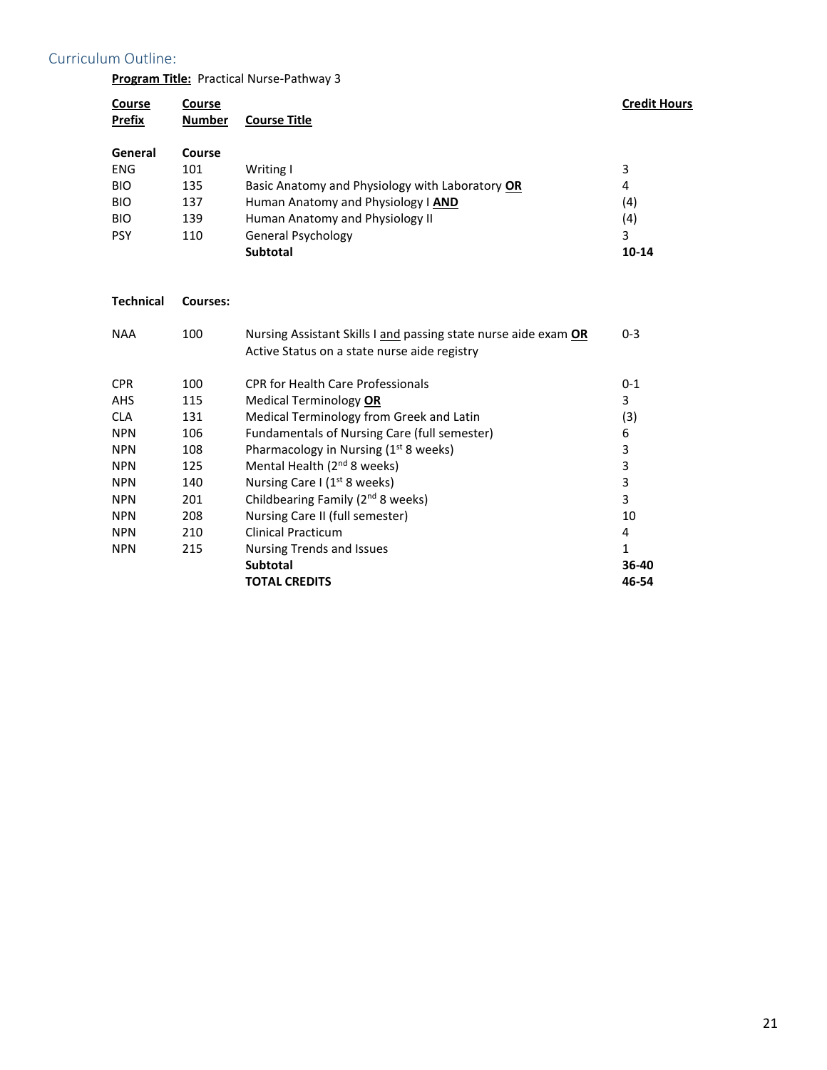## Curriculum Outline:

**Program Title:** Practical Nurse-Pathway 3

| Course Prefix | Course Number | Course Title | Credit Hours |
|---|---|---|---|
| **General** | **Course** | | |
| ENG | 101 | Writing I | 3 |
| BIO | 135 | Basic Anatomy and Physiology with Laboratory **OR** | 4 |
| BIO | 137 | Human Anatomy and Physiology I **AND** | (4) |
| BIO | 139 | Human Anatomy and Physiology II | (4) |
| PSY | 110 | General Psychology | 3 |
| | | **Subtotal** | **10-14** |
| **Technical** | **Courses:** | | |
| NAA | 100 | Nursing Assistant Skills I and passing state nurse aide exam **OR** Active Status on a state nurse aide registry | 0-3 |
| CPR | 100 | CPR for Health Care Professionals | 0-1 |
| AHS | 115 | Medical Terminology **OR** | 3 |
| CLA | 131 | Medical Terminology from Greek and Latin | (3) |
| NPN | 106 | Fundamentals of Nursing Care (full semester) | 6 |
| NPN | 108 | Pharmacology in Nursing (1st 8 weeks) | 3 |
| NPN | 125 | Mental Health (2nd 8 weeks) | 3 |
| NPN | 140 | Nursing Care I (1st 8 weeks) | 3 |
| NPN | 201 | Childbearing Family (2nd 8 weeks) | 3 |
| NPN | 208 | Nursing Care II (full semester) | 10 |
| NPN | 210 | Clinical Practicum | 4 |
| NPN | 215 | Nursing Trends and Issues | 1 |
| | | **Subtotal** | **36-40** |
| | | **TOTAL CREDITS** | **46-54** |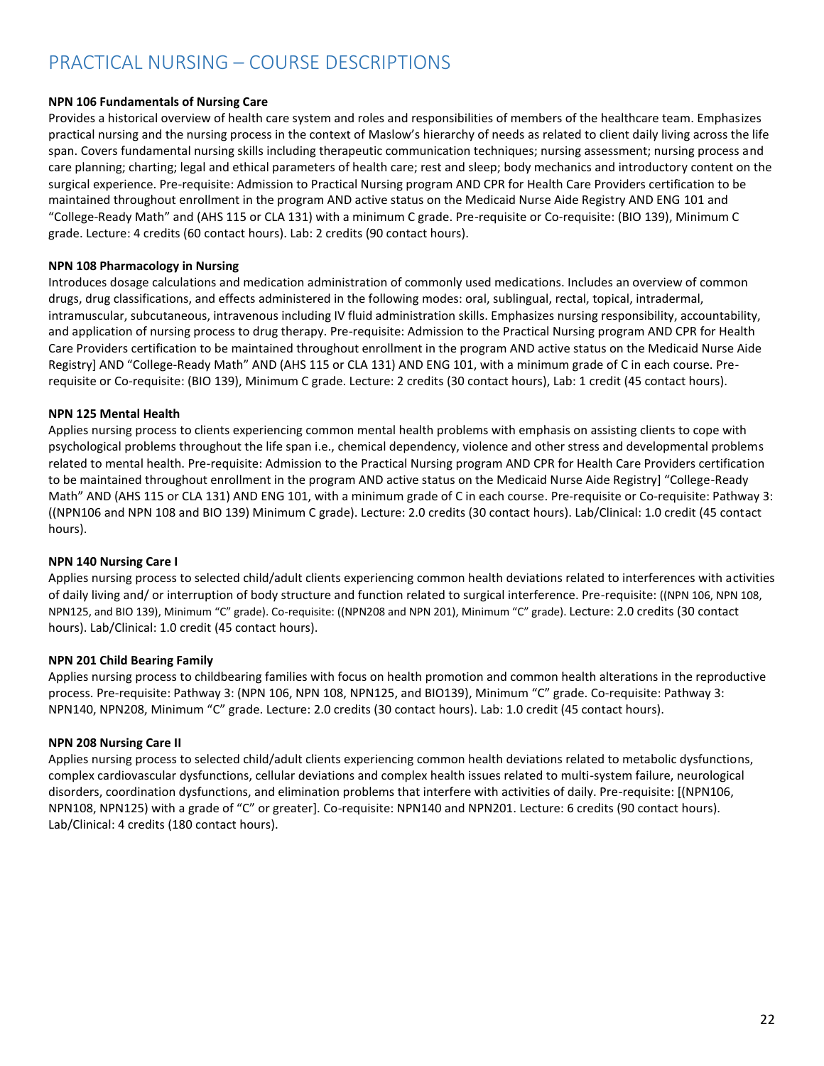# PRACTICAL NURSING – COURSE DESCRIPTIONS

**NPN 106 Fundamentals of Nursing Care**

Provides a historical overview of health care system and roles and responsibilities of members of the healthcare team. Emphasizes practical nursing and the nursing process in the context of Maslow's hierarchy of needs as related to client daily living across the life span. Covers fundamental nursing skills including therapeutic communication techniques; nursing assessment; nursing process and care planning; charting; legal and ethical parameters of health care; rest and sleep; body mechanics and introductory content on the surgical experience. Pre-requisite: Admission to Practical Nursing program AND CPR for Health Care Providers certification to be maintained throughout enrollment in the program AND active status on the Medicaid Nurse Aide Registry AND ENG 101 and "College-Ready Math" and (AHS 115 or CLA 131) with a minimum C grade. Pre-requisite or Co-requisite: (BIO 139), Minimum C grade. Lecture: 4 credits (60 contact hours). Lab: 2 credits (90 contact hours).

**NPN 108 Pharmacology in Nursing**

Introduces dosage calculations and medication administration of commonly used medications. Includes an overview of common drugs, drug classifications, and effects administered in the following modes: oral, sublingual, rectal, topical, intradermal, intramuscular, subcutaneous, intravenous including IV fluid administration skills. Emphasizes nursing responsibility, accountability, and application of nursing process to drug therapy. Pre-requisite: Admission to the Practical Nursing program AND CPR for Health Care Providers certification to be maintained throughout enrollment in the program AND active status on the Medicaid Nurse Aide Registry] AND "College-Ready Math" AND (AHS 115 or CLA 131) AND ENG 101, with a minimum grade of C in each course. Pre-requisite or Co-requisite: (BIO 139), Minimum C grade. Lecture: 2 credits (30 contact hours), Lab: 1 credit (45 contact hours).

**NPN 125 Mental Health**

Applies nursing process to clients experiencing common mental health problems with emphasis on assisting clients to cope with psychological problems throughout the life span i.e., chemical dependency, violence and other stress and developmental problems related to mental health. Pre-requisite: Admission to the Practical Nursing program AND CPR for Health Care Providers certification to be maintained throughout enrollment in the program AND active status on the Medicaid Nurse Aide Registry] "College-Ready Math" AND (AHS 115 or CLA 131) AND ENG 101, with a minimum grade of C in each course. Pre-requisite or Co-requisite: Pathway 3: ((NPN106 and NPN 108 and BIO 139) Minimum C grade). Lecture: 2.0 credits (30 contact hours). Lab/Clinical: 1.0 credit (45 contact hours).

**NPN 140 Nursing Care I**

Applies nursing process to selected child/adult clients experiencing common health deviations related to interferences with activities of daily living and/ or interruption of body structure and function related to surgical interference. Pre-requisite: ((NPN 106, NPN 108, NPN125, and BIO 139), Minimum "C" grade). Co-requisite: ((NPN208 and NPN 201), Minimum "C" grade). Lecture: 2.0 credits (30 contact hours). Lab/Clinical: 1.0 credit (45 contact hours).

**NPN 201 Child Bearing Family**

Applies nursing process to childbearing families with focus on health promotion and common health alterations in the reproductive process. Pre-requisite: Pathway 3: (NPN 106, NPN 108, NPN125, and BIO139), Minimum "C" grade. Co-requisite: Pathway 3: NPN140, NPN208, Minimum "C" grade. Lecture: 2.0 credits (30 contact hours). Lab: 1.0 credit (45 contact hours).

**NPN 208 Nursing Care II**

Applies nursing process to selected child/adult clients experiencing common health deviations related to metabolic dysfunctions, complex cardiovascular dysfunctions, cellular deviations and complex health issues related to multi-system failure, neurological disorders, coordination dysfunctions, and elimination problems that interfere with activities of daily. Pre-requisite: [(NPN106, NPN108, NPN125) with a grade of "C" or greater]. Co-requisite: NPN140 and NPN201. Lecture: 6 credits (90 contact hours). Lab/Clinical: 4 credits (180 contact hours).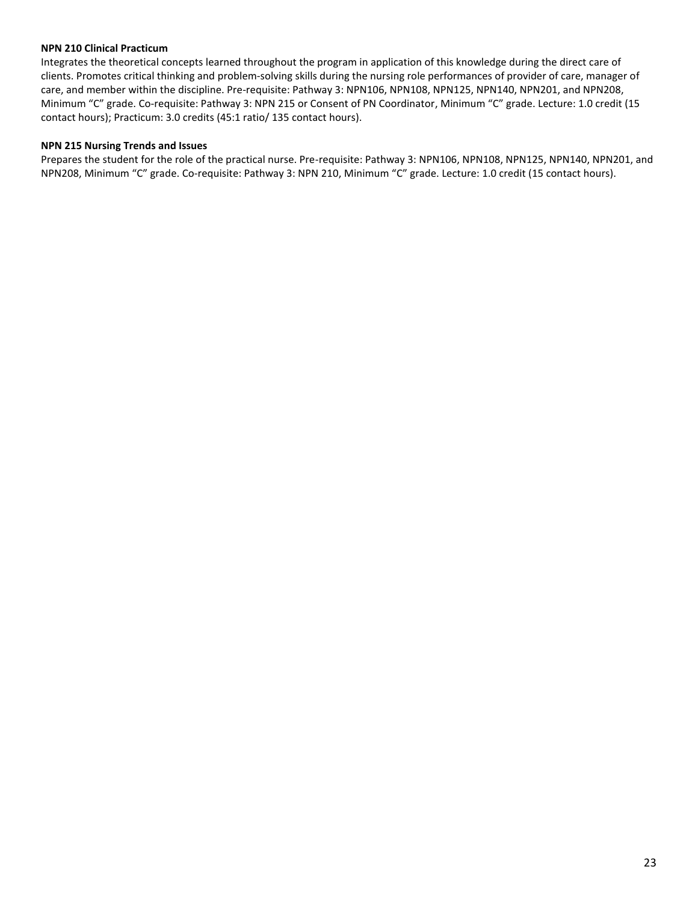**NPN 210 Clinical Practicum**

Integrates the theoretical concepts learned throughout the program in application of this knowledge during the direct care of clients. Promotes critical thinking and problem-solving skills during the nursing role performances of provider of care, manager of care, and member within the discipline. Pre-requisite: Pathway 3: NPN106, NPN108, NPN125, NPN140, NPN201, and NPN208, Minimum “C” grade. Co-requisite: Pathway 3: NPN 215 or Consent of PN Coordinator, Minimum “C” grade. Lecture: 1.0 credit (15 contact hours); Practicum: 3.0 credits (45:1 ratio/ 135 contact hours).

**NPN 215 Nursing Trends and Issues**

Prepares the student for the role of the practical nurse. Pre-requisite: Pathway 3: NPN106, NPN108, NPN125, NPN140, NPN201, and NPN208, Minimum “C” grade. Co-requisite: Pathway 3: NPN 210, Minimum “C” grade. Lecture: 1.0 credit (15 contact hours).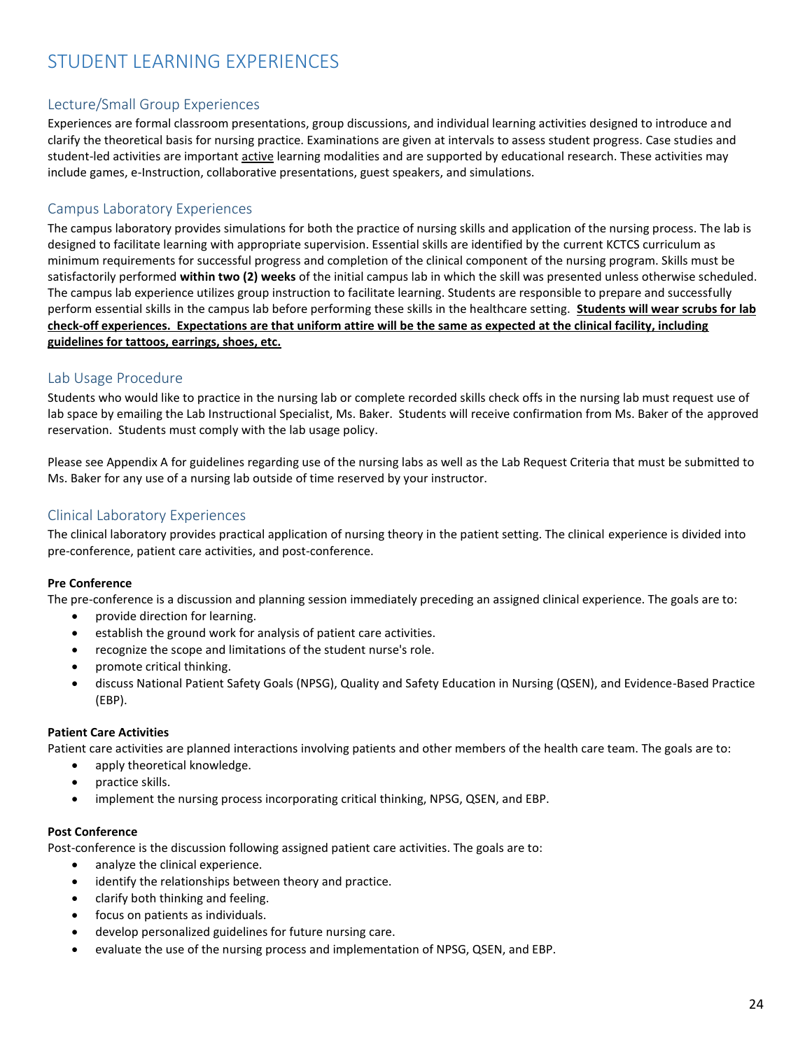# STUDENT LEARNING EXPERIENCES

## Lecture/Small Group Experiences

Experiences are formal classroom presentations, group discussions, and individual learning activities designed to introduce and clarify the theoretical basis for nursing practice. Examinations are given at intervals to assess student progress. Case studies and student-led activities are important active learning modalities and are supported by educational research. These activities may include games, e-Instruction, collaborative presentations, guest speakers, and simulations.

## Campus Laboratory Experiences

The campus laboratory provides simulations for both the practice of nursing skills and application of the nursing process. The lab is designed to facilitate learning with appropriate supervision. Essential skills are identified by the current KCTCS curriculum as minimum requirements for successful progress and completion of the clinical component of the nursing program. Skills must be satisfactorily performed **within two (2) weeks** of the initial campus lab in which the skill was presented unless otherwise scheduled. The campus lab experience utilizes group instruction to facilitate learning. Students are responsible to prepare and successfully perform essential skills in the campus lab before performing these skills in the healthcare setting. **Students will wear scrubs for lab check-off experiences. Expectations are that uniform attire will be the same as expected at the clinical facility, including guidelines for tattoos, earrings, shoes, etc.**

## Lab Usage Procedure

Students who would like to practice in the nursing lab or complete recorded skills check offs in the nursing lab must request use of lab space by emailing the Lab Instructional Specialist, Ms. Baker. Students will receive confirmation from Ms. Baker of the approved reservation. Students must comply with the lab usage policy.

Please see Appendix A for guidelines regarding use of the nursing labs as well as the Lab Request Criteria that must be submitted to Ms. Baker for any use of a nursing lab outside of time reserved by your instructor.

## Clinical Laboratory Experiences

The clinical laboratory provides practical application of nursing theory in the patient setting. The clinical experience is divided into pre-conference, patient care activities, and post-conference.

**Pre Conference**

The pre-conference is a discussion and planning session immediately preceding an assigned clinical experience. The goals are to:

- provide direction for learning.
- establish the ground work for analysis of patient care activities.
- recognize the scope and limitations of the student nurse's role.
- promote critical thinking.
- discuss National Patient Safety Goals (NPSG), Quality and Safety Education in Nursing (QSEN), and Evidence-Based Practice (EBP).

**Patient Care Activities**

Patient care activities are planned interactions involving patients and other members of the health care team. The goals are to:

- apply theoretical knowledge.
- practice skills.
- implement the nursing process incorporating critical thinking, NPSG, QSEN, and EBP.

**Post Conference**

Post-conference is the discussion following assigned patient care activities. The goals are to:

- analyze the clinical experience.
- identify the relationships between theory and practice.
- clarify both thinking and feeling.
- focus on patients as individuals.
- develop personalized guidelines for future nursing care.
- evaluate the use of the nursing process and implementation of NPSG, QSEN, and EBP.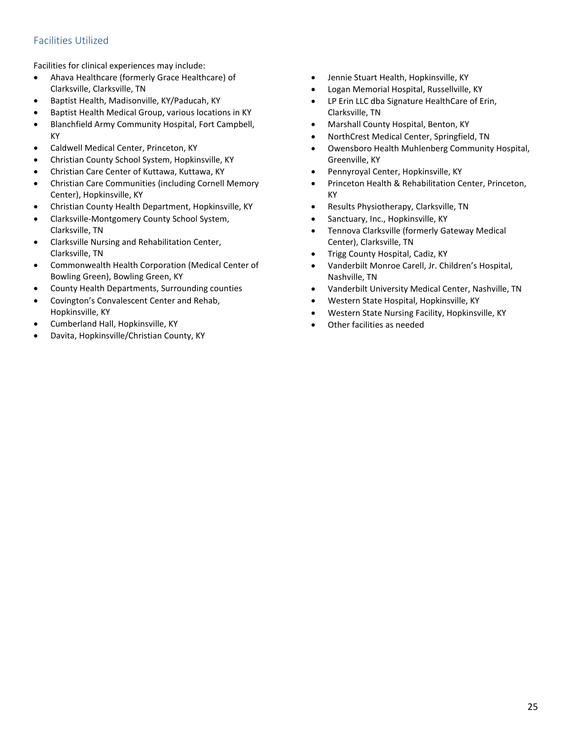## Facilities Utilized

Facilities for clinical experiences may include:

- Ahava Healthcare (formerly Grace Healthcare) of Clarksville, Clarksville, TN
- Baptist Health, Madisonville, KY/Paducah, KY
- Baptist Health Medical Group, various locations in KY
- Blanchfield Army Community Hospital, Fort Campbell, KY
- Caldwell Medical Center, Princeton, KY
- Christian County School System, Hopkinsville, KY
- Christian Care Center of Kuttawa, Kuttawa, KY
- Christian Care Communities (including Cornell Memory Center), Hopkinsville, KY
- Christian County Health Department, Hopkinsville, KY
- Clarksville-Montgomery County School System, Clarksville, TN
- Clarksville Nursing and Rehabilitation Center, Clarksville, TN
- Commonwealth Health Corporation (Medical Center of Bowling Green), Bowling Green, KY
- County Health Departments, Surrounding counties
- Covington's Convalescent Center and Rehab, Hopkinsville, KY
- Cumberland Hall, Hopkinsville, KY
- Davita, Hopkinsville/Christian County, KY
- Jennie Stuart Health, Hopkinsville, KY
- Logan Memorial Hospital, Russellville, KY
- LP Erin LLC dba Signature HealthCare of Erin, Clarksville, TN
- Marshall County Hospital, Benton, KY
- NorthCrest Medical Center, Springfield, TN
- Owensboro Health Muhlenberg Community Hospital, Greenville, KY
- Pennyroyal Center, Hopkinsville, KY
- Princeton Health & Rehabilitation Center, Princeton, KY
- Results Physiotherapy, Clarksville, TN
- Sanctuary, Inc., Hopkinsville, KY
- Tennova Clarksville (formerly Gateway Medical Center), Clarksville, TN
- Trigg County Hospital, Cadiz, KY
- Vanderbilt Monroe Carell, Jr. Children's Hospital, Nashville, TN
- Vanderbilt University Medical Center, Nashville, TN
- Western State Hospital, Hopkinsville, KY
- Western State Nursing Facility, Hopkinsville, KY
- Other facilities as needed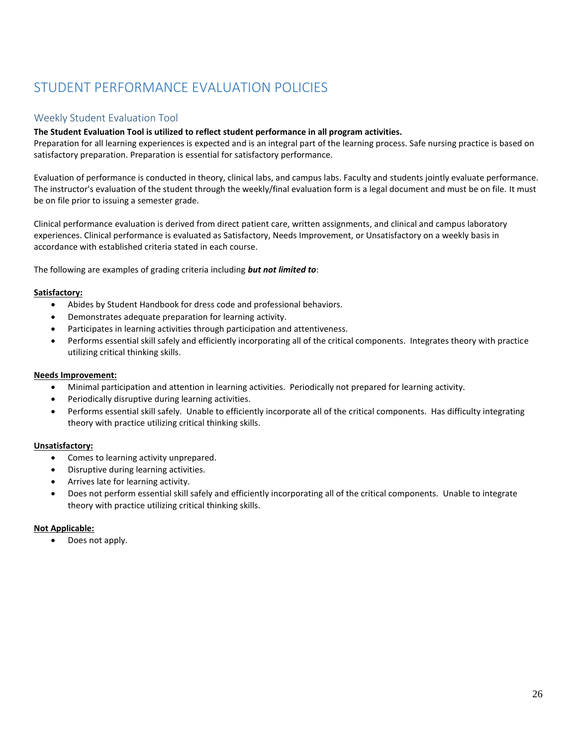# STUDENT PERFORMANCE EVALUATION POLICIES

## Weekly Student Evaluation Tool

**The Student Evaluation Tool is utilized to reflect student performance in all program activities.**
Preparation for all learning experiences is expected and is an integral part of the learning process. Safe nursing practice is based on satisfactory preparation. Preparation is essential for satisfactory performance.

Evaluation of performance is conducted in theory, clinical labs, and campus labs. Faculty and students jointly evaluate performance. The instructor's evaluation of the student through the weekly/final evaluation form is a legal document and must be on file. It must be on file prior to issuing a semester grade.

Clinical performance evaluation is derived from direct patient care, written assignments, and clinical and campus laboratory experiences. Clinical performance is evaluated as Satisfactory, Needs Improvement, or Unsatisfactory on a weekly basis in accordance with established criteria stated in each course.

The following are examples of grading criteria including ***but not limited to***:

**Satisfactory:**

- Abides by Student Handbook for dress code and professional behaviors.
- Demonstrates adequate preparation for learning activity.
- Participates in learning activities through participation and attentiveness.
- Performs essential skill safely and efficiently incorporating all of the critical components. Integrates theory with practice utilizing critical thinking skills.

**Needs Improvement:**

- Minimal participation and attention in learning activities. Periodically not prepared for learning activity.
- Periodically disruptive during learning activities.
- Performs essential skill safely. Unable to efficiently incorporate all of the critical components. Has difficulty integrating theory with practice utilizing critical thinking skills.

**Unsatisfactory:**

- Comes to learning activity unprepared.
- Disruptive during learning activities.
- Arrives late for learning activity.
- Does not perform essential skill safely and efficiently incorporating all of the critical components. Unable to integrate theory with practice utilizing critical thinking skills.

**Not Applicable:**

- Does not apply.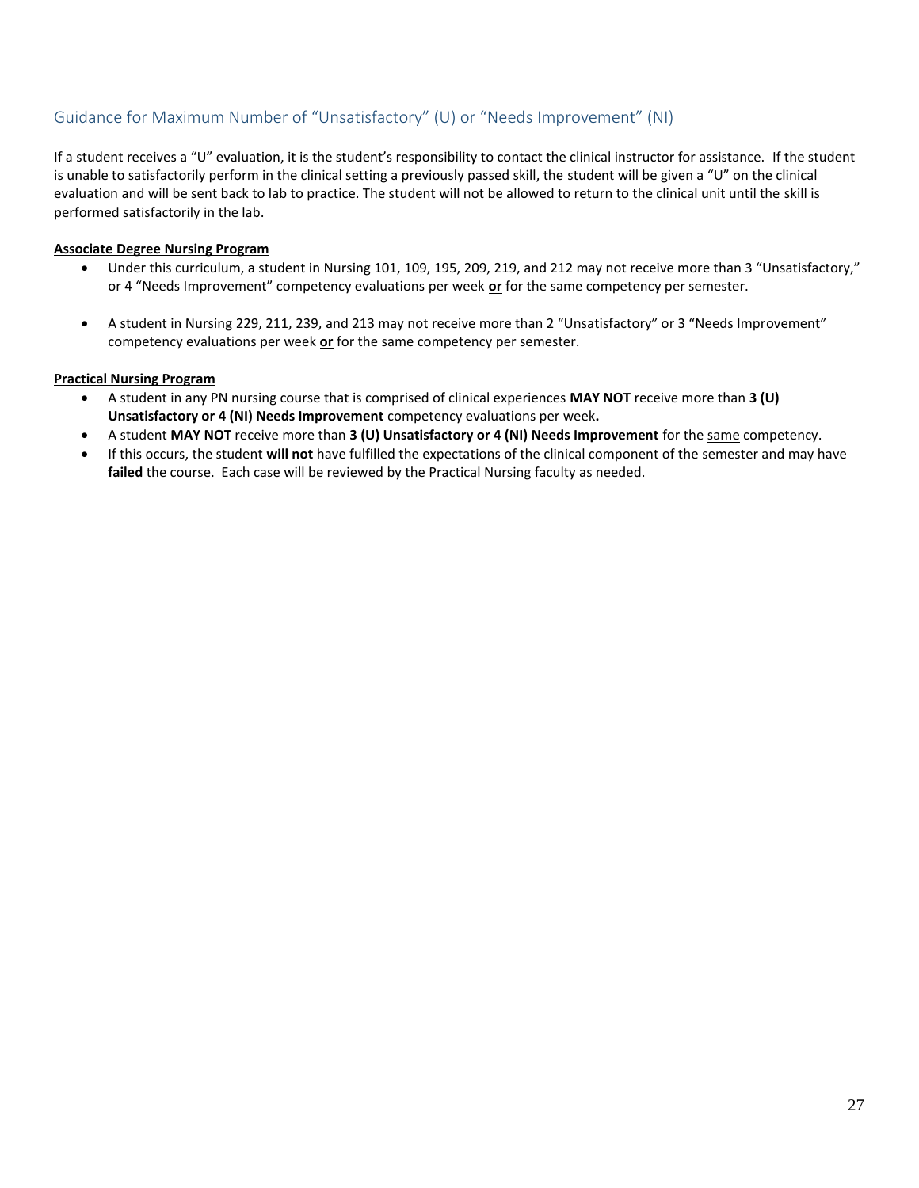## Guidance for Maximum Number of "Unsatisfactory" (U) or "Needs Improvement" (NI)

If a student receives a "U" evaluation, it is the student's responsibility to contact the clinical instructor for assistance. If the student is unable to satisfactorily perform in the clinical setting a previously passed skill, the student will be given a "U" on the clinical evaluation and will be sent back to lab to practice. The student will not be allowed to return to the clinical unit until the skill is performed satisfactorily in the lab.

**Associate Degree Nursing Program**

- Under this curriculum, a student in Nursing 101, 109, 195, 209, 219, and 212 may not receive more than 3 "Unsatisfactory," or 4 "Needs Improvement" competency evaluations per week **or** for the same competency per semester.

- A student in Nursing 229, 211, 239, and 213 may not receive more than 2 "Unsatisfactory" or 3 "Needs Improvement" competency evaluations per week **or** for the same competency per semester.

**Practical Nursing Program**

- A student in any PN nursing course that is comprised of clinical experiences **MAY NOT** receive more than **3 (U) Unsatisfactory or 4 (NI) Needs Improvement** competency evaluations per week**.**
- A student **MAY NOT** receive more than **3 (U) Unsatisfactory or 4 (NI) Needs Improvement** for the same competency.
- If this occurs, the student **will not** have fulfilled the expectations of the clinical component of the semester and may have **failed** the course. Each case will be reviewed by the Practical Nursing faculty as needed.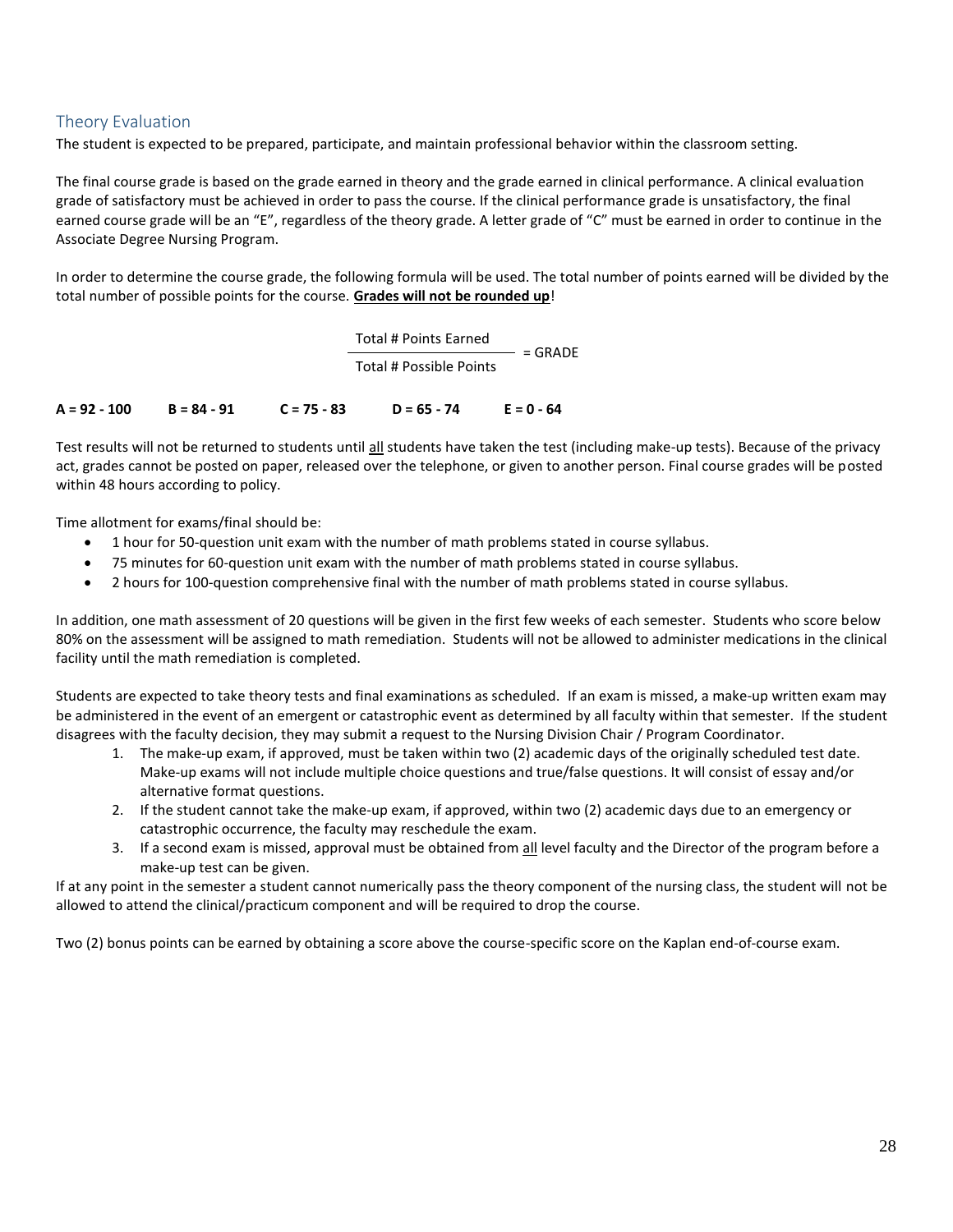## Theory Evaluation

The student is expected to be prepared, participate, and maintain professional behavior within the classroom setting.

The final course grade is based on the grade earned in theory and the grade earned in clinical performance. A clinical evaluation grade of satisfactory must be achieved in order to pass the course. If the clinical performance grade is unsatisfactory, the final earned course grade will be an "E", regardless of the theory grade. A letter grade of "C" must be earned in order to continue in the Associate Degree Nursing Program.

In order to determine the course grade, the following formula will be used. The total number of points earned will be divided by the total number of possible points for the course. **<u>Grades will not be rounded up</u>**!

$$\frac{\text{Total \# Points Earned}}{\text{Total \# Possible Points}} = \text{GRADE}$$

**A = 92 - 100 B = 84 - 91 C = 75 - 83 D = 65 - 74 E = 0 - 64**

Test results will not be returned to students until <u>all</u> students have taken the test (including make-up tests). Because of the privacy act, grades cannot be posted on paper, released over the telephone, or given to another person. Final course grades will be posted within 48 hours according to policy.

Time allotment for exams/final should be:

- 1 hour for 50-question unit exam with the number of math problems stated in course syllabus.
- 75 minutes for 60-question unit exam with the number of math problems stated in course syllabus.
- 2 hours for 100-question comprehensive final with the number of math problems stated in course syllabus.

In addition, one math assessment of 20 questions will be given in the first few weeks of each semester. Students who score below 80% on the assessment will be assigned to math remediation. Students will not be allowed to administer medications in the clinical facility until the math remediation is completed.

Students are expected to take theory tests and final examinations as scheduled. If an exam is missed, a make-up written exam may be administered in the event of an emergent or catastrophic event as determined by all faculty within that semester. If the student disagrees with the faculty decision, they may submit a request to the Nursing Division Chair / Program Coordinator.

1. The make-up exam, if approved, must be taken within two (2) academic days of the originally scheduled test date. Make-up exams will not include multiple choice questions and true/false questions. It will consist of essay and/or alternative format questions.
2. If the student cannot take the make-up exam, if approved, within two (2) academic days due to an emergency or catastrophic occurrence, the faculty may reschedule the exam.
3. If a second exam is missed, approval must be obtained from <u>all</u> level faculty and the Director of the program before a make-up test can be given.

If at any point in the semester a student cannot numerically pass the theory component of the nursing class, the student will not be allowed to attend the clinical/practicum component and will be required to drop the course.

Two (2) bonus points can be earned by obtaining a score above the course-specific score on the Kaplan end-of-course exam.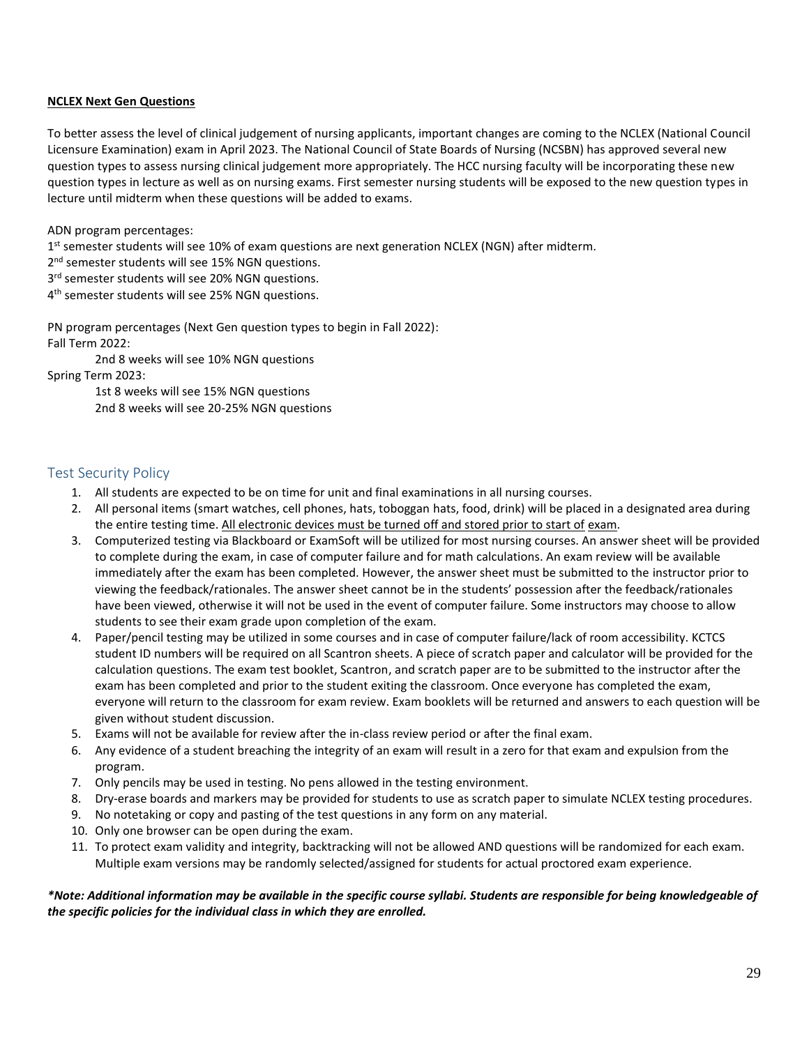**NCLEX Next Gen Questions**

To better assess the level of clinical judgement of nursing applicants, important changes are coming to the NCLEX (National Council Licensure Examination) exam in April 2023. The National Council of State Boards of Nursing (NCSBN) has approved several new question types to assess nursing clinical judgement more appropriately. The HCC nursing faculty will be incorporating these new question types in lecture as well as on nursing exams. First semester nursing students will be exposed to the new question types in lecture until midterm when these questions will be added to exams.

ADN program percentages:
1st semester students will see 10% of exam questions are next generation NCLEX (NGN) after midterm.
2nd semester students will see 15% NGN questions.
3rd semester students will see 20% NGN questions.
4th semester students will see 25% NGN questions.

PN program percentages (Next Gen question types to begin in Fall 2022):
Fall Term 2022:
 2nd 8 weeks will see 10% NGN questions
Spring Term 2023:
 1st 8 weeks will see 15% NGN questions
 2nd 8 weeks will see 20-25% NGN questions

## Test Security Policy

1. All students are expected to be on time for unit and final examinations in all nursing courses.
2. All personal items (smart watches, cell phones, hats, toboggan hats, food, drink) will be placed in a designated area during the entire testing time. All electronic devices must be turned off and stored prior to start of exam.
3. Computerized testing via Blackboard or ExamSoft will be utilized for most nursing courses. An answer sheet will be provided to complete during the exam, in case of computer failure and for math calculations. An exam review will be available immediately after the exam has been completed. However, the answer sheet must be submitted to the instructor prior to viewing the feedback/rationales. The answer sheet cannot be in the students' possession after the feedback/rationales have been viewed, otherwise it will not be used in the event of computer failure. Some instructors may choose to allow students to see their exam grade upon completion of the exam.
4. Paper/pencil testing may be utilized in some courses and in case of computer failure/lack of room accessibility. KCTCS student ID numbers will be required on all Scantron sheets. A piece of scratch paper and calculator will be provided for the calculation questions. The exam test booklet, Scantron, and scratch paper are to be submitted to the instructor after the exam has been completed and prior to the student exiting the classroom. Once everyone has completed the exam, everyone will return to the classroom for exam review. Exam booklets will be returned and answers to each question will be given without student discussion.
5. Exams will not be available for review after the in-class review period or after the final exam.
6. Any evidence of a student breaching the integrity of an exam will result in a zero for that exam and expulsion from the program.
7. Only pencils may be used in testing. No pens allowed in the testing environment.
8. Dry-erase boards and markers may be provided for students to use as scratch paper to simulate NCLEX testing procedures.
9. No notetaking or copy and pasting of the test questions in any form on any material.
10. Only one browser can be open during the exam.
11. To protect exam validity and integrity, backtracking will not be allowed AND questions will be randomized for each exam. Multiple exam versions may be randomly selected/assigned for students for actual proctored exam experience.

***\*Note: Additional information may be available in the specific course syllabi. Students are responsible for being knowledgeable of the specific policies for the individual class in which they are enrolled.***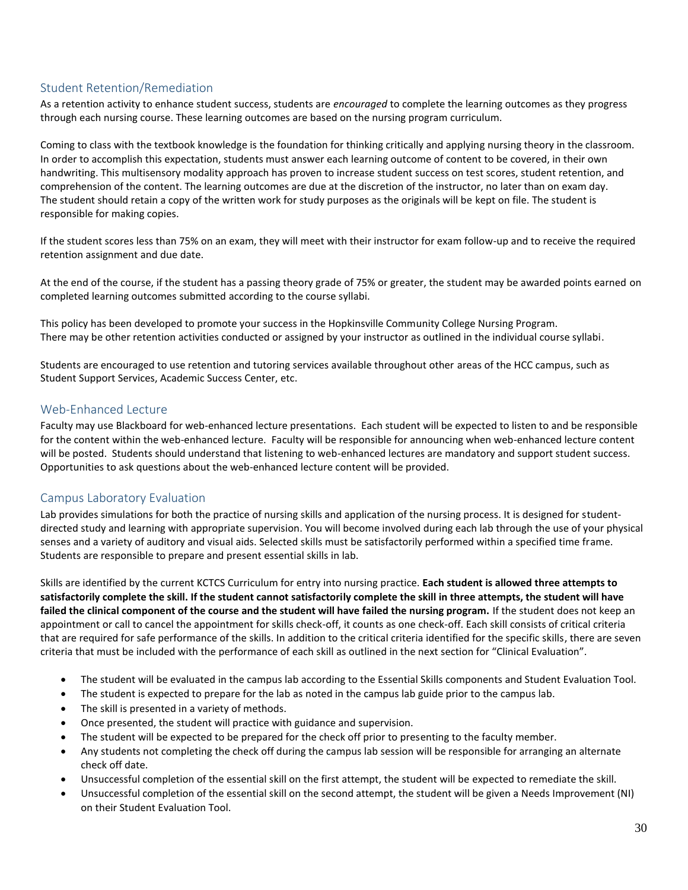## Student Retention/Remediation

As a retention activity to enhance student success, students are *encouraged* to complete the learning outcomes as they progress through each nursing course. These learning outcomes are based on the nursing program curriculum.

Coming to class with the textbook knowledge is the foundation for thinking critically and applying nursing theory in the classroom. In order to accomplish this expectation, students must answer each learning outcome of content to be covered, in their own handwriting. This multisensory modality approach has proven to increase student success on test scores, student retention, and comprehension of the content. The learning outcomes are due at the discretion of the instructor, no later than on exam day. The student should retain a copy of the written work for study purposes as the originals will be kept on file. The student is responsible for making copies.

If the student scores less than 75% on an exam, they will meet with their instructor for exam follow-up and to receive the required retention assignment and due date.

At the end of the course, if the student has a passing theory grade of 75% or greater, the student may be awarded points earned on completed learning outcomes submitted according to the course syllabi.

This policy has been developed to promote your success in the Hopkinsville Community College Nursing Program. There may be other retention activities conducted or assigned by your instructor as outlined in the individual course syllabi.

Students are encouraged to use retention and tutoring services available throughout other areas of the HCC campus, such as Student Support Services, Academic Success Center, etc.

## Web-Enhanced Lecture

Faculty may use Blackboard for web-enhanced lecture presentations. Each student will be expected to listen to and be responsible for the content within the web-enhanced lecture. Faculty will be responsible for announcing when web-enhanced lecture content will be posted. Students should understand that listening to web-enhanced lectures are mandatory and support student success. Opportunities to ask questions about the web-enhanced lecture content will be provided.

## Campus Laboratory Evaluation

Lab provides simulations for both the practice of nursing skills and application of the nursing process. It is designed for student-directed study and learning with appropriate supervision. You will become involved during each lab through the use of your physical senses and a variety of auditory and visual aids. Selected skills must be satisfactorily performed within a specified time frame. Students are responsible to prepare and present essential skills in lab.

Skills are identified by the current KCTCS Curriculum for entry into nursing practice. **Each student is allowed three attempts to satisfactorily complete the skill. If the student cannot satisfactorily complete the skill in three attempts, the student will have failed the clinical component of the course and the student will have failed the nursing program.** If the student does not keep an appointment or call to cancel the appointment for skills check-off, it counts as one check-off. Each skill consists of critical criteria that are required for safe performance of the skills. In addition to the critical criteria identified for the specific skills, there are seven criteria that must be included with the performance of each skill as outlined in the next section for "Clinical Evaluation".

- The student will be evaluated in the campus lab according to the Essential Skills components and Student Evaluation Tool.
- The student is expected to prepare for the lab as noted in the campus lab guide prior to the campus lab.
- The skill is presented in a variety of methods.
- Once presented, the student will practice with guidance and supervision.
- The student will be expected to be prepared for the check off prior to presenting to the faculty member.
- Any students not completing the check off during the campus lab session will be responsible for arranging an alternate check off date.
- Unsuccessful completion of the essential skill on the first attempt, the student will be expected to remediate the skill.
- Unsuccessful completion of the essential skill on the second attempt, the student will be given a Needs Improvement (NI) on their Student Evaluation Tool.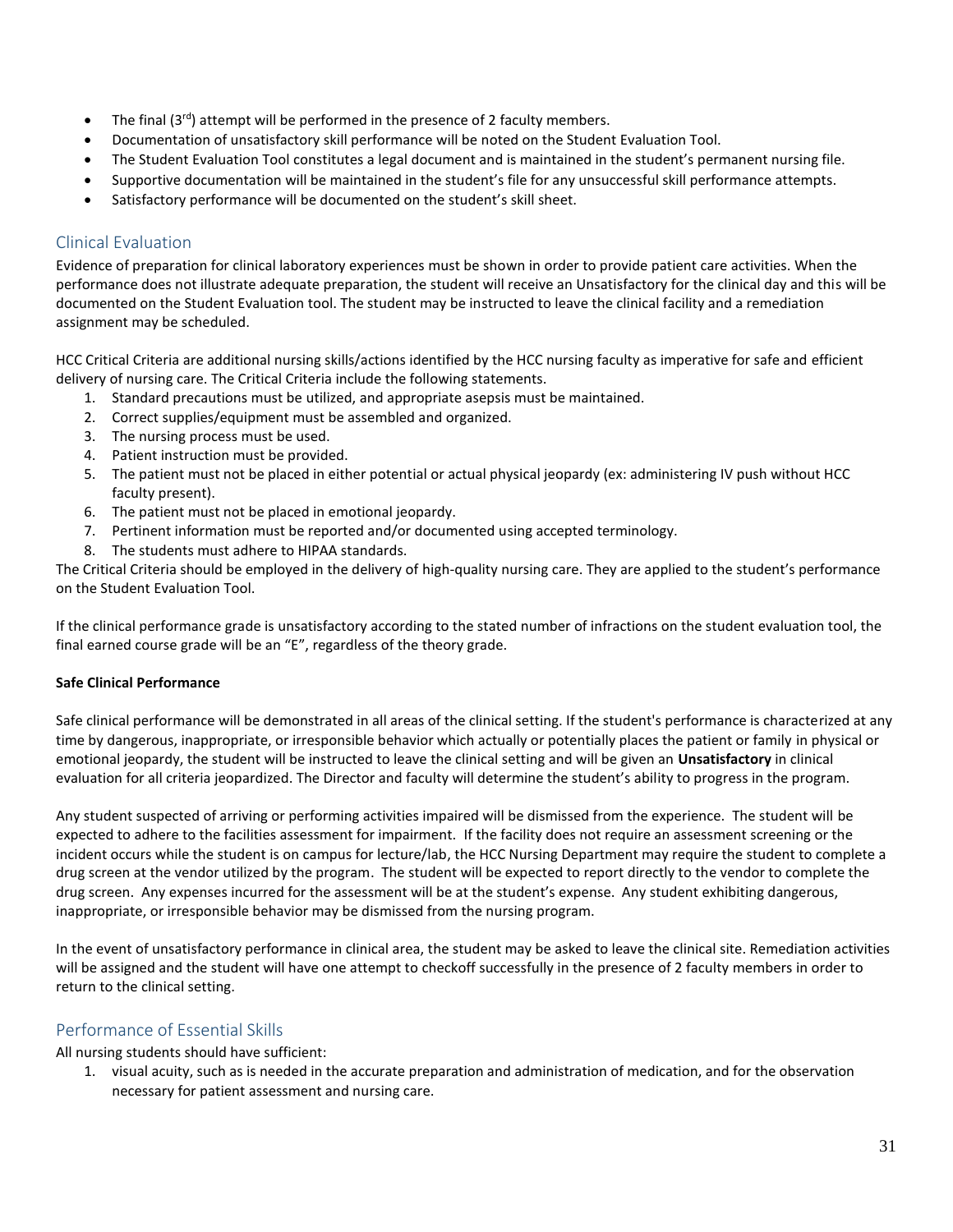- The final (3rd) attempt will be performed in the presence of 2 faculty members.
- Documentation of unsatisfactory skill performance will be noted on the Student Evaluation Tool.
- The Student Evaluation Tool constitutes a legal document and is maintained in the student's permanent nursing file.
- Supportive documentation will be maintained in the student's file for any unsuccessful skill performance attempts.
- Satisfactory performance will be documented on the student's skill sheet.

## Clinical Evaluation

Evidence of preparation for clinical laboratory experiences must be shown in order to provide patient care activities. When the performance does not illustrate adequate preparation, the student will receive an Unsatisfactory for the clinical day and this will be documented on the Student Evaluation tool. The student may be instructed to leave the clinical facility and a remediation assignment may be scheduled.

HCC Critical Criteria are additional nursing skills/actions identified by the HCC nursing faculty as imperative for safe and efficient delivery of nursing care. The Critical Criteria include the following statements.

1. Standard precautions must be utilized, and appropriate asepsis must be maintained.
2. Correct supplies/equipment must be assembled and organized.
3. The nursing process must be used.
4. Patient instruction must be provided.
5. The patient must not be placed in either potential or actual physical jeopardy (ex: administering IV push without HCC faculty present).
6. The patient must not be placed in emotional jeopardy.
7. Pertinent information must be reported and/or documented using accepted terminology.
8. The students must adhere to HIPAA standards.

The Critical Criteria should be employed in the delivery of high-quality nursing care. They are applied to the student's performance on the Student Evaluation Tool.

If the clinical performance grade is unsatisfactory according to the stated number of infractions on the student evaluation tool, the final earned course grade will be an "E", regardless of the theory grade.

**Safe Clinical Performance**

Safe clinical performance will be demonstrated in all areas of the clinical setting. If the student's performance is characterized at any time by dangerous, inappropriate, or irresponsible behavior which actually or potentially places the patient or family in physical or emotional jeopardy, the student will be instructed to leave the clinical setting and will be given an **Unsatisfactory** in clinical evaluation for all criteria jeopardized. The Director and faculty will determine the student's ability to progress in the program.

Any student suspected of arriving or performing activities impaired will be dismissed from the experience. The student will be expected to adhere to the facilities assessment for impairment. If the facility does not require an assessment screening or the incident occurs while the student is on campus for lecture/lab, the HCC Nursing Department may require the student to complete a drug screen at the vendor utilized by the program. The student will be expected to report directly to the vendor to complete the drug screen. Any expenses incurred for the assessment will be at the student's expense. Any student exhibiting dangerous, inappropriate, or irresponsible behavior may be dismissed from the nursing program.

In the event of unsatisfactory performance in clinical area, the student may be asked to leave the clinical site. Remediation activities will be assigned and the student will have one attempt to checkoff successfully in the presence of 2 faculty members in order to return to the clinical setting.

## Performance of Essential Skills

All nursing students should have sufficient:

1. visual acuity, such as is needed in the accurate preparation and administration of medication, and for the observation necessary for patient assessment and nursing care.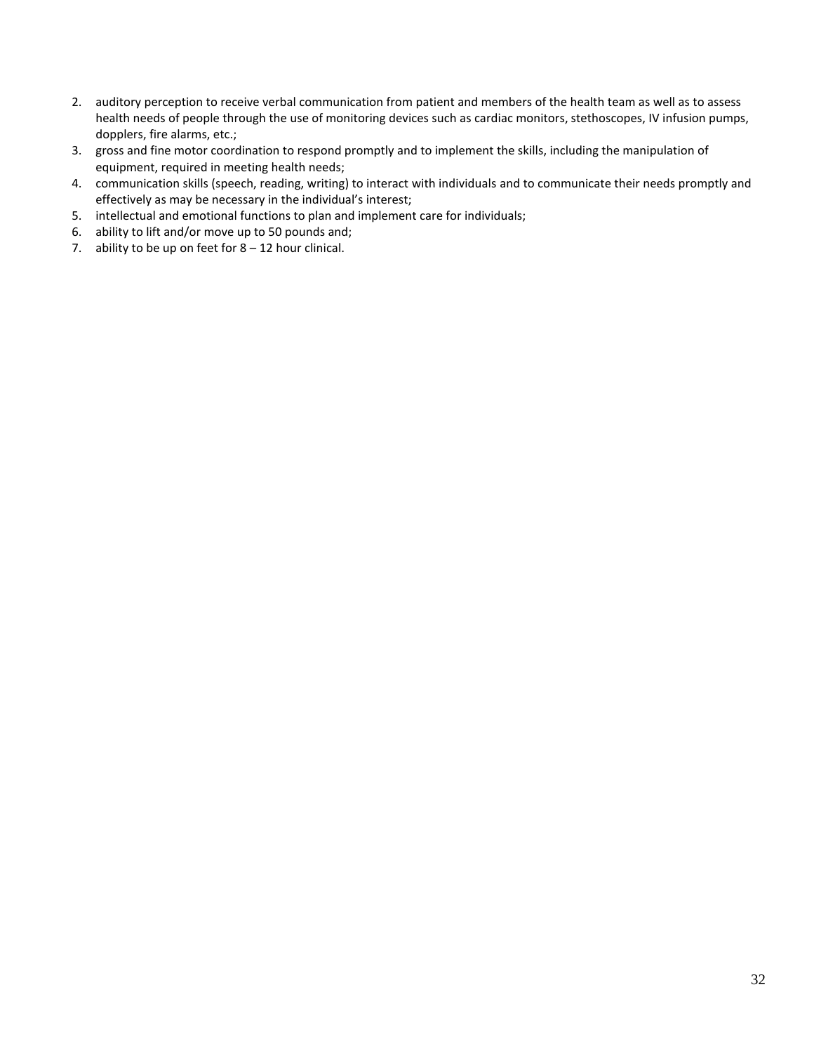2. auditory perception to receive verbal communication from patient and members of the health team as well as to assess health needs of people through the use of monitoring devices such as cardiac monitors, stethoscopes, IV infusion pumps, dopplers, fire alarms, etc.;
3. gross and fine motor coordination to respond promptly and to implement the skills, including the manipulation of equipment, required in meeting health needs;
4. communication skills (speech, reading, writing) to interact with individuals and to communicate their needs promptly and effectively as may be necessary in the individual's interest;
5. intellectual and emotional functions to plan and implement care for individuals;
6. ability to lift and/or move up to 50 pounds and;
7. ability to be up on feet for 8 – 12 hour clinical.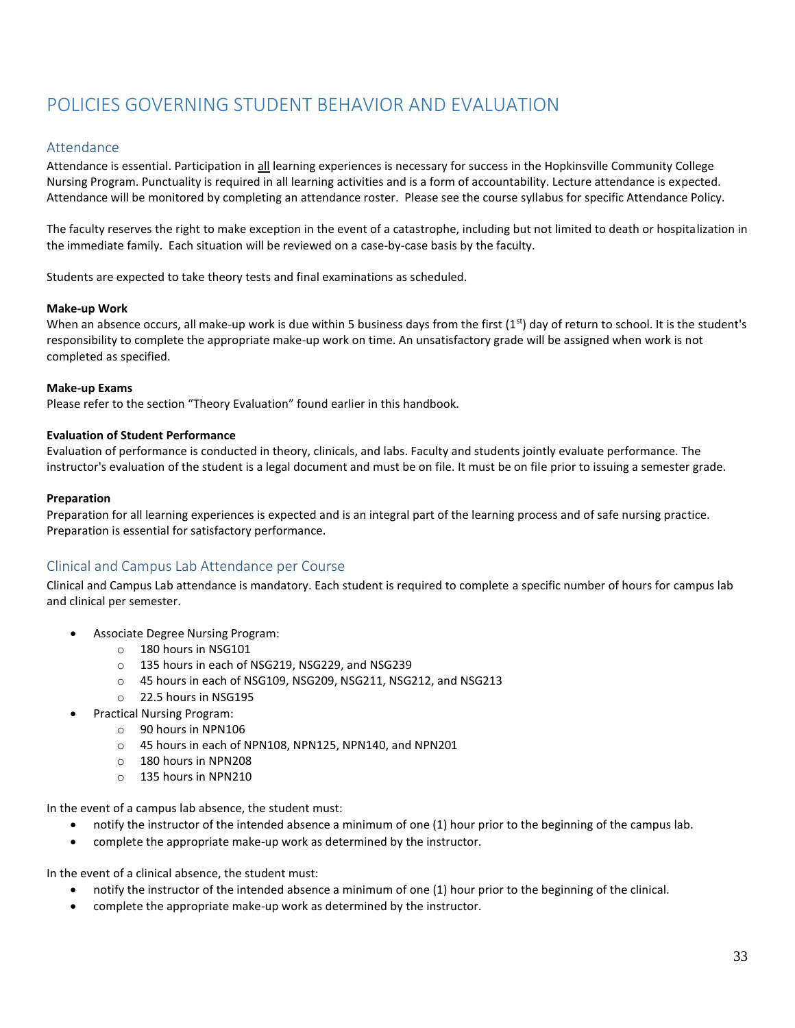# POLICIES GOVERNING STUDENT BEHAVIOR AND EVALUATION

## Attendance

Attendance is essential. Participation in all learning experiences is necessary for success in the Hopkinsville Community College Nursing Program. Punctuality is required in all learning activities and is a form of accountability. Lecture attendance is expected. Attendance will be monitored by completing an attendance roster. Please see the course syllabus for specific Attendance Policy.

The faculty reserves the right to make exception in the event of a catastrophe, including but not limited to death or hospitalization in the immediate family. Each situation will be reviewed on a case-by-case basis by the faculty.

Students are expected to take theory tests and final examinations as scheduled.

**Make-up Work**

When an absence occurs, all make-up work is due within 5 business days from the first (1st) day of return to school. It is the student's responsibility to complete the appropriate make-up work on time. An unsatisfactory grade will be assigned when work is not completed as specified.

**Make-up Exams**

Please refer to the section "Theory Evaluation" found earlier in this handbook.

**Evaluation of Student Performance**

Evaluation of performance is conducted in theory, clinicals, and labs. Faculty and students jointly evaluate performance. The instructor's evaluation of the student is a legal document and must be on file. It must be on file prior to issuing a semester grade.

**Preparation**

Preparation for all learning experiences is expected and is an integral part of the learning process and of safe nursing practice. Preparation is essential for satisfactory performance.

## Clinical and Campus Lab Attendance per Course

Clinical and Campus Lab attendance is mandatory. Each student is required to complete a specific number of hours for campus lab and clinical per semester.

- Associate Degree Nursing Program:
  - 180 hours in NSG101
  - 135 hours in each of NSG219, NSG229, and NSG239
  - 45 hours in each of NSG109, NSG209, NSG211, NSG212, and NSG213
  - 22.5 hours in NSG195
- Practical Nursing Program:
  - 90 hours in NPN106
  - 45 hours in each of NPN108, NPN125, NPN140, and NPN201
  - 180 hours in NPN208
  - 135 hours in NPN210

In the event of a campus lab absence, the student must:

- notify the instructor of the intended absence a minimum of one (1) hour prior to the beginning of the campus lab.
- complete the appropriate make-up work as determined by the instructor.

In the event of a clinical absence, the student must:

- notify the instructor of the intended absence a minimum of one (1) hour prior to the beginning of the clinical.
- complete the appropriate make-up work as determined by the instructor.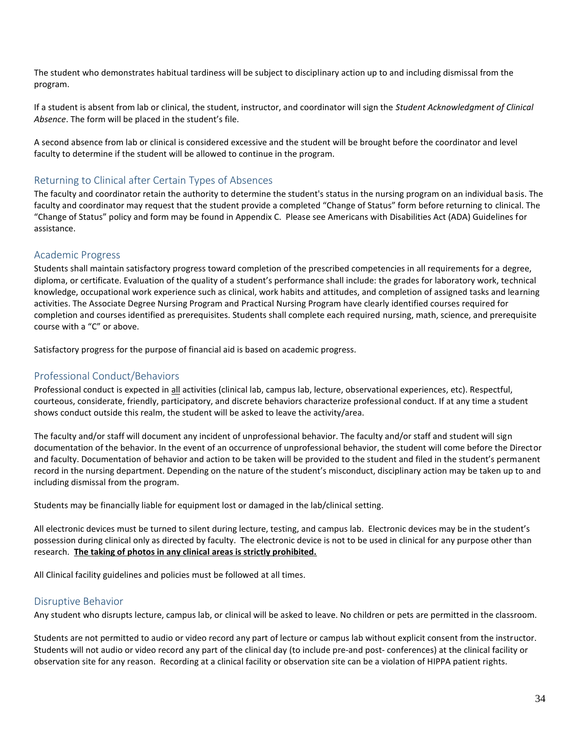The student who demonstrates habitual tardiness will be subject to disciplinary action up to and including dismissal from the program.

If a student is absent from lab or clinical, the student, instructor, and coordinator will sign the *Student Acknowledgment of Clinical Absence*. The form will be placed in the student's file.

A second absence from lab or clinical is considered excessive and the student will be brought before the coordinator and level faculty to determine if the student will be allowed to continue in the program.

## Returning to Clinical after Certain Types of Absences

The faculty and coordinator retain the authority to determine the student's status in the nursing program on an individual basis. The faculty and coordinator may request that the student provide a completed "Change of Status" form before returning to clinical. The "Change of Status" policy and form may be found in Appendix C. Please see Americans with Disabilities Act (ADA) Guidelines for assistance.

## Academic Progress

Students shall maintain satisfactory progress toward completion of the prescribed competencies in all requirements for a degree, diploma, or certificate. Evaluation of the quality of a student's performance shall include: the grades for laboratory work, technical knowledge, occupational work experience such as clinical, work habits and attitudes, and completion of assigned tasks and learning activities. The Associate Degree Nursing Program and Practical Nursing Program have clearly identified courses required for completion and courses identified as prerequisites. Students shall complete each required nursing, math, science, and prerequisite course with a "C" or above.

Satisfactory progress for the purpose of financial aid is based on academic progress.

## Professional Conduct/Behaviors

Professional conduct is expected in all activities (clinical lab, campus lab, lecture, observational experiences, etc). Respectful, courteous, considerate, friendly, participatory, and discrete behaviors characterize professional conduct. If at any time a student shows conduct outside this realm, the student will be asked to leave the activity/area.

The faculty and/or staff will document any incident of unprofessional behavior. The faculty and/or staff and student will sign documentation of the behavior. In the event of an occurrence of unprofessional behavior, the student will come before the Director and faculty. Documentation of behavior and action to be taken will be provided to the student and filed in the student's permanent record in the nursing department. Depending on the nature of the student's misconduct, disciplinary action may be taken up to and including dismissal from the program.

Students may be financially liable for equipment lost or damaged in the lab/clinical setting.

All electronic devices must be turned to silent during lecture, testing, and campus lab. Electronic devices may be in the student's possession during clinical only as directed by faculty. The electronic device is not to be used in clinical for any purpose other than research. **The taking of photos in any clinical areas is strictly prohibited.**

All Clinical facility guidelines and policies must be followed at all times.

## Disruptive Behavior

Any student who disrupts lecture, campus lab, or clinical will be asked to leave. No children or pets are permitted in the classroom.

Students are not permitted to audio or video record any part of lecture or campus lab without explicit consent from the instructor. Students will not audio or video record any part of the clinical day (to include pre-and post- conferences) at the clinical facility or observation site for any reason. Recording at a clinical facility or observation site can be a violation of HIPPA patient rights.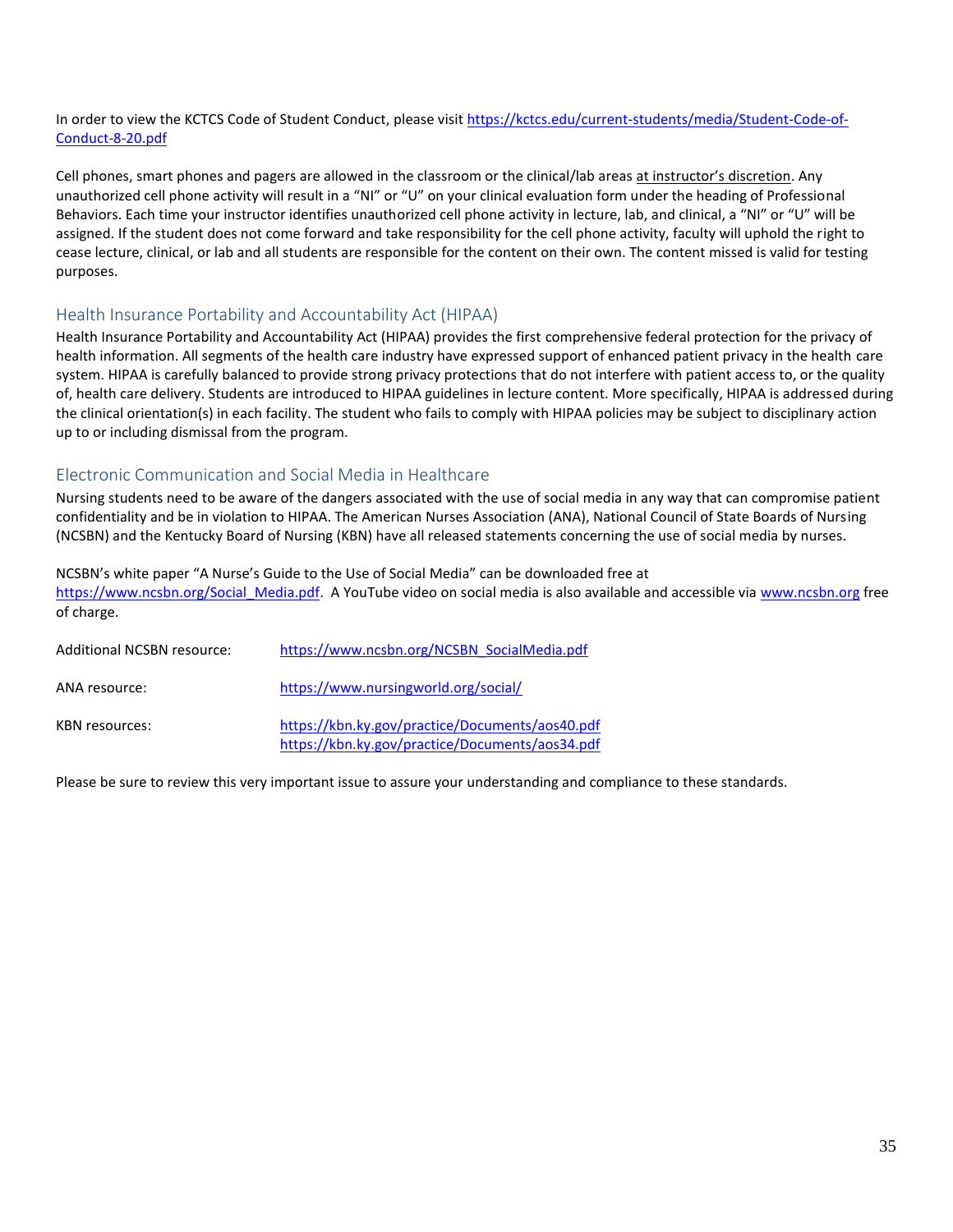In order to view the KCTCS Code of Student Conduct, please visit [https://kctcs.edu/current-students/media/Student-Code-of-Conduct-8-20.pdf](https://kctcs.edu/current-students/media/Student-Code-of-Conduct-8-20.pdf)

Cell phones, smart phones and pagers are allowed in the classroom or the clinical/lab areas at instructor's discretion. Any unauthorized cell phone activity will result in a "NI" or "U" on your clinical evaluation form under the heading of Professional Behaviors. Each time your instructor identifies unauthorized cell phone activity in lecture, lab, and clinical, a "NI" or "U" will be assigned. If the student does not come forward and take responsibility for the cell phone activity, faculty will uphold the right to cease lecture, clinical, or lab and all students are responsible for the content on their own. The content missed is valid for testing purposes.

## Health Insurance Portability and Accountability Act (HIPAA)

Health Insurance Portability and Accountability Act (HIPAA) provides the first comprehensive federal protection for the privacy of health information. All segments of the health care industry have expressed support of enhanced patient privacy in the health care system. HIPAA is carefully balanced to provide strong privacy protections that do not interfere with patient access to, or the quality of, health care delivery. Students are introduced to HIPAA guidelines in lecture content. More specifically, HIPAA is addressed during the clinical orientation(s) in each facility. The student who fails to comply with HIPAA policies may be subject to disciplinary action up to or including dismissal from the program.

## Electronic Communication and Social Media in Healthcare

Nursing students need to be aware of the dangers associated with the use of social media in any way that can compromise patient confidentiality and be in violation to HIPAA. The American Nurses Association (ANA), National Council of State Boards of Nursing (NCSBN) and the Kentucky Board of Nursing (KBN) have all released statements concerning the use of social media by nurses.

NCSBN's white paper "A Nurse's Guide to the Use of Social Media" can be downloaded free at [https://www.ncsbn.org/Social_Media.pdf](https://www.ncsbn.org/Social_Media.pdf). A YouTube video on social media is also available and accessible via [www.ncsbn.org](www.ncsbn.org) free of charge.

Additional NCSBN resource: [https://www.ncsbn.org/NCSBN_SocialMedia.pdf](https://www.ncsbn.org/NCSBN_SocialMedia.pdf)

ANA resource: [https://www.nursingworld.org/social/](https://www.nursingworld.org/social/)

KBN resources: [https://kbn.ky.gov/practice/Documents/aos40.pdf](https://kbn.ky.gov/practice/Documents/aos40.pdf)
[https://kbn.ky.gov/practice/Documents/aos34.pdf](https://kbn.ky.gov/practice/Documents/aos34.pdf)

Please be sure to review this very important issue to assure your understanding and compliance to these standards.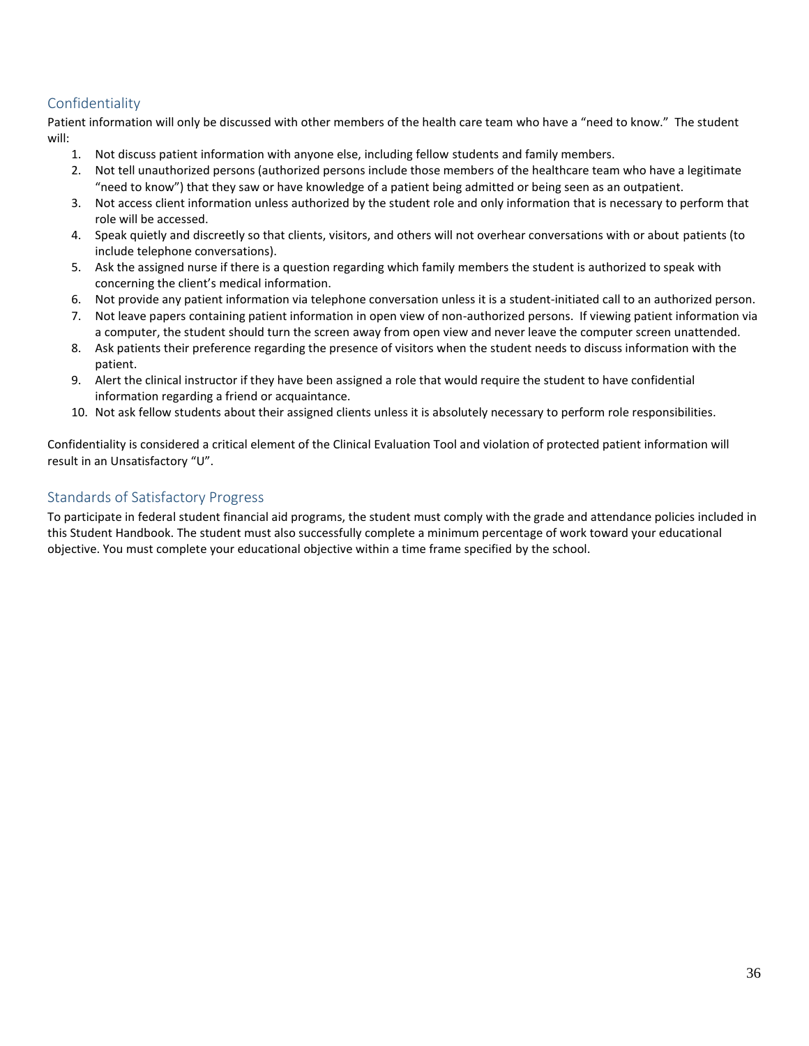## Confidentiality

Patient information will only be discussed with other members of the health care team who have a "need to know." The student will:

1. Not discuss patient information with anyone else, including fellow students and family members.
2. Not tell unauthorized persons (authorized persons include those members of the healthcare team who have a legitimate "need to know") that they saw or have knowledge of a patient being admitted or being seen as an outpatient.
3. Not access client information unless authorized by the student role and only information that is necessary to perform that role will be accessed.
4. Speak quietly and discreetly so that clients, visitors, and others will not overhear conversations with or about patients (to include telephone conversations).
5. Ask the assigned nurse if there is a question regarding which family members the student is authorized to speak with concerning the client's medical information.
6. Not provide any patient information via telephone conversation unless it is a student-initiated call to an authorized person.
7. Not leave papers containing patient information in open view of non-authorized persons. If viewing patient information via a computer, the student should turn the screen away from open view and never leave the computer screen unattended.
8. Ask patients their preference regarding the presence of visitors when the student needs to discuss information with the patient.
9. Alert the clinical instructor if they have been assigned a role that would require the student to have confidential information regarding a friend or acquaintance.
10. Not ask fellow students about their assigned clients unless it is absolutely necessary to perform role responsibilities.

Confidentiality is considered a critical element of the Clinical Evaluation Tool and violation of protected patient information will result in an Unsatisfactory "U".

## Standards of Satisfactory Progress

To participate in federal student financial aid programs, the student must comply with the grade and attendance policies included in this Student Handbook. The student must also successfully complete a minimum percentage of work toward your educational objective. You must complete your educational objective within a time frame specified by the school.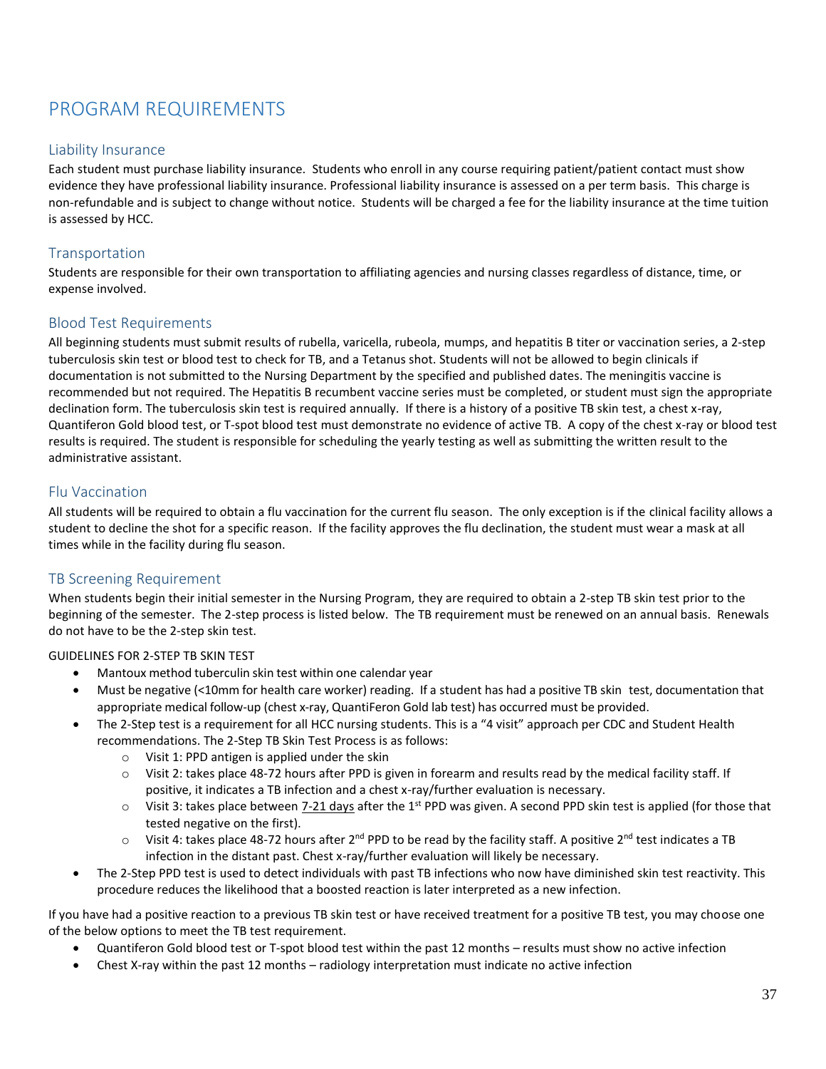# PROGRAM REQUIREMENTS

## Liability Insurance

Each student must purchase liability insurance. Students who enroll in any course requiring patient/patient contact must show evidence they have professional liability insurance. Professional liability insurance is assessed on a per term basis. This charge is non-refundable and is subject to change without notice. Students will be charged a fee for the liability insurance at the time tuition is assessed by HCC.

## Transportation

Students are responsible for their own transportation to affiliating agencies and nursing classes regardless of distance, time, or expense involved.

## Blood Test Requirements

All beginning students must submit results of rubella, varicella, rubeola, mumps, and hepatitis B titer or vaccination series, a 2-step tuberculosis skin test or blood test to check for TB, and a Tetanus shot. Students will not be allowed to begin clinicals if documentation is not submitted to the Nursing Department by the specified and published dates. The meningitis vaccine is recommended but not required. The Hepatitis B recumbent vaccine series must be completed, or student must sign the appropriate declination form. The tuberculosis skin test is required annually. If there is a history of a positive TB skin test, a chest x-ray, Quantiferon Gold blood test, or T-spot blood test must demonstrate no evidence of active TB. A copy of the chest x-ray or blood test results is required. The student is responsible for scheduling the yearly testing as well as submitting the written result to the administrative assistant.

## Flu Vaccination

All students will be required to obtain a flu vaccination for the current flu season. The only exception is if the clinical facility allows a student to decline the shot for a specific reason. If the facility approves the flu declination, the student must wear a mask at all times while in the facility during flu season.

## TB Screening Requirement

When students begin their initial semester in the Nursing Program, they are required to obtain a 2-step TB skin test prior to the beginning of the semester. The 2-step process is listed below. The TB requirement must be renewed on an annual basis. Renewals do not have to be the 2-step skin test.

GUIDELINES FOR 2-STEP TB SKIN TEST

- Mantoux method tuberculin skin test within one calendar year
- Must be negative (<10mm for health care worker) reading. If a student has had a positive TB skin test, documentation that appropriate medical follow-up (chest x-ray, QuantiFeron Gold lab test) has occurred must be provided.
- The 2-Step test is a requirement for all HCC nursing students. This is a "4 visit" approach per CDC and Student Health recommendations. The 2-Step TB Skin Test Process is as follows:
  - Visit 1: PPD antigen is applied under the skin
  - Visit 2: takes place 48-72 hours after PPD is given in forearm and results read by the medical facility staff. If positive, it indicates a TB infection and a chest x-ray/further evaluation is necessary.
  - Visit 3: takes place between 7-21 days after the 1st PPD was given. A second PPD skin test is applied (for those that tested negative on the first).
  - Visit 4: takes place 48-72 hours after 2nd PPD to be read by the facility staff. A positive 2nd test indicates a TB infection in the distant past. Chest x-ray/further evaluation will likely be necessary.
- The 2-Step PPD test is used to detect individuals with past TB infections who now have diminished skin test reactivity. This procedure reduces the likelihood that a boosted reaction is later interpreted as a new infection.

If you have had a positive reaction to a previous TB skin test or have received treatment for a positive TB test, you may choose one of the below options to meet the TB test requirement.

- Quantiferon Gold blood test or T-spot blood test within the past 12 months – results must show no active infection
- Chest X-ray within the past 12 months – radiology interpretation must indicate no active infection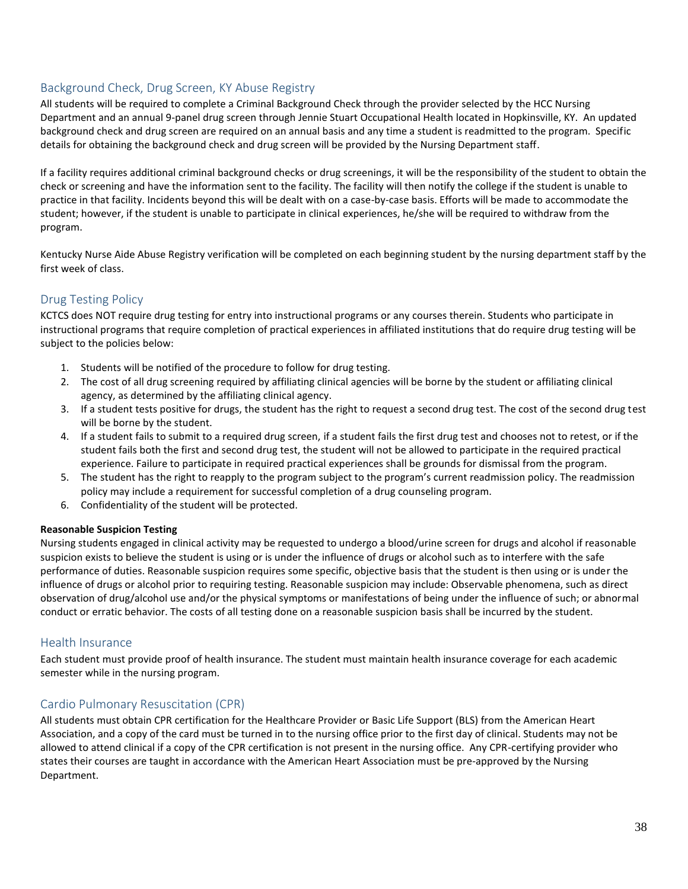## Background Check, Drug Screen, KY Abuse Registry

All students will be required to complete a Criminal Background Check through the provider selected by the HCC Nursing Department and an annual 9-panel drug screen through Jennie Stuart Occupational Health located in Hopkinsville, KY. An updated background check and drug screen are required on an annual basis and any time a student is readmitted to the program. Specific details for obtaining the background check and drug screen will be provided by the Nursing Department staff.

If a facility requires additional criminal background checks or drug screenings, it will be the responsibility of the student to obtain the check or screening and have the information sent to the facility. The facility will then notify the college if the student is unable to practice in that facility. Incidents beyond this will be dealt with on a case-by-case basis. Efforts will be made to accommodate the student; however, if the student is unable to participate in clinical experiences, he/she will be required to withdraw from the program.

Kentucky Nurse Aide Abuse Registry verification will be completed on each beginning student by the nursing department staff by the first week of class.

## Drug Testing Policy

KCTCS does NOT require drug testing for entry into instructional programs or any courses therein. Students who participate in instructional programs that require completion of practical experiences in affiliated institutions that do require drug testing will be subject to the policies below:

1. Students will be notified of the procedure to follow for drug testing.
2. The cost of all drug screening required by affiliating clinical agencies will be borne by the student or affiliating clinical agency, as determined by the affiliating clinical agency.
3. If a student tests positive for drugs, the student has the right to request a second drug test. The cost of the second drug test will be borne by the student.
4. If a student fails to submit to a required drug screen, if a student fails the first drug test and chooses not to retest, or if the student fails both the first and second drug test, the student will not be allowed to participate in the required practical experience. Failure to participate in required practical experiences shall be grounds for dismissal from the program.
5. The student has the right to reapply to the program subject to the program's current readmission policy. The readmission policy may include a requirement for successful completion of a drug counseling program.
6. Confidentiality of the student will be protected.

**Reasonable Suspicion Testing**

Nursing students engaged in clinical activity may be requested to undergo a blood/urine screen for drugs and alcohol if reasonable suspicion exists to believe the student is using or is under the influence of drugs or alcohol such as to interfere with the safe performance of duties. Reasonable suspicion requires some specific, objective basis that the student is then using or is under the influence of drugs or alcohol prior to requiring testing. Reasonable suspicion may include: Observable phenomena, such as direct observation of drug/alcohol use and/or the physical symptoms or manifestations of being under the influence of such; or abnormal conduct or erratic behavior. The costs of all testing done on a reasonable suspicion basis shall be incurred by the student.

## Health Insurance

Each student must provide proof of health insurance. The student must maintain health insurance coverage for each academic semester while in the nursing program.

## Cardio Pulmonary Resuscitation (CPR)

All students must obtain CPR certification for the Healthcare Provider or Basic Life Support (BLS) from the American Heart Association, and a copy of the card must be turned in to the nursing office prior to the first day of clinical. Students may not be allowed to attend clinical if a copy of the CPR certification is not present in the nursing office. Any CPR-certifying provider who states their courses are taught in accordance with the American Heart Association must be pre-approved by the Nursing Department.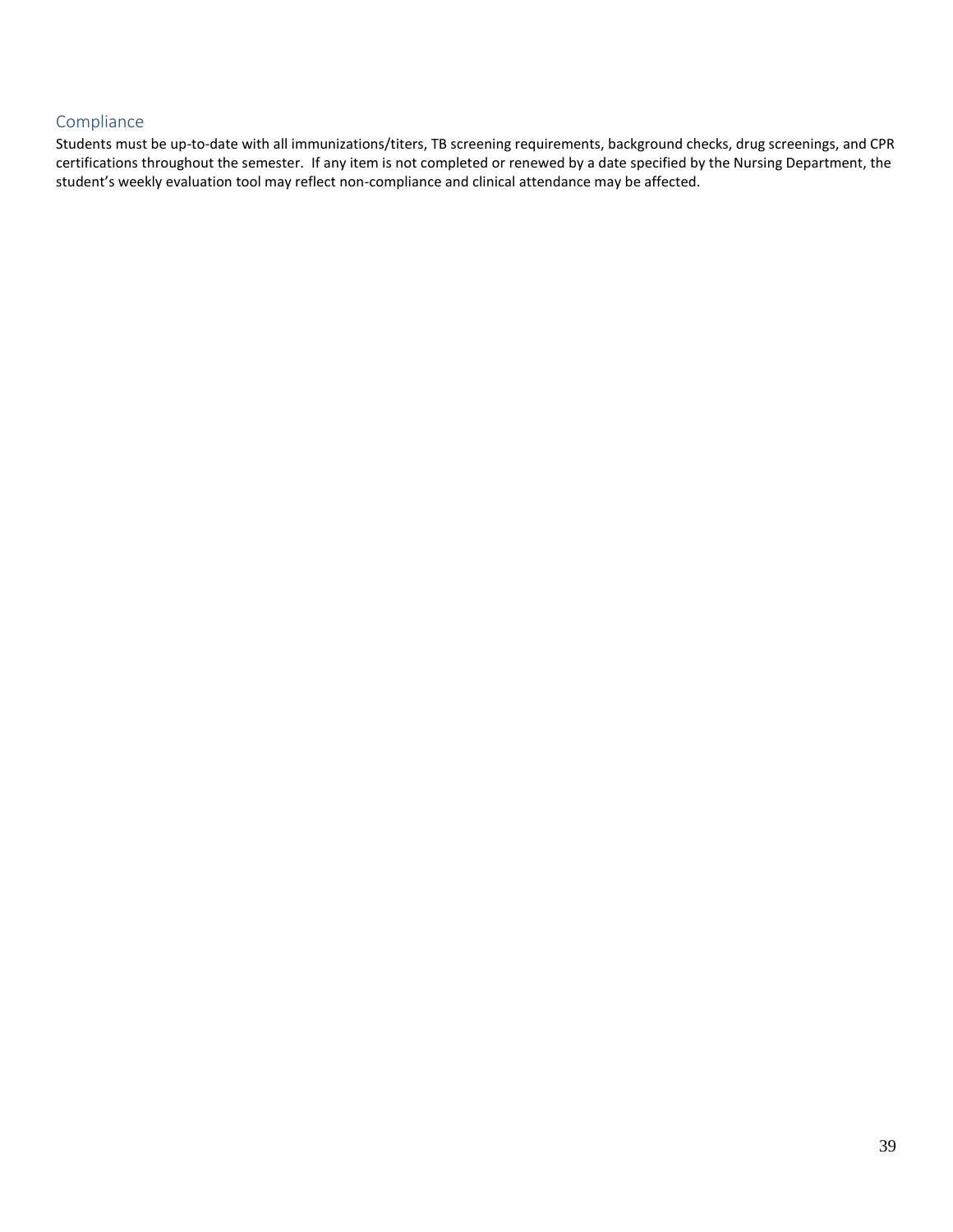## Compliance

Students must be up-to-date with all immunizations/titers, TB screening requirements, background checks, drug screenings, and CPR certifications throughout the semester. If any item is not completed or renewed by a date specified by the Nursing Department, the student's weekly evaluation tool may reflect non-compliance and clinical attendance may be affected.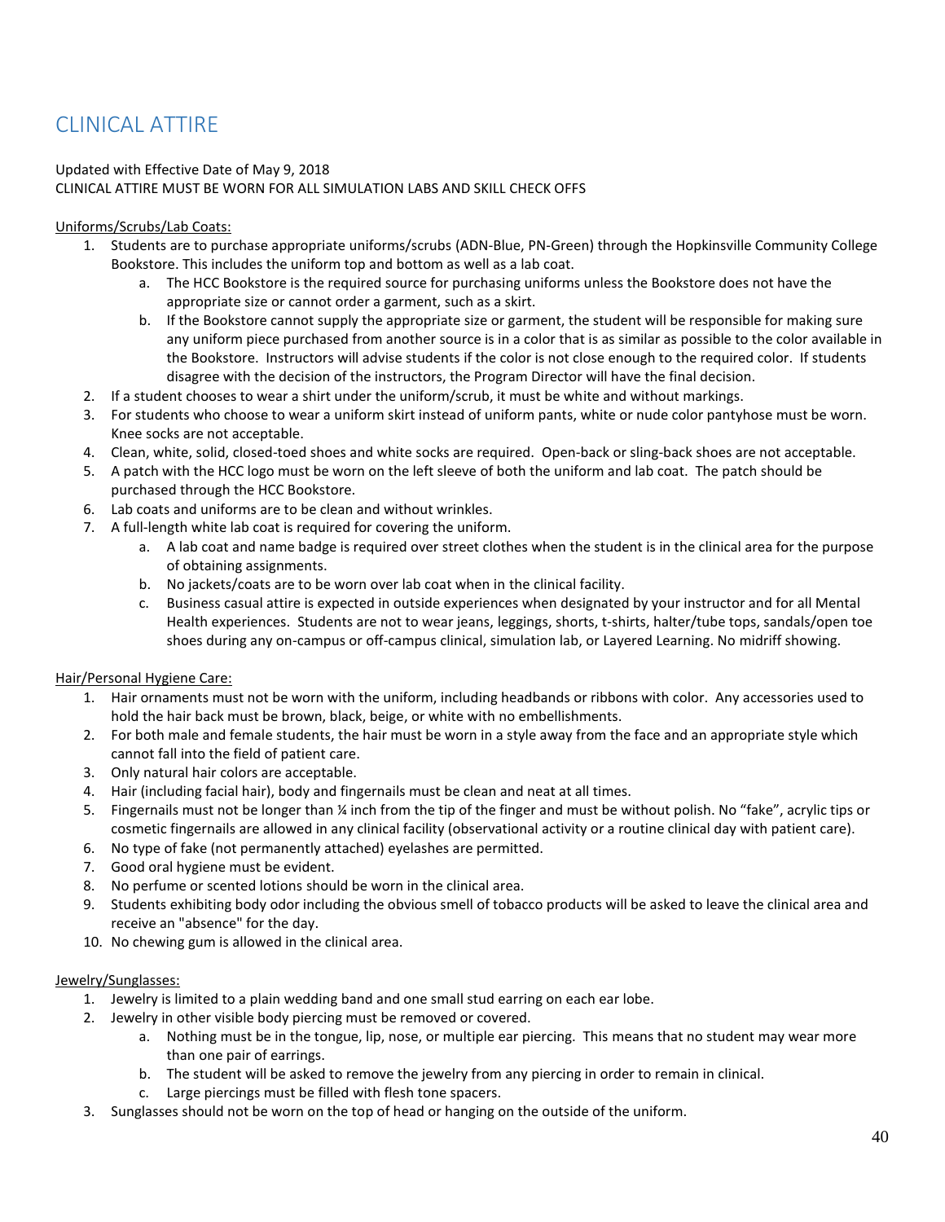# CLINICAL ATTIRE

Updated with Effective Date of May 9, 2018
CLINICAL ATTIRE MUST BE WORN FOR ALL SIMULATION LABS AND SKILL CHECK OFFS

Uniforms/Scrubs/Lab Coats:

1. Students are to purchase appropriate uniforms/scrubs (ADN-Blue, PN-Green) through the Hopkinsville Community College Bookstore. This includes the uniform top and bottom as well as a lab coat.
    a. The HCC Bookstore is the required source for purchasing uniforms unless the Bookstore does not have the appropriate size or cannot order a garment, such as a skirt.
    b. If the Bookstore cannot supply the appropriate size or garment, the student will be responsible for making sure any uniform piece purchased from another source is in a color that is as similar as possible to the color available in the Bookstore. Instructors will advise students if the color is not close enough to the required color. If students disagree with the decision of the instructors, the Program Director will have the final decision.
2. If a student chooses to wear a shirt under the uniform/scrub, it must be white and without markings.
3. For students who choose to wear a uniform skirt instead of uniform pants, white or nude color pantyhose must be worn. Knee socks are not acceptable.
4. Clean, white, solid, closed-toed shoes and white socks are required. Open-back or sling-back shoes are not acceptable.
5. A patch with the HCC logo must be worn on the left sleeve of both the uniform and lab coat. The patch should be purchased through the HCC Bookstore.
6. Lab coats and uniforms are to be clean and without wrinkles.
7. A full-length white lab coat is required for covering the uniform.
    a. A lab coat and name badge is required over street clothes when the student is in the clinical area for the purpose of obtaining assignments.
    b. No jackets/coats are to be worn over lab coat when in the clinical facility.
    c. Business casual attire is expected in outside experiences when designated by your instructor and for all Mental Health experiences. Students are not to wear jeans, leggings, shorts, t-shirts, halter/tube tops, sandals/open toe shoes during any on-campus or off-campus clinical, simulation lab, or Layered Learning. No midriff showing.

Hair/Personal Hygiene Care:

1. Hair ornaments must not be worn with the uniform, including headbands or ribbons with color. Any accessories used to hold the hair back must be brown, black, beige, or white with no embellishments.
2. For both male and female students, the hair must be worn in a style away from the face and an appropriate style which cannot fall into the field of patient care.
3. Only natural hair colors are acceptable.
4. Hair (including facial hair), body and fingernails must be clean and neat at all times.
5. Fingernails must not be longer than ¼ inch from the tip of the finger and must be without polish. No "fake", acrylic tips or cosmetic fingernails are allowed in any clinical facility (observational activity or a routine clinical day with patient care).
6. No type of fake (not permanently attached) eyelashes are permitted.
7. Good oral hygiene must be evident.
8. No perfume or scented lotions should be worn in the clinical area.
9. Students exhibiting body odor including the obvious smell of tobacco products will be asked to leave the clinical area and receive an "absence" for the day.
10. No chewing gum is allowed in the clinical area.

Jewelry/Sunglasses:

1. Jewelry is limited to a plain wedding band and one small stud earring on each ear lobe.
2. Jewelry in other visible body piercing must be removed or covered.
    a. Nothing must be in the tongue, lip, nose, or multiple ear piercing. This means that no student may wear more than one pair of earrings.
    b. The student will be asked to remove the jewelry from any piercing in order to remain in clinical.
    c. Large piercings must be filled with flesh tone spacers.
3. Sunglasses should not be worn on the top of head or hanging on the outside of the uniform.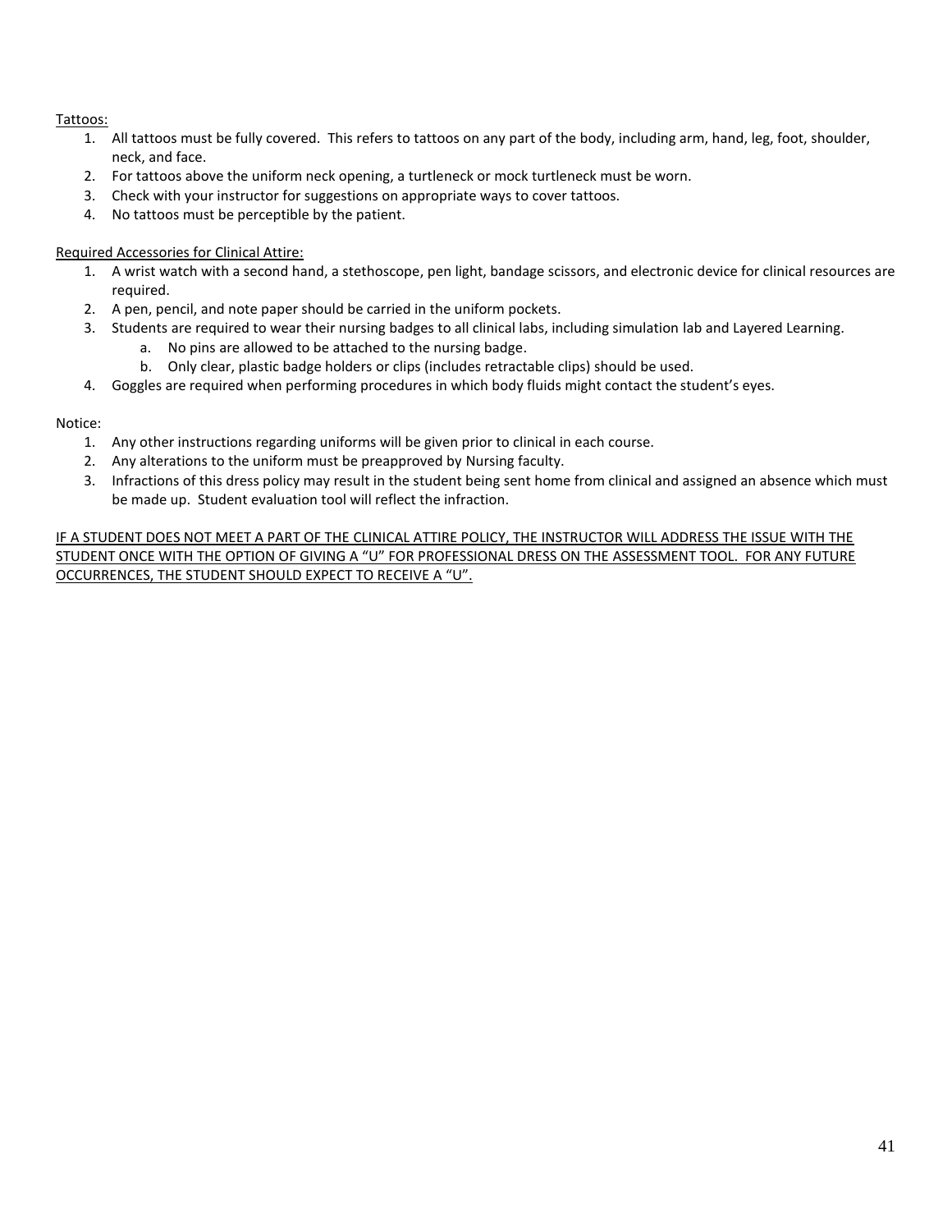Tattoos:

1. All tattoos must be fully covered. This refers to tattoos on any part of the body, including arm, hand, leg, foot, shoulder, neck, and face.
2. For tattoos above the uniform neck opening, a turtleneck or mock turtleneck must be worn.
3. Check with your instructor for suggestions on appropriate ways to cover tattoos.
4. No tattoos must be perceptible by the patient.

Required Accessories for Clinical Attire:

1. A wrist watch with a second hand, a stethoscope, pen light, bandage scissors, and electronic device for clinical resources are required.
2. A pen, pencil, and note paper should be carried in the uniform pockets.
3. Students are required to wear their nursing badges to all clinical labs, including simulation lab and Layered Learning.
    a. No pins are allowed to be attached to the nursing badge.
    b. Only clear, plastic badge holders or clips (includes retractable clips) should be used.
4. Goggles are required when performing procedures in which body fluids might contact the student's eyes.

Notice:

1. Any other instructions regarding uniforms will be given prior to clinical in each course.
2. Any alterations to the uniform must be preapproved by Nursing faculty.
3. Infractions of this dress policy may result in the student being sent home from clinical and assigned an absence which must be made up. Student evaluation tool will reflect the infraction.

IF A STUDENT DOES NOT MEET A PART OF THE CLINICAL ATTIRE POLICY, THE INSTRUCTOR WILL ADDRESS THE ISSUE WITH THE STUDENT ONCE WITH THE OPTION OF GIVING A "U" FOR PROFESSIONAL DRESS ON THE ASSESSMENT TOOL. FOR ANY FUTURE OCCURRENCES, THE STUDENT SHOULD EXPECT TO RECEIVE A "U".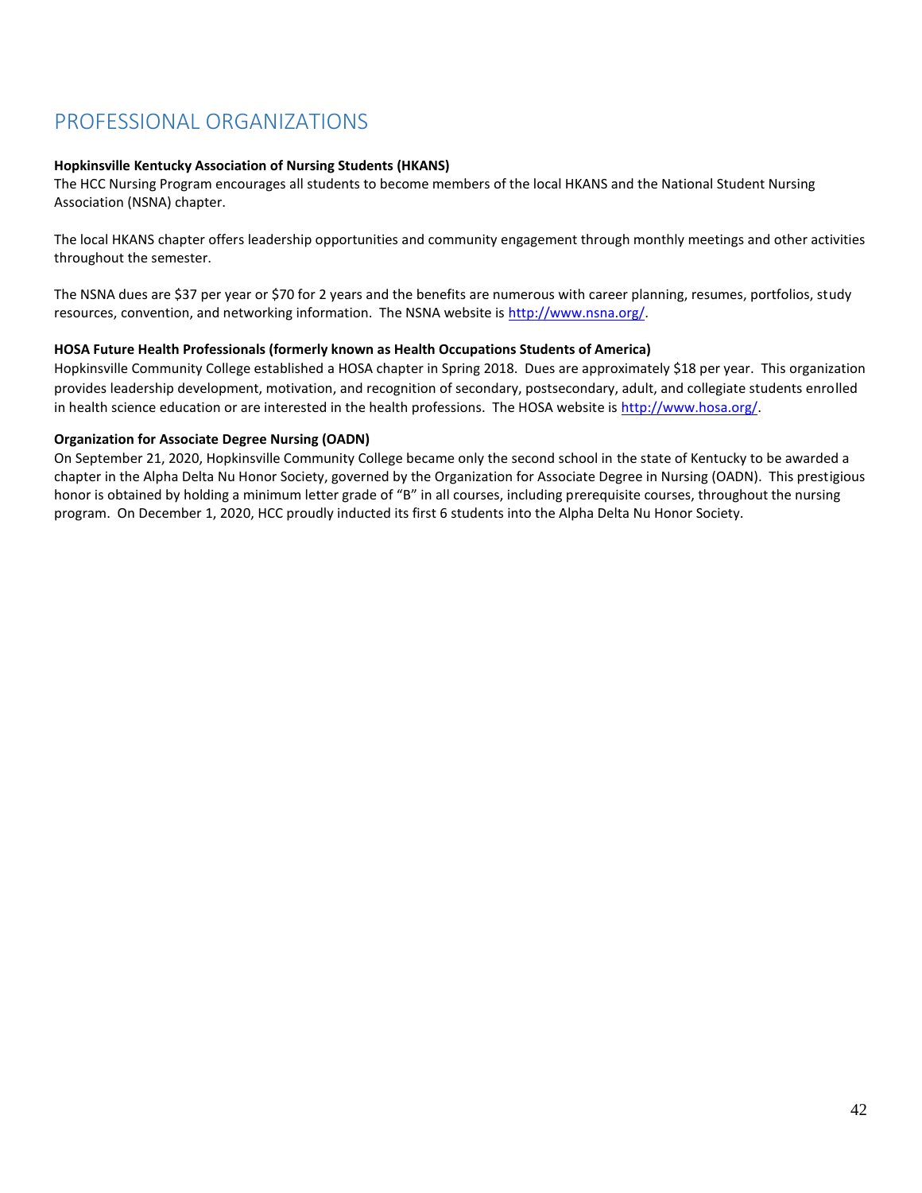# PROFESSIONAL ORGANIZATIONS

**Hopkinsville Kentucky Association of Nursing Students (HKANS)**
The HCC Nursing Program encourages all students to become members of the local HKANS and the National Student Nursing Association (NSNA) chapter.

The local HKANS chapter offers leadership opportunities and community engagement through monthly meetings and other activities throughout the semester.

The NSNA dues are $37 per year or $70 for 2 years and the benefits are numerous with career planning, resumes, portfolios, study resources, convention, and networking information. The NSNA website is http://www.nsna.org/.

**HOSA Future Health Professionals (formerly known as Health Occupations Students of America)**
Hopkinsville Community College established a HOSA chapter in Spring 2018. Dues are approximately $18 per year. This organization provides leadership development, motivation, and recognition of secondary, postsecondary, adult, and collegiate students enrolled in health science education or are interested in the health professions. The HOSA website is http://www.hosa.org/.

**Organization for Associate Degree Nursing (OADN)**
On September 21, 2020, Hopkinsville Community College became only the second school in the state of Kentucky to be awarded a chapter in the Alpha Delta Nu Honor Society, governed by the Organization for Associate Degree in Nursing (OADN). This prestigious honor is obtained by holding a minimum letter grade of "B" in all courses, including prerequisite courses, throughout the nursing program. On December 1, 2020, HCC proudly inducted its first 6 students into the Alpha Delta Nu Honor Society.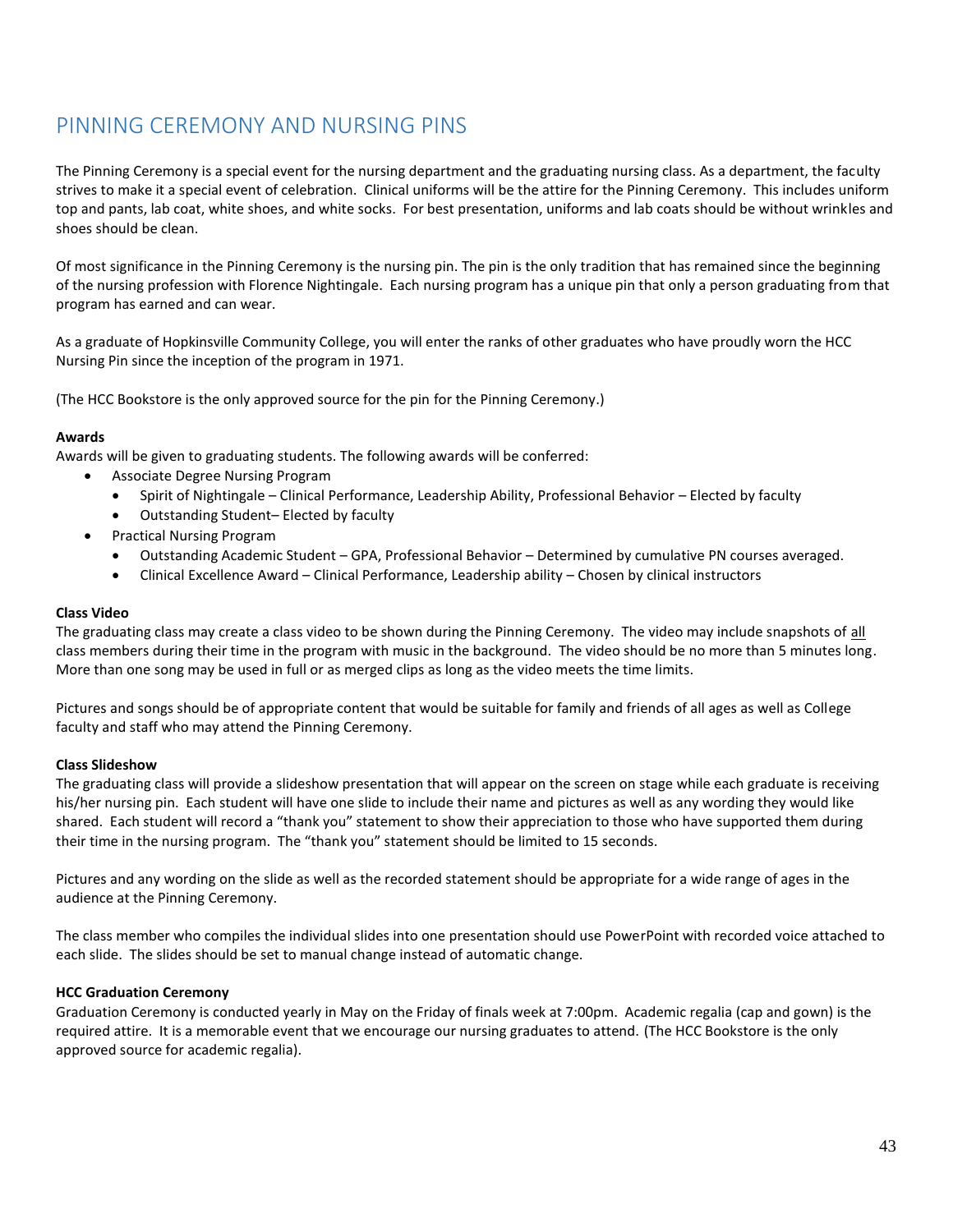# PINNING CEREMONY AND NURSING PINS

The Pinning Ceremony is a special event for the nursing department and the graduating nursing class. As a department, the faculty strives to make it a special event of celebration. Clinical uniforms will be the attire for the Pinning Ceremony. This includes uniform top and pants, lab coat, white shoes, and white socks. For best presentation, uniforms and lab coats should be without wrinkles and shoes should be clean.

Of most significance in the Pinning Ceremony is the nursing pin. The pin is the only tradition that has remained since the beginning of the nursing profession with Florence Nightingale. Each nursing program has a unique pin that only a person graduating from that program has earned and can wear.

As a graduate of Hopkinsville Community College, you will enter the ranks of other graduates who have proudly worn the HCC Nursing Pin since the inception of the program in 1971.

(The HCC Bookstore is the only approved source for the pin for the Pinning Ceremony.)

**Awards**

Awards will be given to graduating students. The following awards will be conferred:

- Associate Degree Nursing Program
  - Spirit of Nightingale – Clinical Performance, Leadership Ability, Professional Behavior – Elected by faculty
  - Outstanding Student– Elected by faculty
- Practical Nursing Program
  - Outstanding Academic Student – GPA, Professional Behavior – Determined by cumulative PN courses averaged.
  - Clinical Excellence Award – Clinical Performance, Leadership ability – Chosen by clinical instructors

**Class Video**

The graduating class may create a class video to be shown during the Pinning Ceremony. The video may include snapshots of all class members during their time in the program with music in the background. The video should be no more than 5 minutes long. More than one song may be used in full or as merged clips as long as the video meets the time limits.

Pictures and songs should be of appropriate content that would be suitable for family and friends of all ages as well as College faculty and staff who may attend the Pinning Ceremony.

**Class Slideshow**

The graduating class will provide a slideshow presentation that will appear on the screen on stage while each graduate is receiving his/her nursing pin. Each student will have one slide to include their name and pictures as well as any wording they would like shared. Each student will record a "thank you" statement to show their appreciation to those who have supported them during their time in the nursing program. The "thank you" statement should be limited to 15 seconds.

Pictures and any wording on the slide as well as the recorded statement should be appropriate for a wide range of ages in the audience at the Pinning Ceremony.

The class member who compiles the individual slides into one presentation should use PowerPoint with recorded voice attached to each slide. The slides should be set to manual change instead of automatic change.

**HCC Graduation Ceremony**

Graduation Ceremony is conducted yearly in May on the Friday of finals week at 7:00pm. Academic regalia (cap and gown) is the required attire. It is a memorable event that we encourage our nursing graduates to attend. (The HCC Bookstore is the only approved source for academic regalia).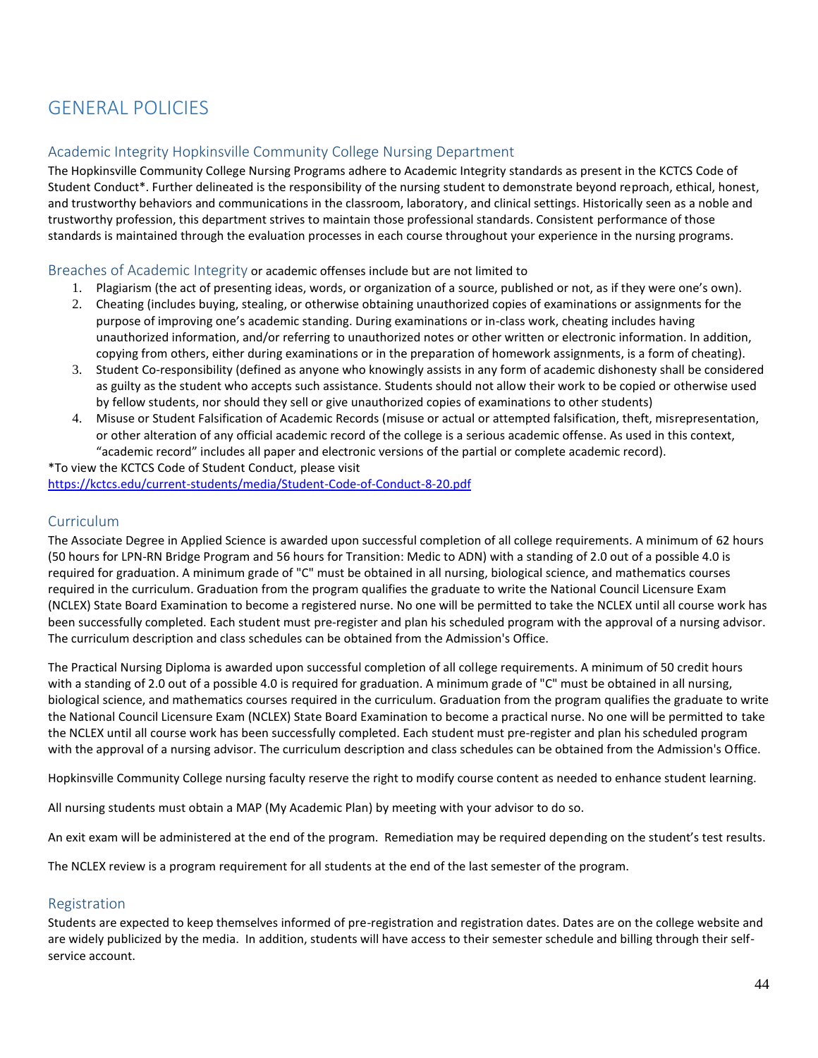# GENERAL POLICIES

## Academic Integrity Hopkinsville Community College Nursing Department

The Hopkinsville Community College Nursing Programs adhere to Academic Integrity standards as present in the KCTCS Code of Student Conduct*. Further delineated is the responsibility of the nursing student to demonstrate beyond reproach, ethical, honest, and trustworthy behaviors and communications in the classroom, laboratory, and clinical settings. Historically seen as a noble and trustworthy profession, this department strives to maintain those professional standards. Consistent performance of those standards is maintained through the evaluation processes in each course throughout your experience in the nursing programs.

### Breaches of Academic Integrity or academic offenses include but are not limited to

1. Plagiarism (the act of presenting ideas, words, or organization of a source, published or not, as if they were one's own).
2. Cheating (includes buying, stealing, or otherwise obtaining unauthorized copies of examinations or assignments for the purpose of improving one's academic standing. During examinations or in-class work, cheating includes having unauthorized information, and/or referring to unauthorized notes or other written or electronic information. In addition, copying from others, either during examinations or in the preparation of homework assignments, is a form of cheating).
3. Student Co-responsibility (defined as anyone who knowingly assists in any form of academic dishonesty shall be considered as guilty as the student who accepts such assistance. Students should not allow their work to be copied or otherwise used by fellow students, nor should they sell or give unauthorized copies of examinations to other students)
4. Misuse or Student Falsification of Academic Records (misuse or actual or attempted falsification, theft, misrepresentation, or other alteration of any official academic record of the college is a serious academic offense. As used in this context, "academic record" includes all paper and electronic versions of the partial or complete academic record).

*To view the KCTCS Code of Student Conduct, please visit
https://kctcs.edu/current-students/media/Student-Code-of-Conduct-8-20.pdf

## Curriculum

The Associate Degree in Applied Science is awarded upon successful completion of all college requirements. A minimum of 62 hours (50 hours for LPN-RN Bridge Program and 56 hours for Transition: Medic to ADN) with a standing of 2.0 out of a possible 4.0 is required for graduation. A minimum grade of "C" must be obtained in all nursing, biological science, and mathematics courses required in the curriculum. Graduation from the program qualifies the graduate to write the National Council Licensure Exam (NCLEX) State Board Examination to become a registered nurse. No one will be permitted to take the NCLEX until all course work has been successfully completed. Each student must pre-register and plan his scheduled program with the approval of a nursing advisor. The curriculum description and class schedules can be obtained from the Admission's Office.

The Practical Nursing Diploma is awarded upon successful completion of all college requirements. A minimum of 50 credit hours with a standing of 2.0 out of a possible 4.0 is required for graduation. A minimum grade of "C" must be obtained in all nursing, biological science, and mathematics courses required in the curriculum. Graduation from the program qualifies the graduate to write the National Council Licensure Exam (NCLEX) State Board Examination to become a practical nurse. No one will be permitted to take the NCLEX until all course work has been successfully completed. Each student must pre-register and plan his scheduled program with the approval of a nursing advisor. The curriculum description and class schedules can be obtained from the Admission's Office.

Hopkinsville Community College nursing faculty reserve the right to modify course content as needed to enhance student learning.

All nursing students must obtain a MAP (My Academic Plan) by meeting with your advisor to do so.

An exit exam will be administered at the end of the program. Remediation may be required depending on the student's test results.

The NCLEX review is a program requirement for all students at the end of the last semester of the program.

## Registration

Students are expected to keep themselves informed of pre-registration and registration dates. Dates are on the college website and are widely publicized by the media. In addition, students will have access to their semester schedule and billing through their self-service account.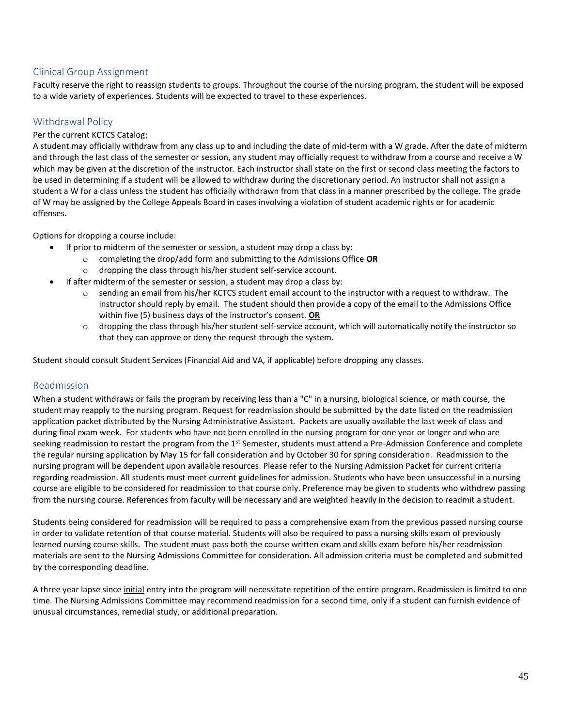## Clinical Group Assignment

Faculty reserve the right to reassign students to groups. Throughout the course of the nursing program, the student will be exposed to a wide variety of experiences. Students will be expected to travel to these experiences.

## Withdrawal Policy

Per the current KCTCS Catalog:

A student may officially withdraw from any class up to and including the date of mid-term with a W grade. After the date of midterm and through the last class of the semester or session, any student may officially request to withdraw from a course and receive a W which may be given at the discretion of the instructor. Each instructor shall state on the first or second class meeting the factors to be used in determining if a student will be allowed to withdraw during the discretionary period. An instructor shall not assign a student a W for a class unless the student has officially withdrawn from that class in a manner prescribed by the college. The grade of W may be assigned by the College Appeals Board in cases involving a violation of student academic rights or for academic offenses.

Options for dropping a course include:

- If prior to midterm of the semester or session, a student may drop a class by:
  - completing the drop/add form and submitting to the Admissions Office **OR**
  - dropping the class through his/her student self-service account.
- If after midterm of the semester or session, a student may drop a class by:
  - sending an email from his/her KCTCS student email account to the instructor with a request to withdraw. The instructor should reply by email. The student should then provide a copy of the email to the Admissions Office within five (5) business days of the instructor's consent. **OR**
  - dropping the class through his/her student self-service account, which will automatically notify the instructor so that they can approve or deny the request through the system.

Student should consult Student Services (Financial Aid and VA, if applicable) before dropping any classes.

## Readmission

When a student withdraws or fails the program by receiving less than a "C" in a nursing, biological science, or math course, the student may reapply to the nursing program. Request for readmission should be submitted by the date listed on the readmission application packet distributed by the Nursing Administrative Assistant. Packets are usually available the last week of class and during final exam week. For students who have not been enrolled in the nursing program for one year or longer and who are seeking readmission to restart the program from the 1st Semester, students must attend a Pre-Admission Conference and complete the regular nursing application by May 15 for fall consideration and by October 30 for spring consideration. Readmission to the nursing program will be dependent upon available resources. Please refer to the Nursing Admission Packet for current criteria regarding readmission. All students must meet current guidelines for admission. Students who have been unsuccessful in a nursing course are eligible to be considered for readmission to that course only. Preference may be given to students who withdrew passing from the nursing course. References from faculty will be necessary and are weighted heavily in the decision to readmit a student.

Students being considered for readmission will be required to pass a comprehensive exam from the previous passed nursing course in order to validate retention of that course material. Students will also be required to pass a nursing skills exam of previously learned nursing course skills. The student must pass both the course written exam and skills exam before his/her readmission materials are sent to the Nursing Admissions Committee for consideration. All admission criteria must be completed and submitted by the corresponding deadline.

A three year lapse since <u>initial</u> entry into the program will necessitate repetition of the entire program. Readmission is limited to one time. The Nursing Admissions Committee may recommend readmission for a second time, only if a student can furnish evidence of unusual circumstances, remedial study, or additional preparation.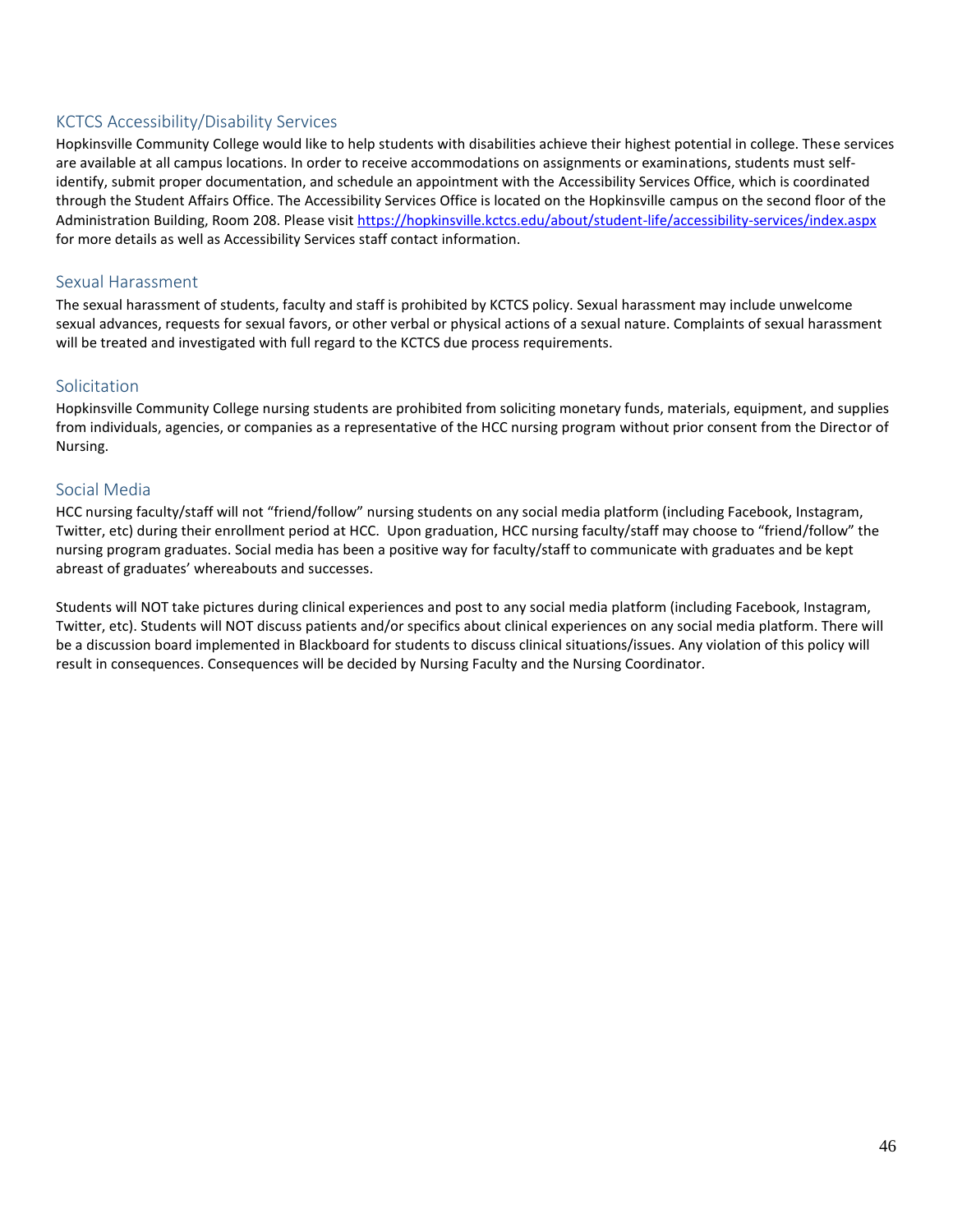## KCTCS Accessibility/Disability Services

Hopkinsville Community College would like to help students with disabilities achieve their highest potential in college. These services are available at all campus locations. In order to receive accommodations on assignments or examinations, students must self-identify, submit proper documentation, and schedule an appointment with the Accessibility Services Office, which is coordinated through the Student Affairs Office. The Accessibility Services Office is located on the Hopkinsville campus on the second floor of the Administration Building, Room 208. Please visit https://hopkinsville.kctcs.edu/about/student-life/accessibility-services/index.aspx for more details as well as Accessibility Services staff contact information.

## Sexual Harassment

The sexual harassment of students, faculty and staff is prohibited by KCTCS policy. Sexual harassment may include unwelcome sexual advances, requests for sexual favors, or other verbal or physical actions of a sexual nature. Complaints of sexual harassment will be treated and investigated with full regard to the KCTCS due process requirements.

## Solicitation

Hopkinsville Community College nursing students are prohibited from soliciting monetary funds, materials, equipment, and supplies from individuals, agencies, or companies as a representative of the HCC nursing program without prior consent from the Director of Nursing.

## Social Media

HCC nursing faculty/staff will not "friend/follow" nursing students on any social media platform (including Facebook, Instagram, Twitter, etc) during their enrollment period at HCC. Upon graduation, HCC nursing faculty/staff may choose to "friend/follow" the nursing program graduates. Social media has been a positive way for faculty/staff to communicate with graduates and be kept abreast of graduates' whereabouts and successes.

Students will NOT take pictures during clinical experiences and post to any social media platform (including Facebook, Instagram, Twitter, etc). Students will NOT discuss patients and/or specifics about clinical experiences on any social media platform. There will be a discussion board implemented in Blackboard for students to discuss clinical situations/issues. Any violation of this policy will result in consequences. Consequences will be decided by Nursing Faculty and the Nursing Coordinator.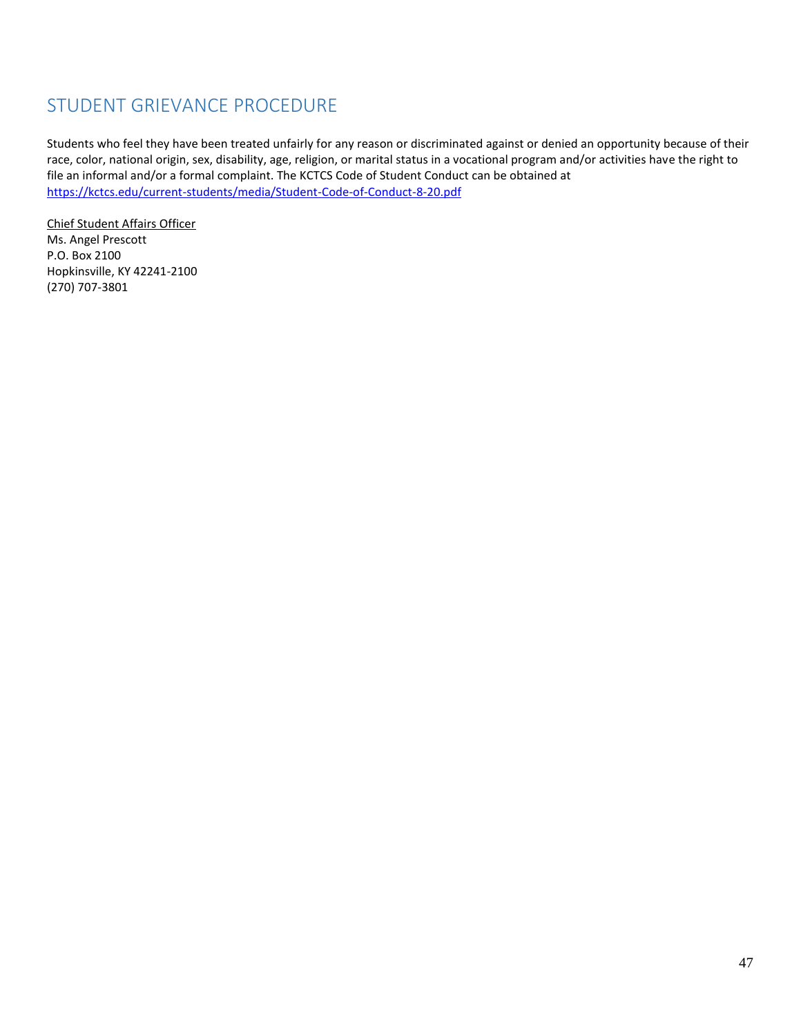# STUDENT GRIEVANCE PROCEDURE

Students who feel they have been treated unfairly for any reason or discriminated against or denied an opportunity because of their race, color, national origin, sex, disability, age, religion, or marital status in a vocational program and/or activities have the right to file an informal and/or a formal complaint. The KCTCS Code of Student Conduct can be obtained at https://kctcs.edu/current-students/media/Student-Code-of-Conduct-8-20.pdf

<u>Chief Student Affairs Officer</u>
Ms. Angel Prescott
P.O. Box 2100
Hopkinsville, KY 42241-2100
(270) 707-3801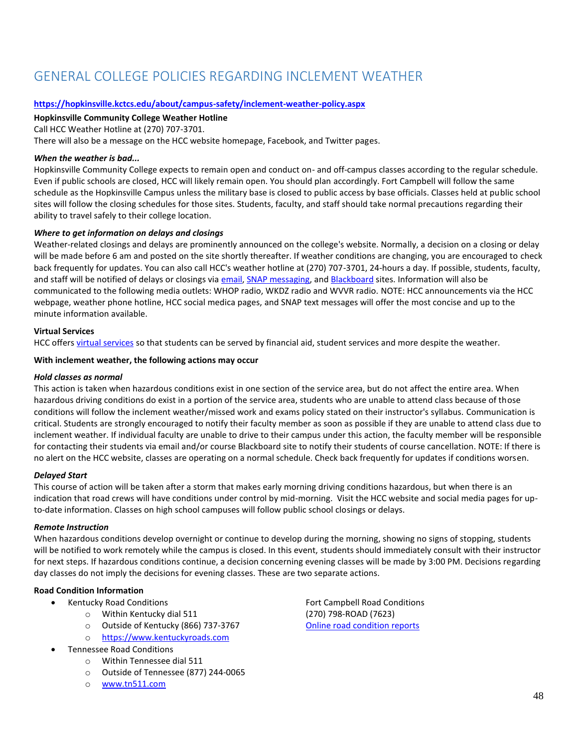# GENERAL COLLEGE POLICIES REGARDING INCLEMENT WEATHER

**https://hopkinsville.kctcs.edu/about/campus-safety/inclement-weather-policy.aspx**

**Hopkinsville Community College Weather Hotline**

Call HCC Weather Hotline at (270) 707-3701.

There will also be a message on the HCC website homepage, Facebook, and Twitter pages.

***When the weather is bad...***

Hopkinsville Community College expects to remain open and conduct on- and off-campus classes according to the regular schedule. Even if public schools are closed, HCC will likely remain open. You should plan accordingly. Fort Campbell will follow the same schedule as the Hopkinsville Campus unless the military base is closed to public access by base officials. Classes held at public school sites will follow the closing schedules for those sites. Students, faculty, and staff should take normal precautions regarding their ability to travel safely to their college location.

***Where to get information on delays and closings***

Weather-related closings and delays are prominently announced on the college's website. Normally, a decision on a closing or delay will be made before 6 am and posted on the site shortly thereafter. If weather conditions are changing, you are encouraged to check back frequently for updates. You can also call HCC's weather hotline at (270) 707-3701, 24-hours a day. If possible, students, faculty, and staff will be notified of delays or closings via email, SNAP messaging, and Blackboard sites. Information will also be communicated to the following media outlets: WHOP radio, WKDZ radio and WVVR radio. NOTE: HCC announcements via the HCC webpage, weather phone hotline, HCC social medica pages, and SNAP text messages will offer the most concise and up to the minute information available.

**Virtual Services**

HCC offers virtual services so that students can be served by financial aid, student services and more despite the weather.

**With inclement weather, the following actions may occur**

***Hold classes as normal***

This action is taken when hazardous conditions exist in one section of the service area, but do not affect the entire area. When hazardous driving conditions do exist in a portion of the service area, students who are unable to attend class because of those conditions will follow the inclement weather/missed work and exams policy stated on their instructor's syllabus. Communication is critical. Students are strongly encouraged to notify their faculty member as soon as possible if they are unable to attend class due to inclement weather. If individual faculty are unable to drive to their campus under this action, the faculty member will be responsible for contacting their students via email and/or course Blackboard site to notify their students of course cancellation. NOTE: If there is no alert on the HCC website, classes are operating on a normal schedule. Check back frequently for updates if conditions worsen.

***Delayed Start***

This course of action will be taken after a storm that makes early morning driving conditions hazardous, but when there is an indication that road crews will have conditions under control by mid-morning. Visit the HCC website and social media pages for up-to-date information. Classes on high school campuses will follow public school closings or delays.

***Remote Instruction***

When hazardous conditions develop overnight or continue to develop during the morning, showing no signs of stopping, students will be notified to work remotely while the campus is closed. In this event, students should immediately consult with their instructor for next steps. If hazardous conditions continue, a decision concerning evening classes will be made by 3:00 PM. Decisions regarding day classes do not imply the decisions for evening classes. These are two separate actions.

**Road Condition Information**

- Kentucky Road Conditions
  - Within Kentucky dial 511
  - Outside of Kentucky (866) 737-3767
  - https://www.kentuckyroads.com
- Tennessee Road Conditions
  - Within Tennessee dial 511
  - Outside of Tennessee (877) 244-0065
  - www.tn511.com

Fort Campbell Road Conditions
(270) 798-ROAD (7623)
Online road condition reports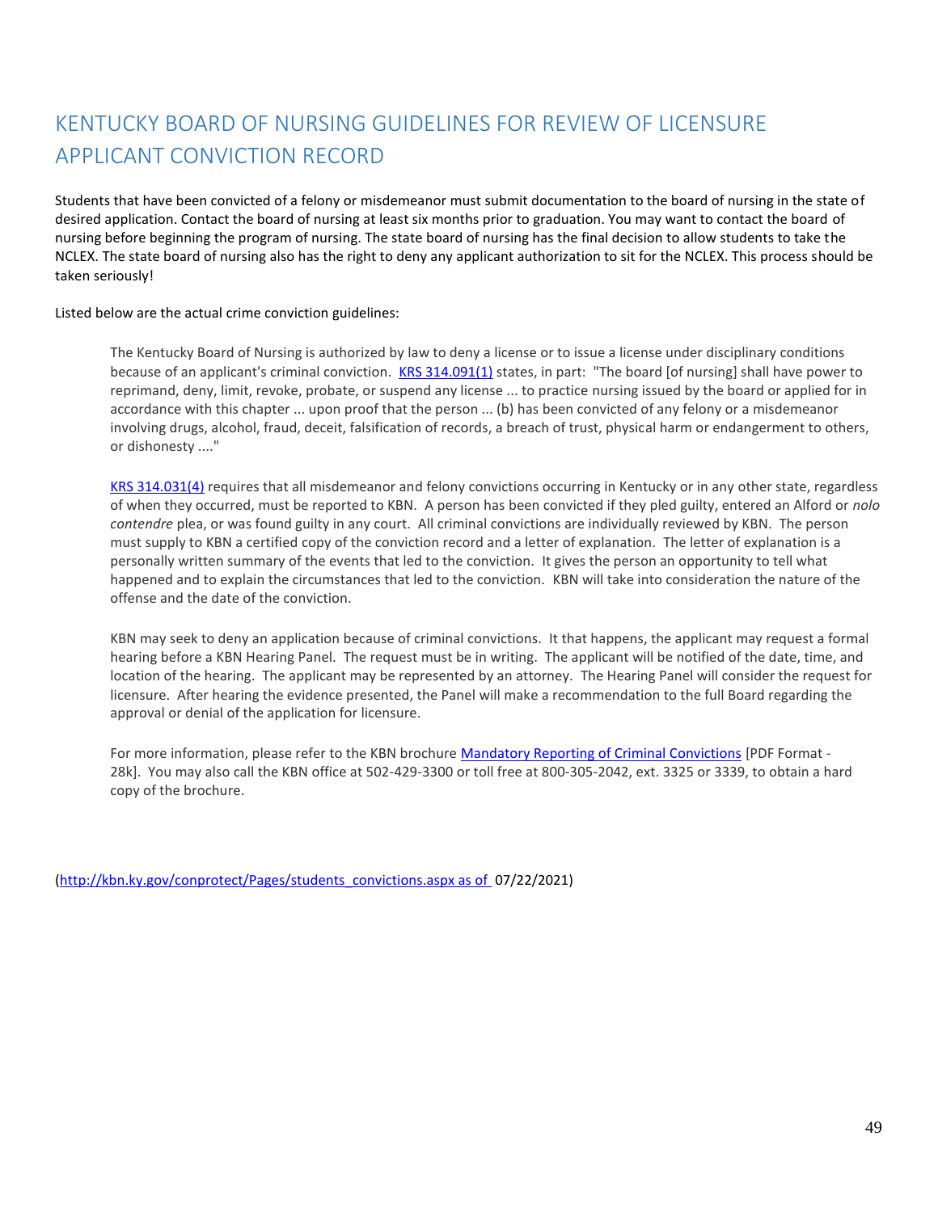# KENTUCKY BOARD OF NURSING GUIDELINES FOR REVIEW OF LICENSURE APPLICANT CONVICTION RECORD

Students that have been convicted of a felony or misdemeanor must submit documentation to the board of nursing in the state of desired application. Contact the board of nursing at least six months prior to graduation. You may want to contact the board of nursing before beginning the program of nursing. The state board of nursing has the final decision to allow students to take the NCLEX. The state board of nursing also has the right to deny any applicant authorization to sit for the NCLEX. This process should be taken seriously!

Listed below are the actual crime conviction guidelines:

> The Kentucky Board of Nursing is authorized by law to deny a license or to issue a license under disciplinary conditions because of an applicant's criminal conviction. [KRS 314.091(1)] states, in part: "The board [of nursing] shall have power to reprimand, deny, limit, revoke, probate, or suspend any license ... to practice nursing issued by the board or applied for in accordance with this chapter ... upon proof that the person ... (b) has been convicted of any felony or a misdemeanor involving drugs, alcohol, fraud, deceit, falsification of records, a breach of trust, physical harm or endangerment to others, or dishonesty ...."
>
> [KRS 314.031(4)] requires that all misdemeanor and felony convictions occurring in Kentucky or in any other state, regardless of when they occurred, must be reported to KBN. A person has been convicted if they pled guilty, entered an Alford or *nolo contendre* plea, or was found guilty in any court. All criminal convictions are individually reviewed by KBN. The person must supply to KBN a certified copy of the conviction record and a letter of explanation. The letter of explanation is a personally written summary of the events that led to the conviction. It gives the person an opportunity to tell what happened and to explain the circumstances that led to the conviction. KBN will take into consideration the nature of the offense and the date of the conviction.
>
> KBN may seek to deny an application because of criminal convictions. It that happens, the applicant may request a formal hearing before a KBN Hearing Panel. The request must be in writing. The applicant will be notified of the date, time, and location of the hearing. The applicant may be represented by an attorney. The Hearing Panel will consider the request for licensure. After hearing the evidence presented, the Panel will make a recommendation to the full Board regarding the approval or denial of the application for licensure.
>
> For more information, please refer to the KBN brochure [Mandatory Reporting of Criminal Convictions] [PDF Format - 28k]. You may also call the KBN office at 502-429-3300 or toll free at 800-305-2042, ext. 3325 or 3339, to obtain a hard copy of the brochure.

(http://kbn.ky.gov/conprotect/Pages/students_convictions.aspx as of 07/22/2021)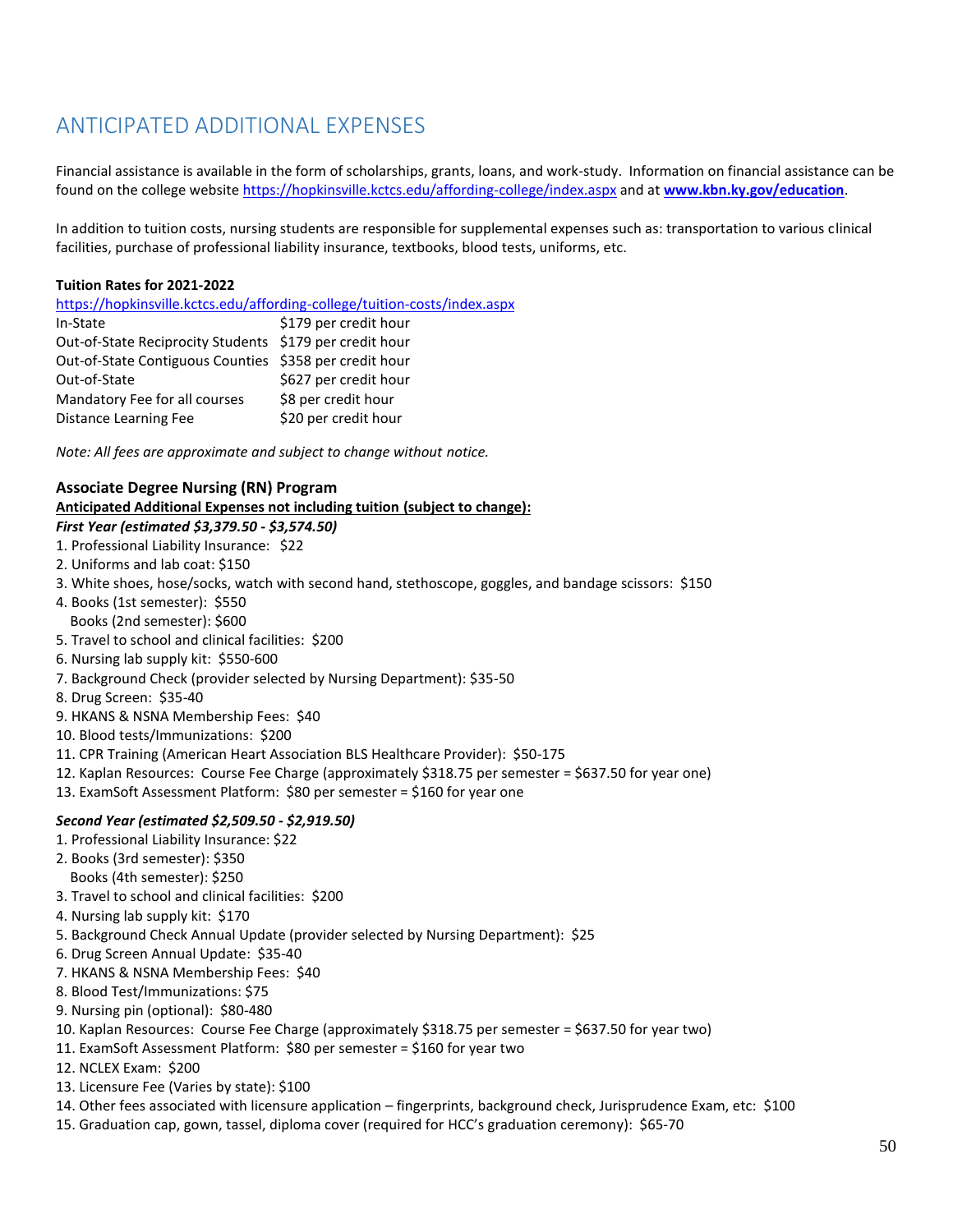## ANTICIPATED ADDITIONAL EXPENSES

Financial assistance is available in the form of scholarships, grants, loans, and work-study. Information on financial assistance can be found on the college website https://hopkinsville.kctcs.edu/affording-college/index.aspx and at **www.kbn.ky.gov/education**.

In addition to tuition costs, nursing students are responsible for supplemental expenses such as: transportation to various clinical facilities, purchase of professional liability insurance, textbooks, blood tests, uniforms, etc.

**Tuition Rates for 2021-2022**

https://hopkinsville.kctcs.edu/affording-college/tuition-costs/index.aspx

| | |
|---|---|
| In-State | $179 per credit hour |
| Out-of-State Reciprocity Students | $179 per credit hour |
| Out-of-State Contiguous Counties | $358 per credit hour |
| Out-of-State | $627 per credit hour |
| Mandatory Fee for all courses | $8 per credit hour |
| Distance Learning Fee | $20 per credit hour |

*Note: All fees are approximate and subject to change without notice.*

### Associate Degree Nursing (RN) Program

**Anticipated Additional Expenses not including tuition (subject to change):**

***First Year (estimated $3,379.50 - $3,574.50)***

1. Professional Liability Insurance: $22
2. Uniforms and lab coat: $150
3. White shoes, hose/socks, watch with second hand, stethoscope, goggles, and bandage scissors: $150
4. Books (1st semester): $550
   Books (2nd semester): $600
5. Travel to school and clinical facilities: $200
6. Nursing lab supply kit: $550-600
7. Background Check (provider selected by Nursing Department): $35-50
8. Drug Screen: $35-40
9. HKANS & NSNA Membership Fees: $40
10. Blood tests/Immunizations: $200
11. CPR Training (American Heart Association BLS Healthcare Provider): $50-175
12. Kaplan Resources: Course Fee Charge (approximately $318.75 per semester = $637.50 for year one)
13. ExamSoft Assessment Platform: $80 per semester = $160 for year one

***Second Year (estimated $2,509.50 - $2,919.50)***

1. Professional Liability Insurance: $22
2. Books (3rd semester): $350
   Books (4th semester): $250
3. Travel to school and clinical facilities: $200
4. Nursing lab supply kit: $170
5. Background Check Annual Update (provider selected by Nursing Department): $25
6. Drug Screen Annual Update: $35-40
7. HKANS & NSNA Membership Fees: $40
8. Blood Test/Immunizations: $75
9. Nursing pin (optional): $80-480
10. Kaplan Resources: Course Fee Charge (approximately $318.75 per semester = $637.50 for year two)
11. ExamSoft Assessment Platform: $80 per semester = $160 for year two
12. NCLEX Exam: $200
13. Licensure Fee (Varies by state): $100
14. Other fees associated with licensure application – fingerprints, background check, Jurisprudence Exam, etc: $100
15. Graduation cap, gown, tassel, diploma cover (required for HCC's graduation ceremony): $65-70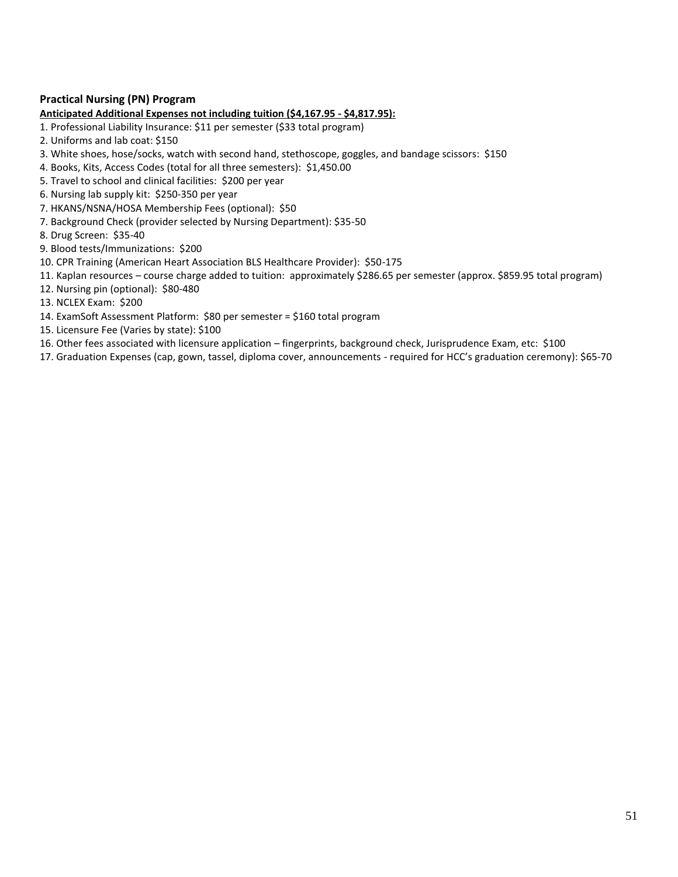**Practical Nursing (PN) Program**

**Anticipated Additional Expenses not including tuition ($4,167.95 - $4,817.95):**

1. Professional Liability Insurance: $11 per semester ($33 total program)
2. Uniforms and lab coat: $150
3. White shoes, hose/socks, watch with second hand, stethoscope, goggles, and bandage scissors: $150
4. Books, Kits, Access Codes (total for all three semesters): $1,450.00
5. Travel to school and clinical facilities: $200 per year
6. Nursing lab supply kit: $250-350 per year
7. HKANS/NSNA/HOSA Membership Fees (optional): $50
7. Background Check (provider selected by Nursing Department): $35-50
8. Drug Screen: $35-40
9. Blood tests/Immunizations: $200
10. CPR Training (American Heart Association BLS Healthcare Provider): $50-175
11. Kaplan resources – course charge added to tuition: approximately $286.65 per semester (approx. $859.95 total program)
12. Nursing pin (optional): $80-480
13. NCLEX Exam: $200
14. ExamSoft Assessment Platform: $80 per semester = $160 total program
15. Licensure Fee (Varies by state): $100
16. Other fees associated with licensure application – fingerprints, background check, Jurisprudence Exam, etc: $100
17. Graduation Expenses (cap, gown, tassel, diploma cover, announcements - required for HCC's graduation ceremony): $65-70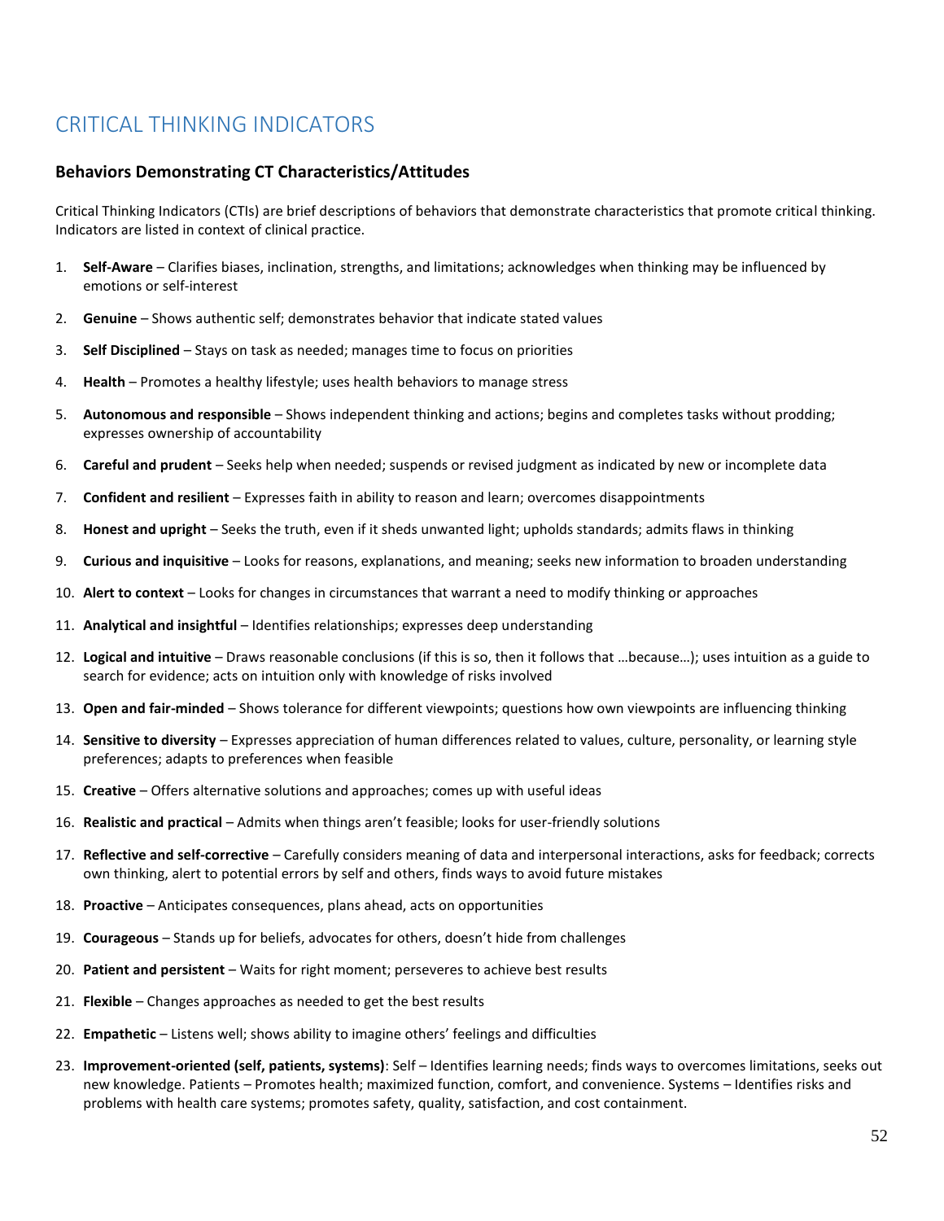# CRITICAL THINKING INDICATORS

## Behaviors Demonstrating CT Characteristics/Attitudes

Critical Thinking Indicators (CTIs) are brief descriptions of behaviors that demonstrate characteristics that promote critical thinking. Indicators are listed in context of clinical practice.

1. **Self-Aware** – Clarifies biases, inclination, strengths, and limitations; acknowledges when thinking may be influenced by emotions or self-interest
2. **Genuine** – Shows authentic self; demonstrates behavior that indicate stated values
3. **Self Disciplined** – Stays on task as needed; manages time to focus on priorities
4. **Health** – Promotes a healthy lifestyle; uses health behaviors to manage stress
5. **Autonomous and responsible** – Shows independent thinking and actions; begins and completes tasks without prodding; expresses ownership of accountability
6. **Careful and prudent** – Seeks help when needed; suspends or revised judgment as indicated by new or incomplete data
7. **Confident and resilient** – Expresses faith in ability to reason and learn; overcomes disappointments
8. **Honest and upright** – Seeks the truth, even if it sheds unwanted light; upholds standards; admits flaws in thinking
9. **Curious and inquisitive** – Looks for reasons, explanations, and meaning; seeks new information to broaden understanding
10. **Alert to context** – Looks for changes in circumstances that warrant a need to modify thinking or approaches
11. **Analytical and insightful** – Identifies relationships; expresses deep understanding
12. **Logical and intuitive** – Draws reasonable conclusions (if this is so, then it follows that …because…); uses intuition as a guide to search for evidence; acts on intuition only with knowledge of risks involved
13. **Open and fair-minded** – Shows tolerance for different viewpoints; questions how own viewpoints are influencing thinking
14. **Sensitive to diversity** – Expresses appreciation of human differences related to values, culture, personality, or learning style preferences; adapts to preferences when feasible
15. **Creative** – Offers alternative solutions and approaches; comes up with useful ideas
16. **Realistic and practical** – Admits when things aren't feasible; looks for user-friendly solutions
17. **Reflective and self-corrective** – Carefully considers meaning of data and interpersonal interactions, asks for feedback; corrects own thinking, alert to potential errors by self and others, finds ways to avoid future mistakes
18. **Proactive** – Anticipates consequences, plans ahead, acts on opportunities
19. **Courageous** – Stands up for beliefs, advocates for others, doesn't hide from challenges
20. **Patient and persistent** – Waits for right moment; perseveres to achieve best results
21. **Flexible** – Changes approaches as needed to get the best results
22. **Empathetic** – Listens well; shows ability to imagine others' feelings and difficulties
23. **Improvement-oriented (self, patients, systems)**: Self – Identifies learning needs; finds ways to overcomes limitations, seeks out new knowledge. Patients – Promotes health; maximized function, comfort, and convenience. Systems – Identifies risks and problems with health care systems; promotes safety, quality, satisfaction, and cost containment.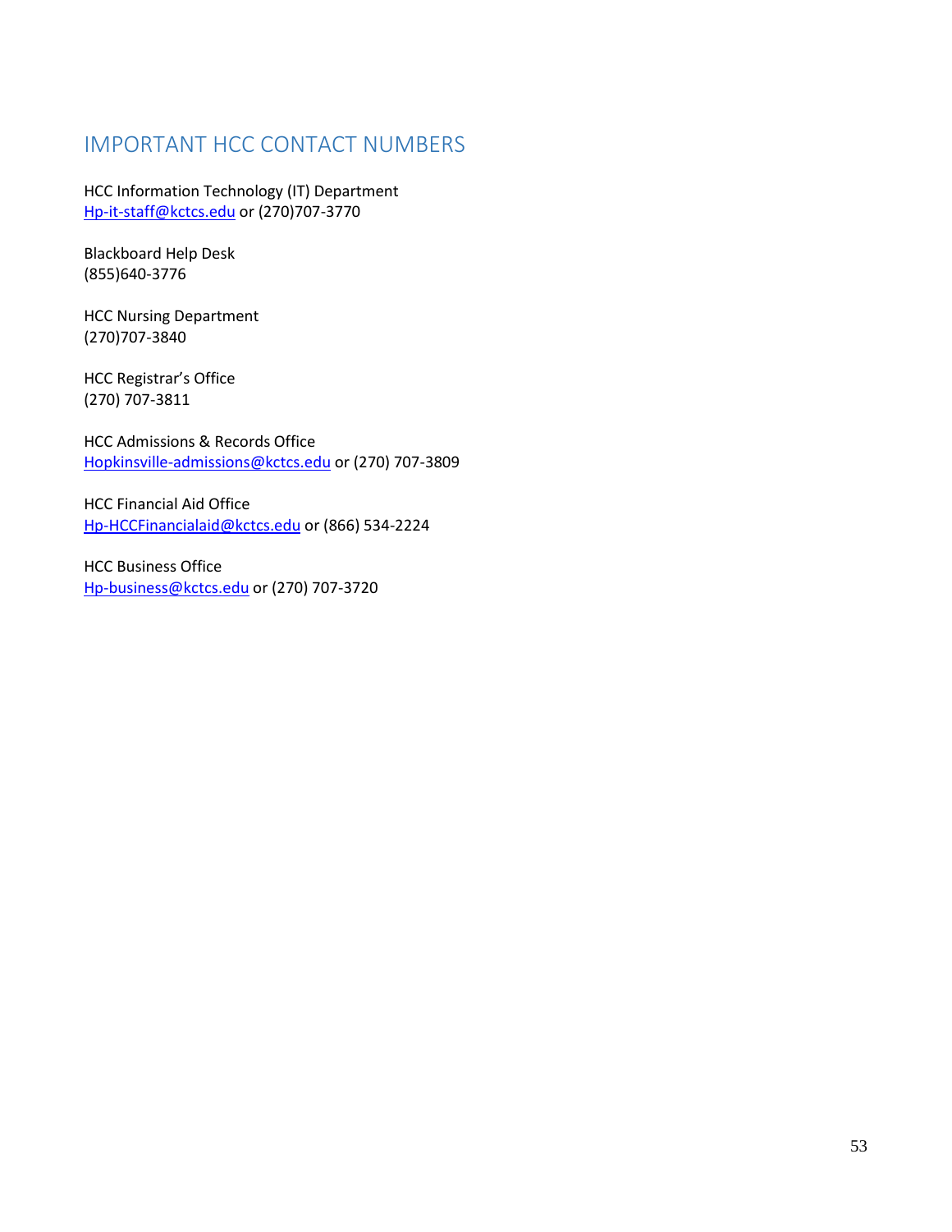## IMPORTANT HCC CONTACT NUMBERS

HCC Information Technology (IT) Department
Hp-it-staff@kctcs.edu or (270)707-3770

Blackboard Help Desk
(855)640-3776

HCC Nursing Department
(270)707-3840

HCC Registrar's Office
(270) 707-3811

HCC Admissions & Records Office
Hopkinsville-admissions@kctcs.edu or (270) 707-3809

HCC Financial Aid Office
Hp-HCCFinancialaid@kctcs.edu or (866) 534-2224

HCC Business Office
Hp-business@kctcs.edu or (270) 707-3720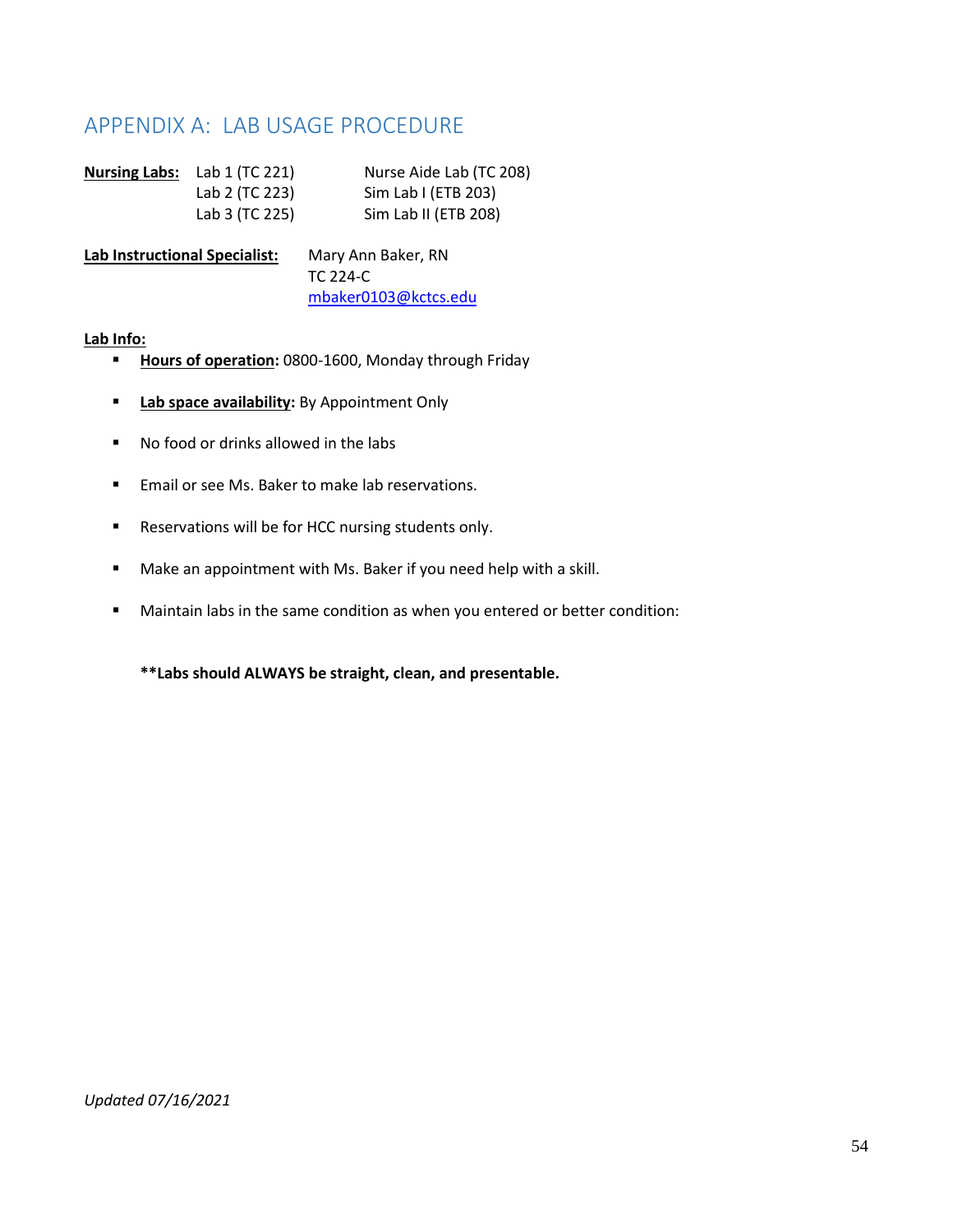## APPENDIX A: LAB USAGE PROCEDURE

**Nursing Labs:**

| | |
|---|---|
| Lab 1 (TC 221) | Nurse Aide Lab (TC 208) |
| Lab 2 (TC 223) | Sim Lab I (ETB 203) |
| Lab 3 (TC 225) | Sim Lab II (ETB 208) |

**Lab Instructional Specialist:** Mary Ann Baker, RN
TC 224-C
mbaker0103@kctcs.edu

**Lab Info:**

- **Hours of operation:** 0800-1600, Monday through Friday
- **Lab space availability:** By Appointment Only
- No food or drinks allowed in the labs
- Email or see Ms. Baker to make lab reservations.
- Reservations will be for HCC nursing students only.
- Make an appointment with Ms. Baker if you need help with a skill.
- Maintain labs in the same condition as when you entered or better condition:

**\*\*Labs should ALWAYS be straight, clean, and presentable.**

*Updated 07/16/2021*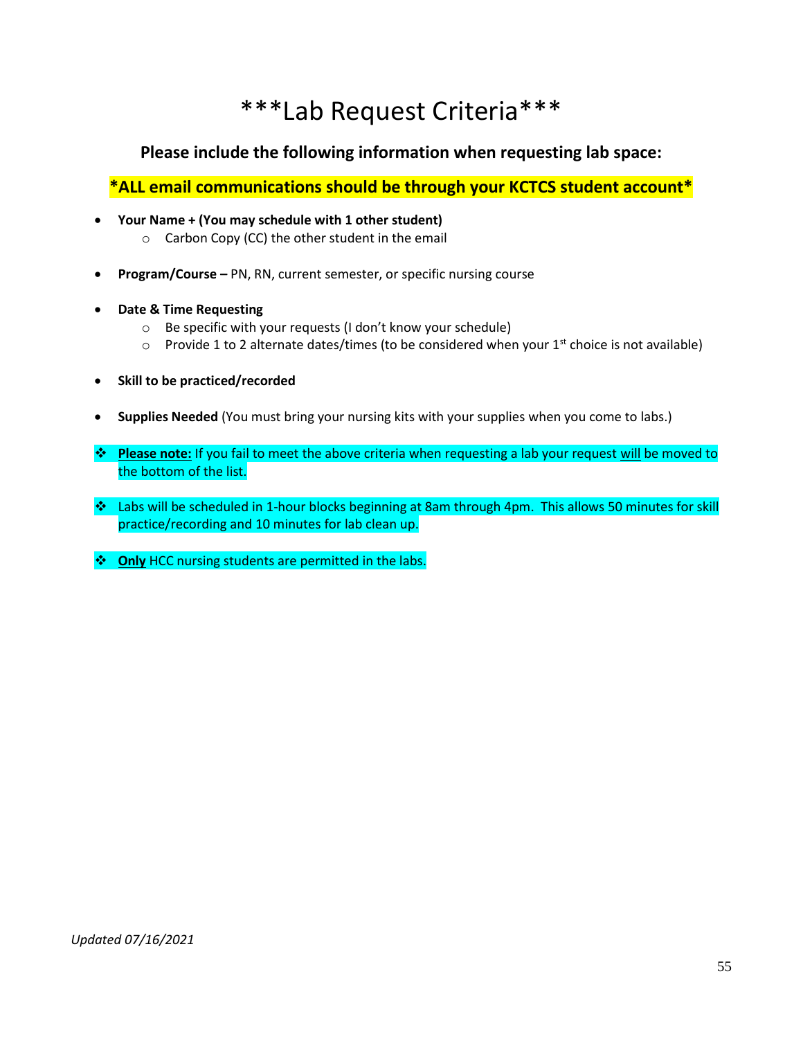# ***Lab Request Criteria***

**Please include the following information when requesting lab space:**

***ALL email communications should be through your KCTCS student account***

- **Your Name + (You may schedule with 1 other student)**
  - Carbon Copy (CC) the other student in the email
- **Program/Course –** PN, RN, current semester, or specific nursing course
- **Date & Time Requesting**
  - Be specific with your requests (I don't know your schedule)
  - Provide 1 to 2 alternate dates/times (to be considered when your 1st choice is not available)
- **Skill to be practiced/recorded**
- **Supplies Needed** (You must bring your nursing kits with your supplies when you come to labs.)

❖ **Please note:** If you fail to meet the above criteria when requesting a lab your request will be moved to the bottom of the list.

❖ Labs will be scheduled in 1-hour blocks beginning at 8am through 4pm. This allows 50 minutes for skill practice/recording and 10 minutes for lab clean up.

❖ **Only** HCC nursing students are permitted in the labs.

*Updated 07/16/2021*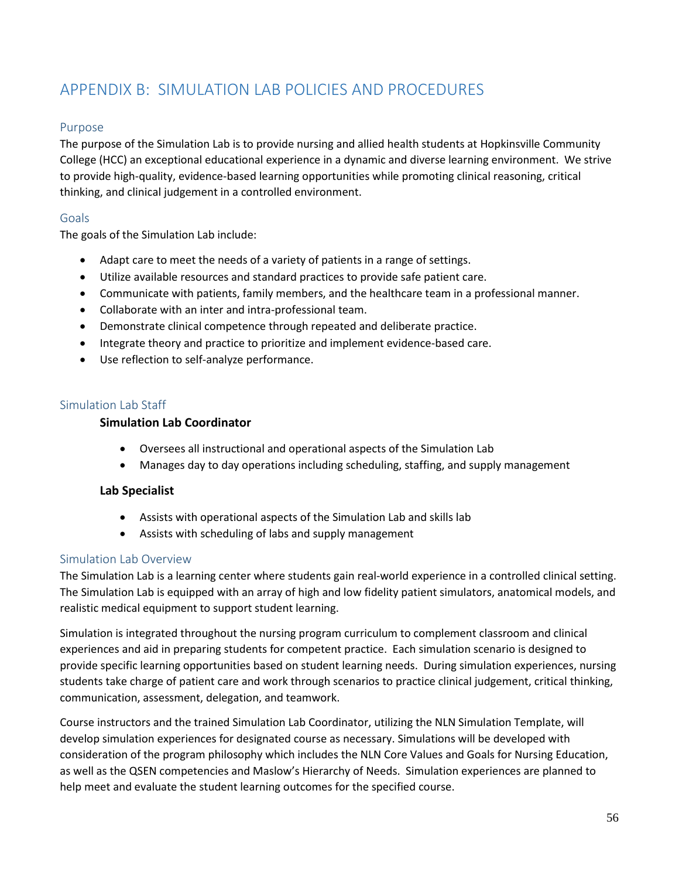# APPENDIX B: SIMULATION LAB POLICIES AND PROCEDURES

## Purpose

The purpose of the Simulation Lab is to provide nursing and allied health students at Hopkinsville Community College (HCC) an exceptional educational experience in a dynamic and diverse learning environment. We strive to provide high-quality, evidence-based learning opportunities while promoting clinical reasoning, critical thinking, and clinical judgement in a controlled environment.

## Goals

The goals of the Simulation Lab include:

- Adapt care to meet the needs of a variety of patients in a range of settings.
- Utilize available resources and standard practices to provide safe patient care.
- Communicate with patients, family members, and the healthcare team in a professional manner.
- Collaborate with an inter and intra-professional team.
- Demonstrate clinical competence through repeated and deliberate practice.
- Integrate theory and practice to prioritize and implement evidence-based care.
- Use reflection to self-analyze performance.

## Simulation Lab Staff

**Simulation Lab Coordinator**

- Oversees all instructional and operational aspects of the Simulation Lab
- Manages day to day operations including scheduling, staffing, and supply management

**Lab Specialist**

- Assists with operational aspects of the Simulation Lab and skills lab
- Assists with scheduling of labs and supply management

## Simulation Lab Overview

The Simulation Lab is a learning center where students gain real-world experience in a controlled clinical setting. The Simulation Lab is equipped with an array of high and low fidelity patient simulators, anatomical models, and realistic medical equipment to support student learning.

Simulation is integrated throughout the nursing program curriculum to complement classroom and clinical experiences and aid in preparing students for competent practice. Each simulation scenario is designed to provide specific learning opportunities based on student learning needs. During simulation experiences, nursing students take charge of patient care and work through scenarios to practice clinical judgement, critical thinking, communication, assessment, delegation, and teamwork.

Course instructors and the trained Simulation Lab Coordinator, utilizing the NLN Simulation Template, will develop simulation experiences for designated course as necessary. Simulations will be developed with consideration of the program philosophy which includes the NLN Core Values and Goals for Nursing Education, as well as the QSEN competencies and Maslow's Hierarchy of Needs. Simulation experiences are planned to help meet and evaluate the student learning outcomes for the specified course.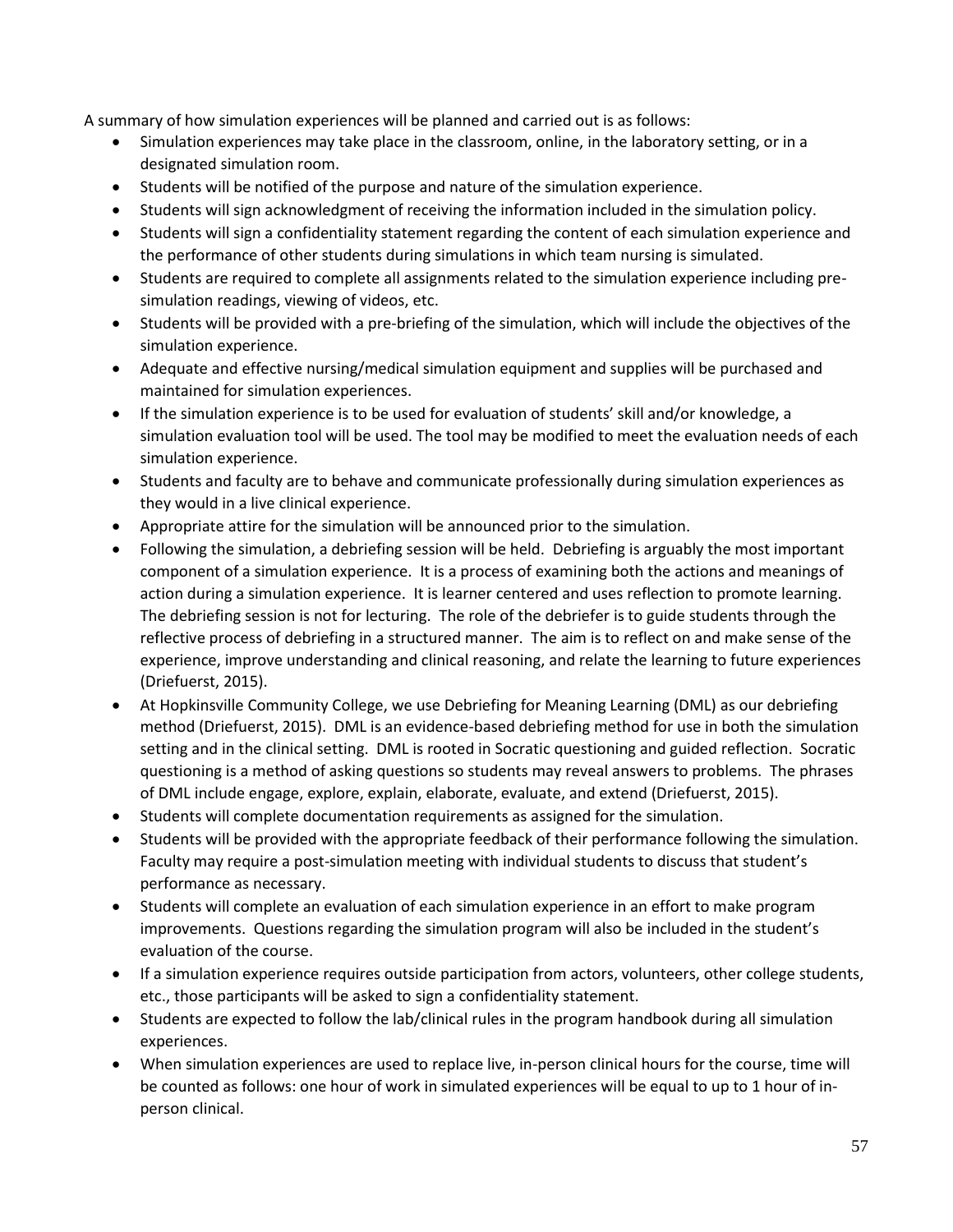A summary of how simulation experiences will be planned and carried out is as follows:

- Simulation experiences may take place in the classroom, online, in the laboratory setting, or in a designated simulation room.
- Students will be notified of the purpose and nature of the simulation experience.
- Students will sign acknowledgment of receiving the information included in the simulation policy.
- Students will sign a confidentiality statement regarding the content of each simulation experience and the performance of other students during simulations in which team nursing is simulated.
- Students are required to complete all assignments related to the simulation experience including pre-simulation readings, viewing of videos, etc.
- Students will be provided with a pre-briefing of the simulation, which will include the objectives of the simulation experience.
- Adequate and effective nursing/medical simulation equipment and supplies will be purchased and maintained for simulation experiences.
- If the simulation experience is to be used for evaluation of students' skill and/or knowledge, a simulation evaluation tool will be used. The tool may be modified to meet the evaluation needs of each simulation experience.
- Students and faculty are to behave and communicate professionally during simulation experiences as they would in a live clinical experience.
- Appropriate attire for the simulation will be announced prior to the simulation.
- Following the simulation, a debriefing session will be held. Debriefing is arguably the most important component of a simulation experience. It is a process of examining both the actions and meanings of action during a simulation experience. It is learner centered and uses reflection to promote learning. The debriefing session is not for lecturing. The role of the debriefer is to guide students through the reflective process of debriefing in a structured manner. The aim is to reflect on and make sense of the experience, improve understanding and clinical reasoning, and relate the learning to future experiences (Driefuerst, 2015).
- At Hopkinsville Community College, we use Debriefing for Meaning Learning (DML) as our debriefing method (Driefuerst, 2015). DML is an evidence-based debriefing method for use in both the simulation setting and in the clinical setting. DML is rooted in Socratic questioning and guided reflection. Socratic questioning is a method of asking questions so students may reveal answers to problems. The phrases of DML include engage, explore, explain, elaborate, evaluate, and extend (Driefuerst, 2015).
- Students will complete documentation requirements as assigned for the simulation.
- Students will be provided with the appropriate feedback of their performance following the simulation. Faculty may require a post-simulation meeting with individual students to discuss that student's performance as necessary.
- Students will complete an evaluation of each simulation experience in an effort to make program improvements. Questions regarding the simulation program will also be included in the student's evaluation of the course.
- If a simulation experience requires outside participation from actors, volunteers, other college students, etc., those participants will be asked to sign a confidentiality statement.
- Students are expected to follow the lab/clinical rules in the program handbook during all simulation experiences.
- When simulation experiences are used to replace live, in-person clinical hours for the course, time will be counted as follows: one hour of work in simulated experiences will be equal to up to 1 hour of in-person clinical.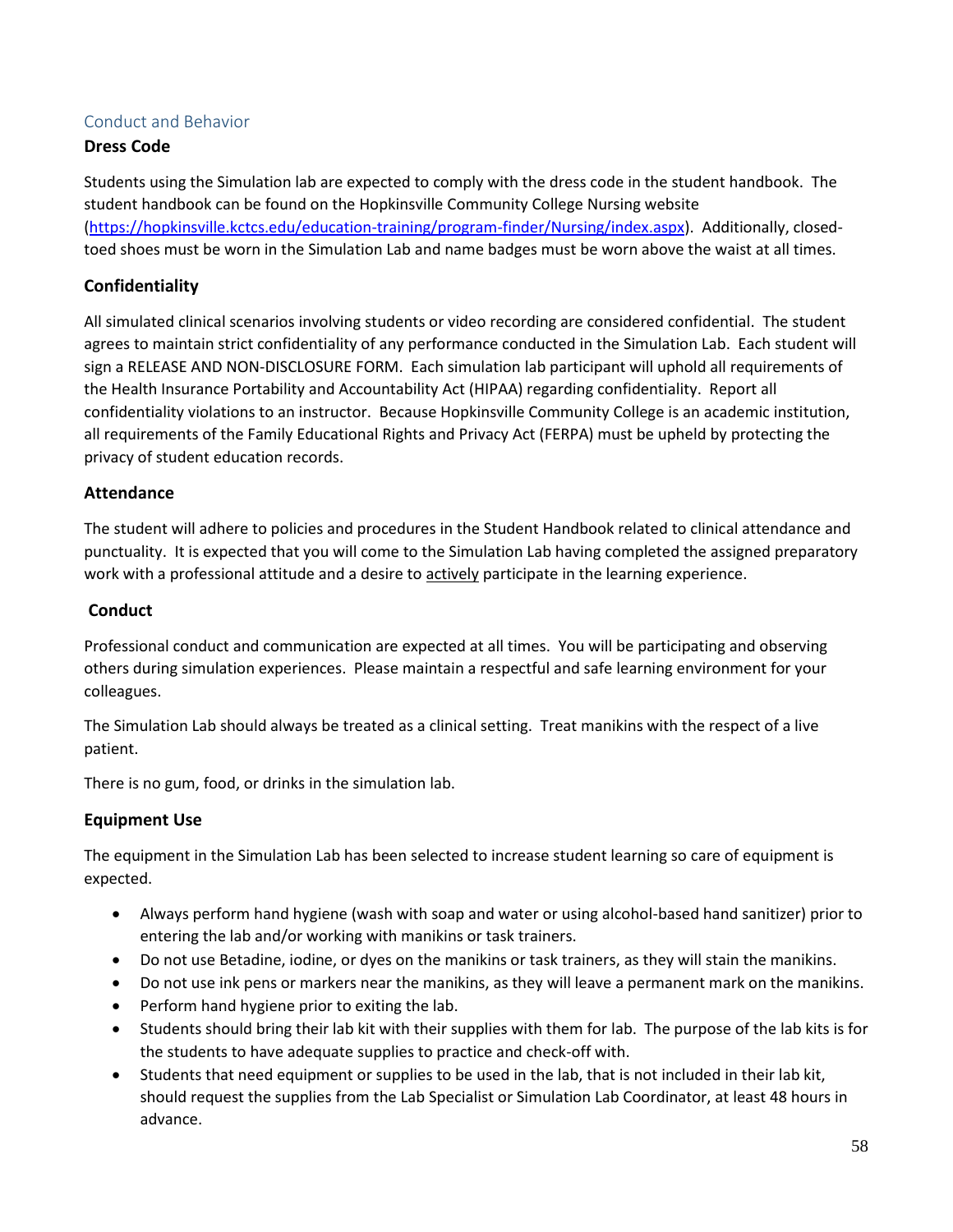## Conduct and Behavior

### Dress Code

Students using the Simulation lab are expected to comply with the dress code in the student handbook. The student handbook can be found on the Hopkinsville Community College Nursing website ([https://hopkinsville.kctcs.edu/education-training/program-finder/Nursing/index.aspx](https://hopkinsville.kctcs.edu/education-training/program-finder/Nursing/index.aspx)). Additionally, closed-toed shoes must be worn in the Simulation Lab and name badges must be worn above the waist at all times.

### Confidentiality

All simulated clinical scenarios involving students or video recording are considered confidential. The student agrees to maintain strict confidentiality of any performance conducted in the Simulation Lab. Each student will sign a RELEASE AND NON-DISCLOSURE FORM. Each simulation lab participant will uphold all requirements of the Health Insurance Portability and Accountability Act (HIPAA) regarding confidentiality. Report all confidentiality violations to an instructor. Because Hopkinsville Community College is an academic institution, all requirements of the Family Educational Rights and Privacy Act (FERPA) must be upheld by protecting the privacy of student education records.

### Attendance

The student will adhere to policies and procedures in the Student Handbook related to clinical attendance and punctuality. It is expected that you will come to the Simulation Lab having completed the assigned preparatory work with a professional attitude and a desire to <u>actively</u> participate in the learning experience.

### Conduct

Professional conduct and communication are expected at all times. You will be participating and observing others during simulation experiences. Please maintain a respectful and safe learning environment for your colleagues.

The Simulation Lab should always be treated as a clinical setting. Treat manikins with the respect of a live patient.

There is no gum, food, or drinks in the simulation lab.

### Equipment Use

The equipment in the Simulation Lab has been selected to increase student learning so care of equipment is expected.

- Always perform hand hygiene (wash with soap and water or using alcohol-based hand sanitizer) prior to entering the lab and/or working with manikins or task trainers.
- Do not use Betadine, iodine, or dyes on the manikins or task trainers, as they will stain the manikins.
- Do not use ink pens or markers near the manikins, as they will leave a permanent mark on the manikins.
- Perform hand hygiene prior to exiting the lab.
- Students should bring their lab kit with their supplies with them for lab. The purpose of the lab kits is for the students to have adequate supplies to practice and check-off with.
- Students that need equipment or supplies to be used in the lab, that is not included in their lab kit, should request the supplies from the Lab Specialist or Simulation Lab Coordinator, at least 48 hours in advance.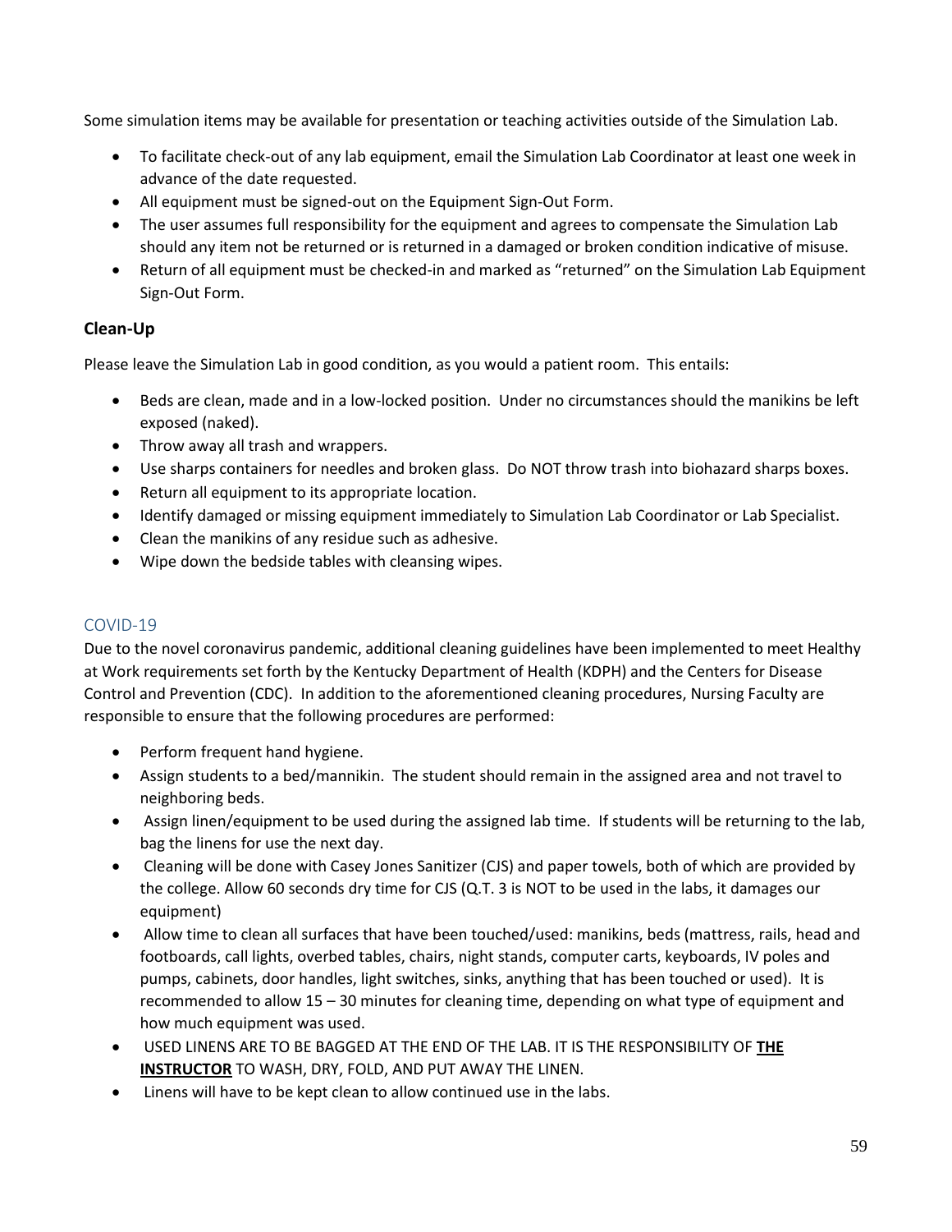Some simulation items may be available for presentation or teaching activities outside of the Simulation Lab.

- To facilitate check-out of any lab equipment, email the Simulation Lab Coordinator at least one week in advance of the date requested.
- All equipment must be signed-out on the Equipment Sign-Out Form.
- The user assumes full responsibility for the equipment and agrees to compensate the Simulation Lab should any item not be returned or is returned in a damaged or broken condition indicative of misuse.
- Return of all equipment must be checked-in and marked as "returned" on the Simulation Lab Equipment Sign-Out Form.

### Clean-Up

Please leave the Simulation Lab in good condition, as you would a patient room. This entails:

- Beds are clean, made and in a low-locked position. Under no circumstances should the manikins be left exposed (naked).
- Throw away all trash and wrappers.
- Use sharps containers for needles and broken glass. Do NOT throw trash into biohazard sharps boxes.
- Return all equipment to its appropriate location.
- Identify damaged or missing equipment immediately to Simulation Lab Coordinator or Lab Specialist.
- Clean the manikins of any residue such as adhesive.
- Wipe down the bedside tables with cleansing wipes.

## COVID-19

Due to the novel coronavirus pandemic, additional cleaning guidelines have been implemented to meet Healthy at Work requirements set forth by the Kentucky Department of Health (KDPH) and the Centers for Disease Control and Prevention (CDC). In addition to the aforementioned cleaning procedures, Nursing Faculty are responsible to ensure that the following procedures are performed:

- Perform frequent hand hygiene.
- Assign students to a bed/mannikin. The student should remain in the assigned area and not travel to neighboring beds.
- Assign linen/equipment to be used during the assigned lab time. If students will be returning to the lab, bag the linens for use the next day.
- Cleaning will be done with Casey Jones Sanitizer (CJS) and paper towels, both of which are provided by the college. Allow 60 seconds dry time for CJS (Q.T. 3 is NOT to be used in the labs, it damages our equipment)
- Allow time to clean all surfaces that have been touched/used: manikins, beds (mattress, rails, head and footboards, call lights, overbed tables, chairs, night stands, computer carts, keyboards, IV poles and pumps, cabinets, door handles, light switches, sinks, anything that has been touched or used). It is recommended to allow 15 – 30 minutes for cleaning time, depending on what type of equipment and how much equipment was used.
- USED LINENS ARE TO BE BAGGED AT THE END OF THE LAB. IT IS THE RESPONSIBILITY OF **THE INSTRUCTOR** TO WASH, DRY, FOLD, AND PUT AWAY THE LINEN.
- Linens will have to be kept clean to allow continued use in the labs.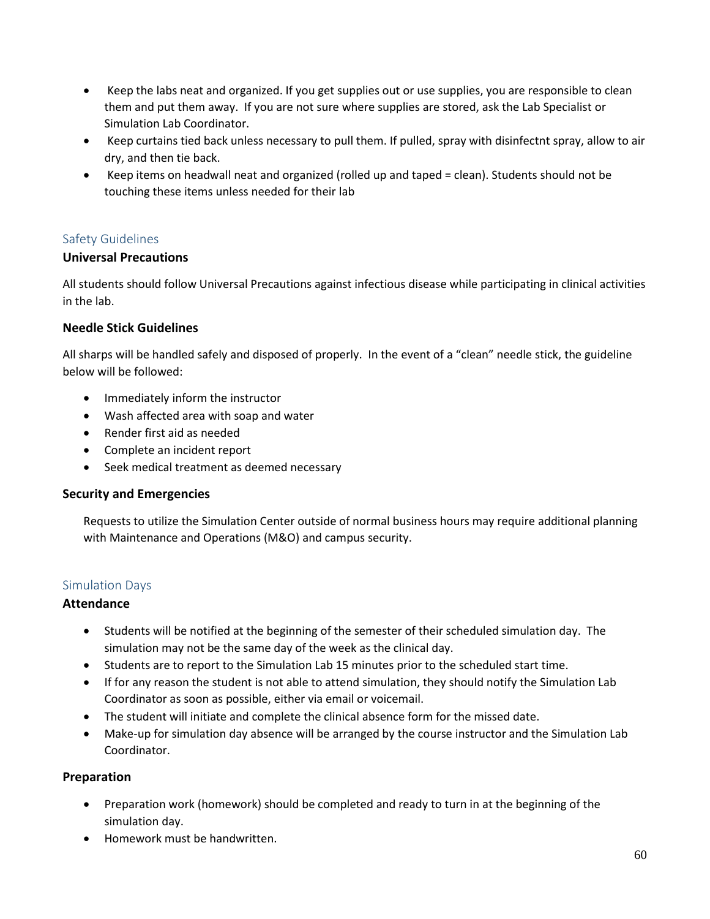- Keep the labs neat and organized. If you get supplies out or use supplies, you are responsible to clean them and put them away. If you are not sure where supplies are stored, ask the Lab Specialist or Simulation Lab Coordinator.
- Keep curtains tied back unless necessary to pull them. If pulled, spray with disinfectnt spray, allow to air dry, and then tie back.
- Keep items on headwall neat and organized (rolled up and taped = clean). Students should not be touching these items unless needed for their lab

## Safety Guidelines

### Universal Precautions

All students should follow Universal Precautions against infectious disease while participating in clinical activities in the lab.

### Needle Stick Guidelines

All sharps will be handled safely and disposed of properly. In the event of a "clean" needle stick, the guideline below will be followed:

- Immediately inform the instructor
- Wash affected area with soap and water
- Render first aid as needed
- Complete an incident report
- Seek medical treatment as deemed necessary

### Security and Emergencies

Requests to utilize the Simulation Center outside of normal business hours may require additional planning with Maintenance and Operations (M&O) and campus security.

## Simulation Days

### Attendance

- Students will be notified at the beginning of the semester of their scheduled simulation day. The simulation may not be the same day of the week as the clinical day.
- Students are to report to the Simulation Lab 15 minutes prior to the scheduled start time.
- If for any reason the student is not able to attend simulation, they should notify the Simulation Lab Coordinator as soon as possible, either via email or voicemail.
- The student will initiate and complete the clinical absence form for the missed date.
- Make-up for simulation day absence will be arranged by the course instructor and the Simulation Lab Coordinator.

### Preparation

- Preparation work (homework) should be completed and ready to turn in at the beginning of the simulation day.
- Homework must be handwritten.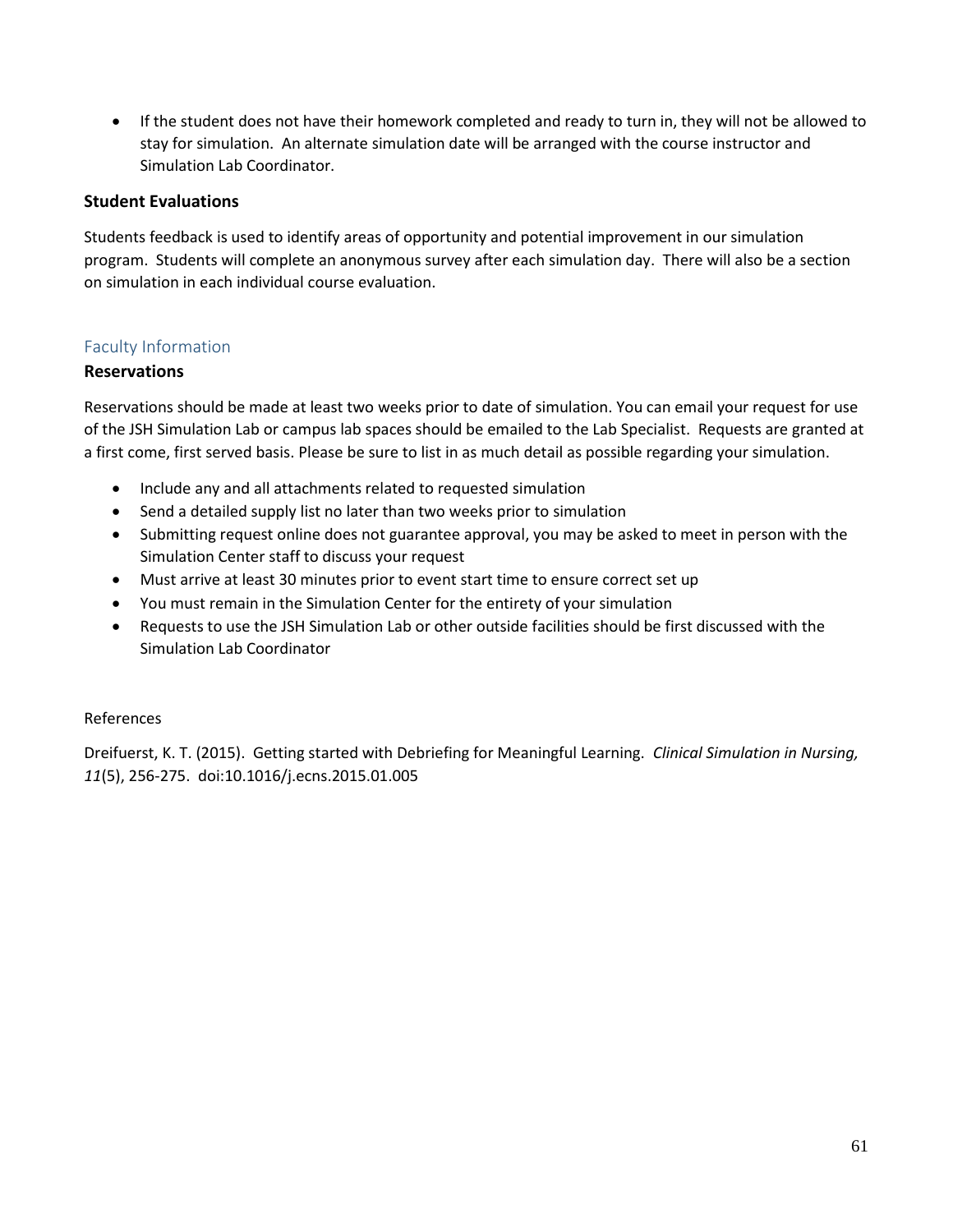- If the student does not have their homework completed and ready to turn in, they will not be allowed to stay for simulation. An alternate simulation date will be arranged with the course instructor and Simulation Lab Coordinator.

### Student Evaluations

Students feedback is used to identify areas of opportunity and potential improvement in our simulation program. Students will complete an anonymous survey after each simulation day. There will also be a section on simulation in each individual course evaluation.

## Faculty Information

### Reservations

Reservations should be made at least two weeks prior to date of simulation. You can email your request for use of the JSH Simulation Lab or campus lab spaces should be emailed to the Lab Specialist. Requests are granted at a first come, first served basis. Please be sure to list in as much detail as possible regarding your simulation.

- Include any and all attachments related to requested simulation
- Send a detailed supply list no later than two weeks prior to simulation
- Submitting request online does not guarantee approval, you may be asked to meet in person with the Simulation Center staff to discuss your request
- Must arrive at least 30 minutes prior to event start time to ensure correct set up
- You must remain in the Simulation Center for the entirety of your simulation
- Requests to use the JSH Simulation Lab or other outside facilities should be first discussed with the Simulation Lab Coordinator

References

Dreifuerst, K. T. (2015). Getting started with Debriefing for Meaningful Learning. *Clinical Simulation in Nursing, 11*(5), 256-275. doi:10.1016/j.ecns.2015.01.005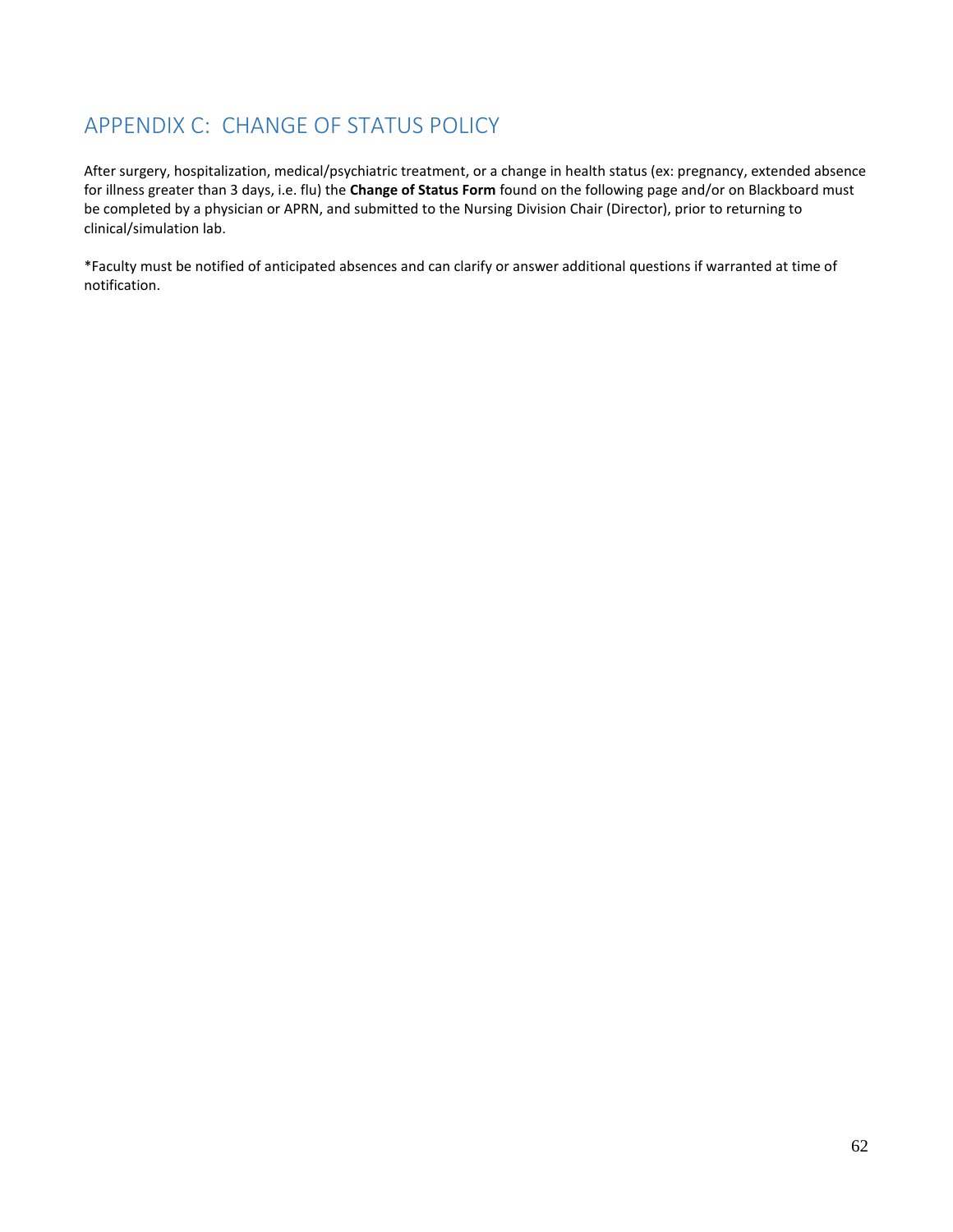## APPENDIX C: CHANGE OF STATUS POLICY

After surgery, hospitalization, medical/psychiatric treatment, or a change in health status (ex: pregnancy, extended absence for illness greater than 3 days, i.e. flu) the **Change of Status Form** found on the following page and/or on Blackboard must be completed by a physician or APRN, and submitted to the Nursing Division Chair (Director), prior to returning to clinical/simulation lab.

*Faculty must be notified of anticipated absences and can clarify or answer additional questions if warranted at time of notification.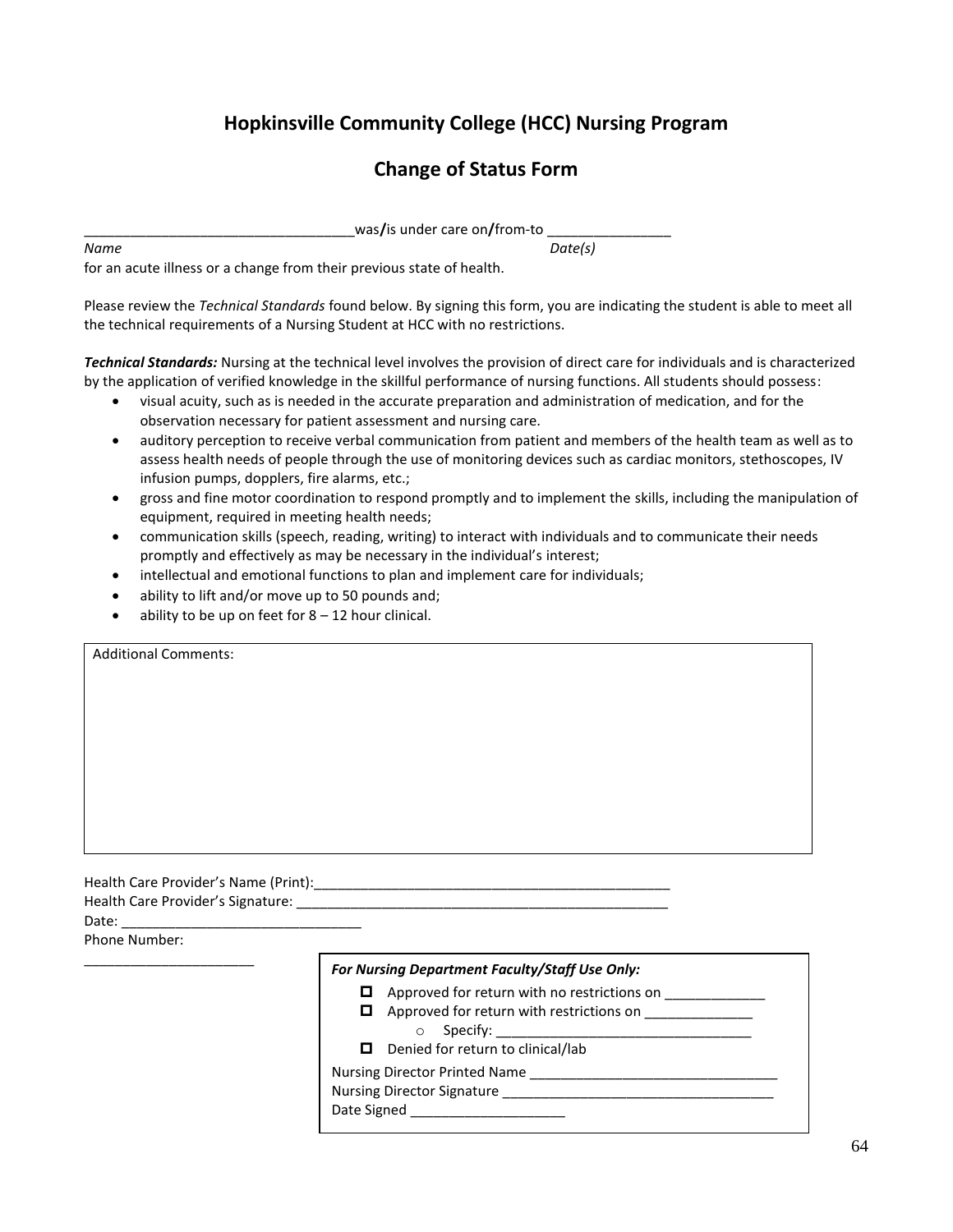# Hopkinsville Community College (HCC) Nursing Program

## Change of Status Form

___________________________________was**/**is under care on**/**from-to ________________

*Name* *Date(s)*

for an acute illness or a change from their previous state of health.

Please review the *Technical Standards* found below. By signing this form, you are indicating the student is able to meet all the technical requirements of a Nursing Student at HCC with no restrictions.

***Technical Standards:*** Nursing at the technical level involves the provision of direct care for individuals and is characterized by the application of verified knowledge in the skillful performance of nursing functions. All students should possess:

- visual acuity, such as is needed in the accurate preparation and administration of medication, and for the observation necessary for patient assessment and nursing care.
- auditory perception to receive verbal communication from patient and members of the health team as well as to assess health needs of people through the use of monitoring devices such as cardiac monitors, stethoscopes, IV infusion pumps, dopplers, fire alarms, etc.;
- gross and fine motor coordination to respond promptly and to implement the skills, including the manipulation of equipment, required in meeting health needs;
- communication skills (speech, reading, writing) to interact with individuals and to communicate their needs promptly and effectively as may be necessary in the individual's interest;
- intellectual and emotional functions to plan and implement care for individuals;
- ability to lift and/or move up to 50 pounds and;
- ability to be up on feet for 8 – 12 hour clinical.

| Additional Comments: |
|---|
| |

Health Care Provider's Name (Print):_________________________________________________

Health Care Provider's Signature: ___________________________________________________

Date: ________________________________

Phone Number:

______________________

***For Nursing Department Faculty/Staff Use Only:***

- ☐ Approved for return with no restrictions on _____________
- ☐ Approved for return with restrictions on ______________
  - Specify: _________________________________
- ☐ Denied for return to clinical/lab

Nursing Director Printed Name _________________________________

Nursing Director Signature ___________________________________

Date Signed ____________________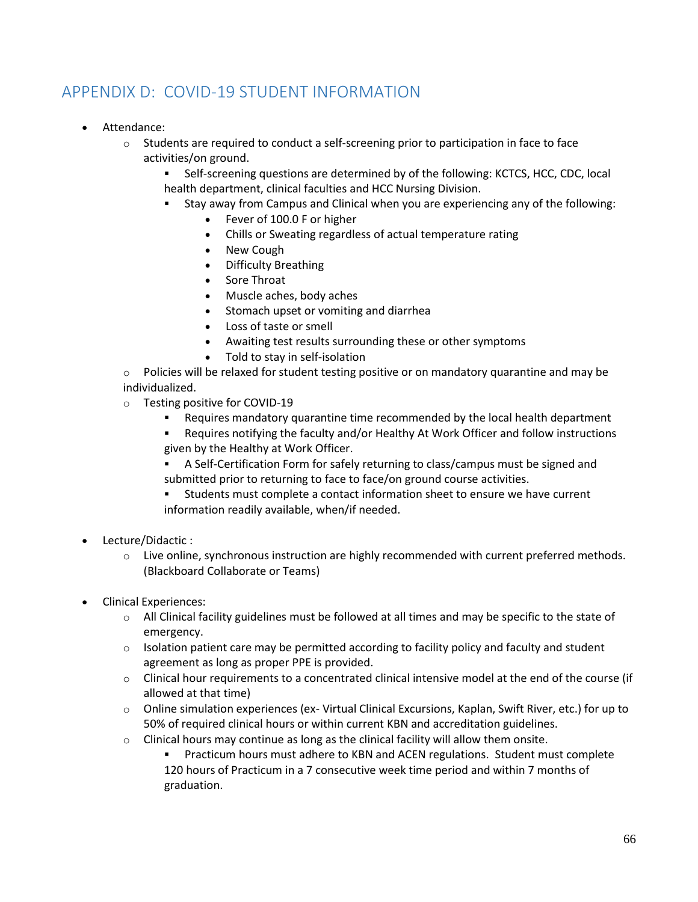## APPENDIX D: COVID-19 STUDENT INFORMATION

- Attendance:
  - Students are required to conduct a self-screening prior to participation in face to face activities/on ground.
    - Self-screening questions are determined by of the following: KCTCS, HCC, CDC, local health department, clinical faculties and HCC Nursing Division.
    - Stay away from Campus and Clinical when you are experiencing any of the following:
      - Fever of 100.0 F or higher
      - Chills or Sweating regardless of actual temperature rating
      - New Cough
      - Difficulty Breathing
      - Sore Throat
      - Muscle aches, body aches
      - Stomach upset or vomiting and diarrhea
      - Loss of taste or smell
      - Awaiting test results surrounding these or other symptoms
      - Told to stay in self-isolation
  - Policies will be relaxed for student testing positive or on mandatory quarantine and may be individualized.
  - Testing positive for COVID-19
    - Requires mandatory quarantine time recommended by the local health department
    - Requires notifying the faculty and/or Healthy At Work Officer and follow instructions given by the Healthy at Work Officer.
    - A Self-Certification Form for safely returning to class/campus must be signed and submitted prior to returning to face to face/on ground course activities.
    - Students must complete a contact information sheet to ensure we have current information readily available, when/if needed.

- Lecture/Didactic :
  - Live online, synchronous instruction are highly recommended with current preferred methods. (Blackboard Collaborate or Teams)

- Clinical Experiences:
  - All Clinical facility guidelines must be followed at all times and may be specific to the state of emergency.
  - Isolation patient care may be permitted according to facility policy and faculty and student agreement as long as proper PPE is provided.
  - Clinical hour requirements to a concentrated clinical intensive model at the end of the course (if allowed at that time)
  - Online simulation experiences (ex- Virtual Clinical Excursions, Kaplan, Swift River, etc.) for up to 50% of required clinical hours or within current KBN and accreditation guidelines.
  - Clinical hours may continue as long as the clinical facility will allow them onsite.
    - Practicum hours must adhere to KBN and ACEN regulations. Student must complete 120 hours of Practicum in a 7 consecutive week time period and within 7 months of graduation.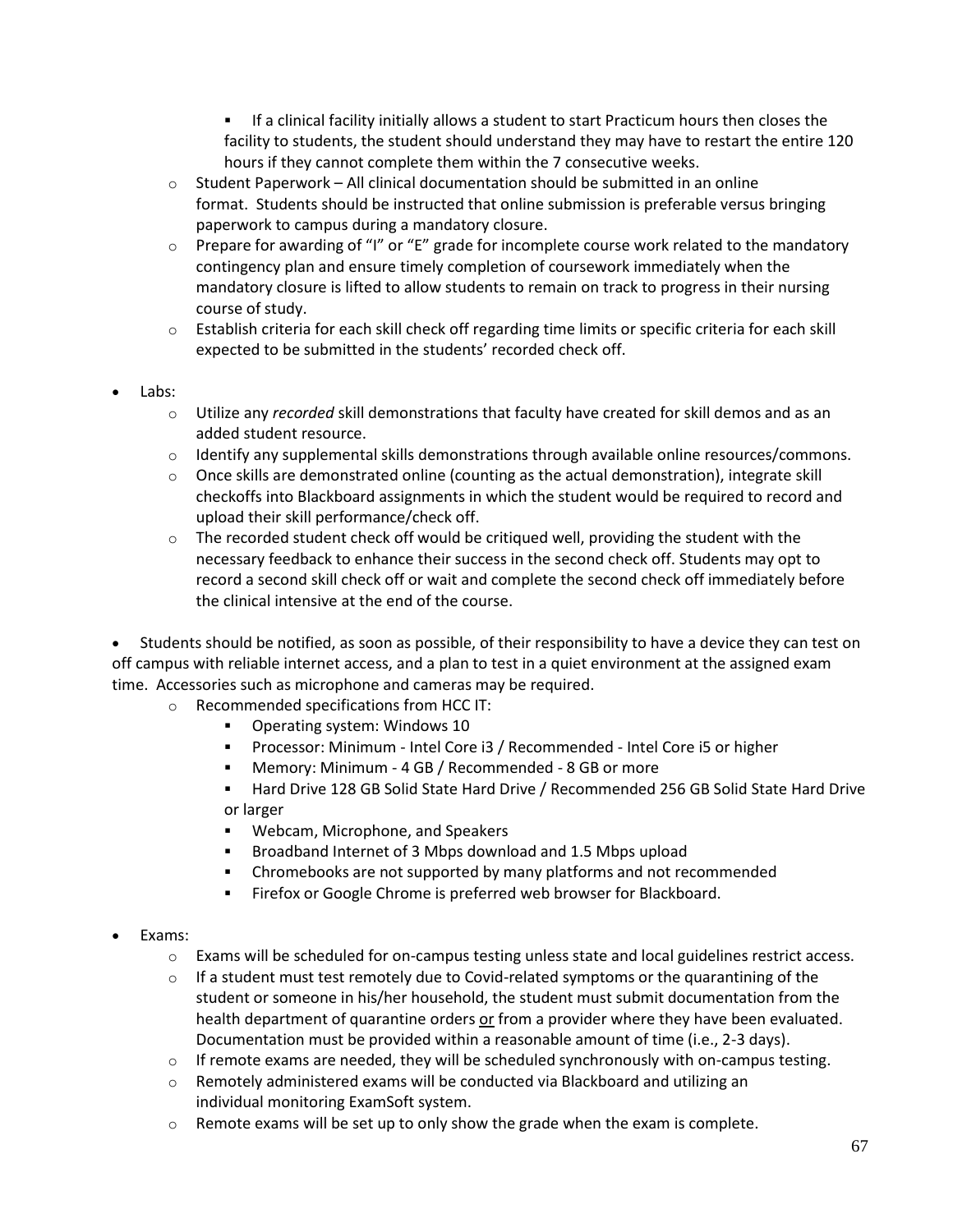- If a clinical facility initially allows a student to start Practicum hours then closes the facility to students, the student should understand they may have to restart the entire 120 hours if they cannot complete them within the 7 consecutive weeks.
    - Student Paperwork – All clinical documentation should be submitted in an online format. Students should be instructed that online submission is preferable versus bringing paperwork to campus during a mandatory closure.
    - Prepare for awarding of "I" or "E" grade for incomplete course work related to the mandatory contingency plan and ensure timely completion of coursework immediately when the mandatory closure is lifted to allow students to remain on track to progress in their nursing course of study.
    - Establish criteria for each skill check off regarding time limits or specific criteria for each skill expected to be submitted in the students' recorded check off.

- Labs:
    - Utilize any *recorded* skill demonstrations that faculty have created for skill demos and as an added student resource.
    - Identify any supplemental skills demonstrations through available online resources/commons.
    - Once skills are demonstrated online (counting as the actual demonstration), integrate skill checkoffs into Blackboard assignments in which the student would be required to record and upload their skill performance/check off.
    - The recorded student check off would be critiqued well, providing the student with the necessary feedback to enhance their success in the second check off. Students may opt to record a second skill check off or wait and complete the second check off immediately before the clinical intensive at the end of the course.

- Students should be notified, as soon as possible, of their responsibility to have a device they can test on off campus with reliable internet access, and a plan to test in a quiet environment at the assigned exam time. Accessories such as microphone and cameras may be required.
    - Recommended specifications from HCC IT:
        - Operating system: Windows 10
        - Processor: Minimum - Intel Core i3 / Recommended - Intel Core i5 or higher
        - Memory: Minimum - 4 GB / Recommended - 8 GB or more
        - Hard Drive 128 GB Solid State Hard Drive / Recommended 256 GB Solid State Hard Drive or larger
        - Webcam, Microphone, and Speakers
        - Broadband Internet of 3 Mbps download and 1.5 Mbps upload
        - Chromebooks are not supported by many platforms and not recommended
        - Firefox or Google Chrome is preferred web browser for Blackboard.

- Exams:
    - Exams will be scheduled for on-campus testing unless state and local guidelines restrict access.
    - If a student must test remotely due to Covid-related symptoms or the quarantining of the student or someone in his/her household, the student must submit documentation from the health department of quarantine orders <u>or</u> from a provider where they have been evaluated. Documentation must be provided within a reasonable amount of time (i.e., 2-3 days).
    - If remote exams are needed, they will be scheduled synchronously with on-campus testing.
    - Remotely administered exams will be conducted via Blackboard and utilizing an individual monitoring ExamSoft system.
    - Remote exams will be set up to only show the grade when the exam is complete.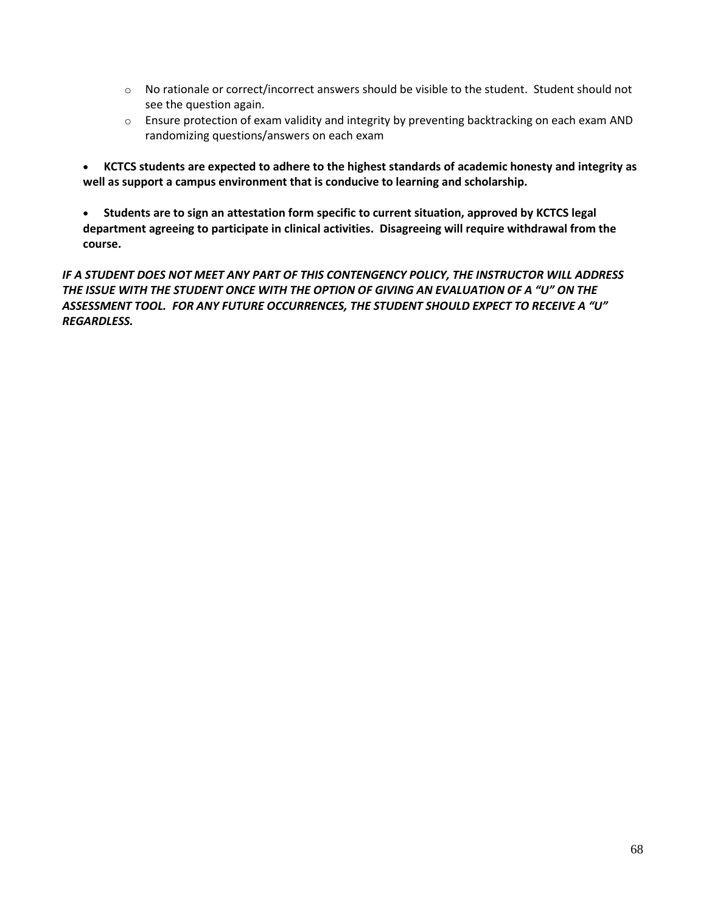- No rationale or correct/incorrect answers should be visible to the student. Student should not see the question again.
  - Ensure protection of exam validity and integrity by preventing backtracking on each exam AND randomizing questions/answers on each exam

- **KCTCS students are expected to adhere to the highest standards of academic honesty and integrity as well as support a campus environment that is conducive to learning and scholarship.**

- **Students are to sign an attestation form specific to current situation, approved by KCTCS legal department agreeing to participate in clinical activities. Disagreeing will require withdrawal from the course.**

***IF A STUDENT DOES NOT MEET ANY PART OF THIS CONTENGENCY POLICY, THE INSTRUCTOR WILL ADDRESS THE ISSUE WITH THE STUDENT ONCE WITH THE OPTION OF GIVING AN EVALUATION OF A "U" ON THE ASSESSMENT TOOL. FOR ANY FUTURE OCCURRENCES, THE STUDENT SHOULD EXPECT TO RECEIVE A "U" REGARDLESS.***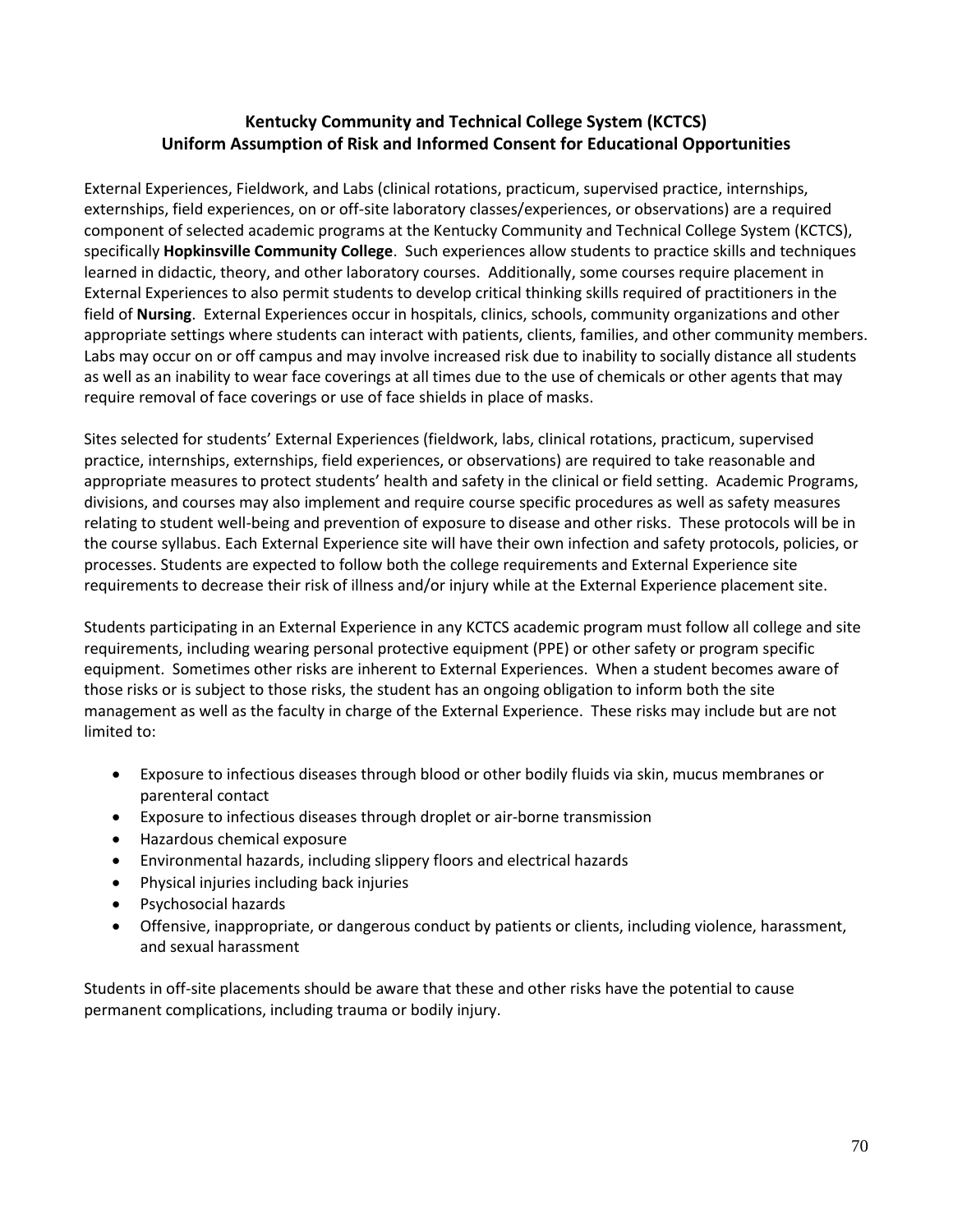## Kentucky Community and Technical College System (KCTCS)
## Uniform Assumption of Risk and Informed Consent for Educational Opportunities

External Experiences, Fieldwork, and Labs (clinical rotations, practicum, supervised practice, internships, externships, field experiences, on or off-site laboratory classes/experiences, or observations) are a required component of selected academic programs at the Kentucky Community and Technical College System (KCTCS), specifically **Hopkinsville Community College**. Such experiences allow students to practice skills and techniques learned in didactic, theory, and other laboratory courses. Additionally, some courses require placement in External Experiences to also permit students to develop critical thinking skills required of practitioners in the field of **Nursing**. External Experiences occur in hospitals, clinics, schools, community organizations and other appropriate settings where students can interact with patients, clients, families, and other community members. Labs may occur on or off campus and may involve increased risk due to inability to socially distance all students as well as an inability to wear face coverings at all times due to the use of chemicals or other agents that may require removal of face coverings or use of face shields in place of masks.

Sites selected for students' External Experiences (fieldwork, labs, clinical rotations, practicum, supervised practice, internships, externships, field experiences, or observations) are required to take reasonable and appropriate measures to protect students' health and safety in the clinical or field setting. Academic Programs, divisions, and courses may also implement and require course specific procedures as well as safety measures relating to student well-being and prevention of exposure to disease and other risks. These protocols will be in the course syllabus. Each External Experience site will have their own infection and safety protocols, policies, or processes. Students are expected to follow both the college requirements and External Experience site requirements to decrease their risk of illness and/or injury while at the External Experience placement site.

Students participating in an External Experience in any KCTCS academic program must follow all college and site requirements, including wearing personal protective equipment (PPE) or other safety or program specific equipment. Sometimes other risks are inherent to External Experiences. When a student becomes aware of those risks or is subject to those risks, the student has an ongoing obligation to inform both the site management as well as the faculty in charge of the External Experience. These risks may include but are not limited to:

- Exposure to infectious diseases through blood or other bodily fluids via skin, mucus membranes or parenteral contact
- Exposure to infectious diseases through droplet or air-borne transmission
- Hazardous chemical exposure
- Environmental hazards, including slippery floors and electrical hazards
- Physical injuries including back injuries
- Psychosocial hazards
- Offensive, inappropriate, or dangerous conduct by patients or clients, including violence, harassment, and sexual harassment

Students in off-site placements should be aware that these and other risks have the potential to cause permanent complications, including trauma or bodily injury.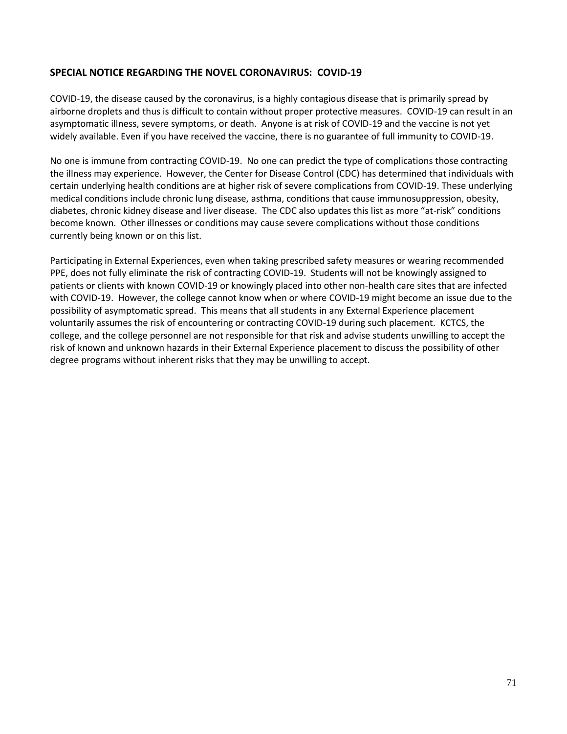## SPECIAL NOTICE REGARDING THE NOVEL CORONAVIRUS: COVID-19

COVID-19, the disease caused by the coronavirus, is a highly contagious disease that is primarily spread by airborne droplets and thus is difficult to contain without proper protective measures. COVID-19 can result in an asymptomatic illness, severe symptoms, or death. Anyone is at risk of COVID-19 and the vaccine is not yet widely available. Even if you have received the vaccine, there is no guarantee of full immunity to COVID-19.

No one is immune from contracting COVID-19. No one can predict the type of complications those contracting the illness may experience. However, the Center for Disease Control (CDC) has determined that individuals with certain underlying health conditions are at higher risk of severe complications from COVID-19. These underlying medical conditions include chronic lung disease, asthma, conditions that cause immunosuppression, obesity, diabetes, chronic kidney disease and liver disease. The CDC also updates this list as more "at-risk" conditions become known. Other illnesses or conditions may cause severe complications without those conditions currently being known or on this list.

Participating in External Experiences, even when taking prescribed safety measures or wearing recommended PPE, does not fully eliminate the risk of contracting COVID-19. Students will not be knowingly assigned to patients or clients with known COVID-19 or knowingly placed into other non-health care sites that are infected with COVID-19. However, the college cannot know when or where COVID-19 might become an issue due to the possibility of asymptomatic spread. This means that all students in any External Experience placement voluntarily assumes the risk of encountering or contracting COVID-19 during such placement. KCTCS, the college, and the college personnel are not responsible for that risk and advise students unwilling to accept the risk of known and unknown hazards in their External Experience placement to discuss the possibility of other degree programs without inherent risks that they may be unwilling to accept.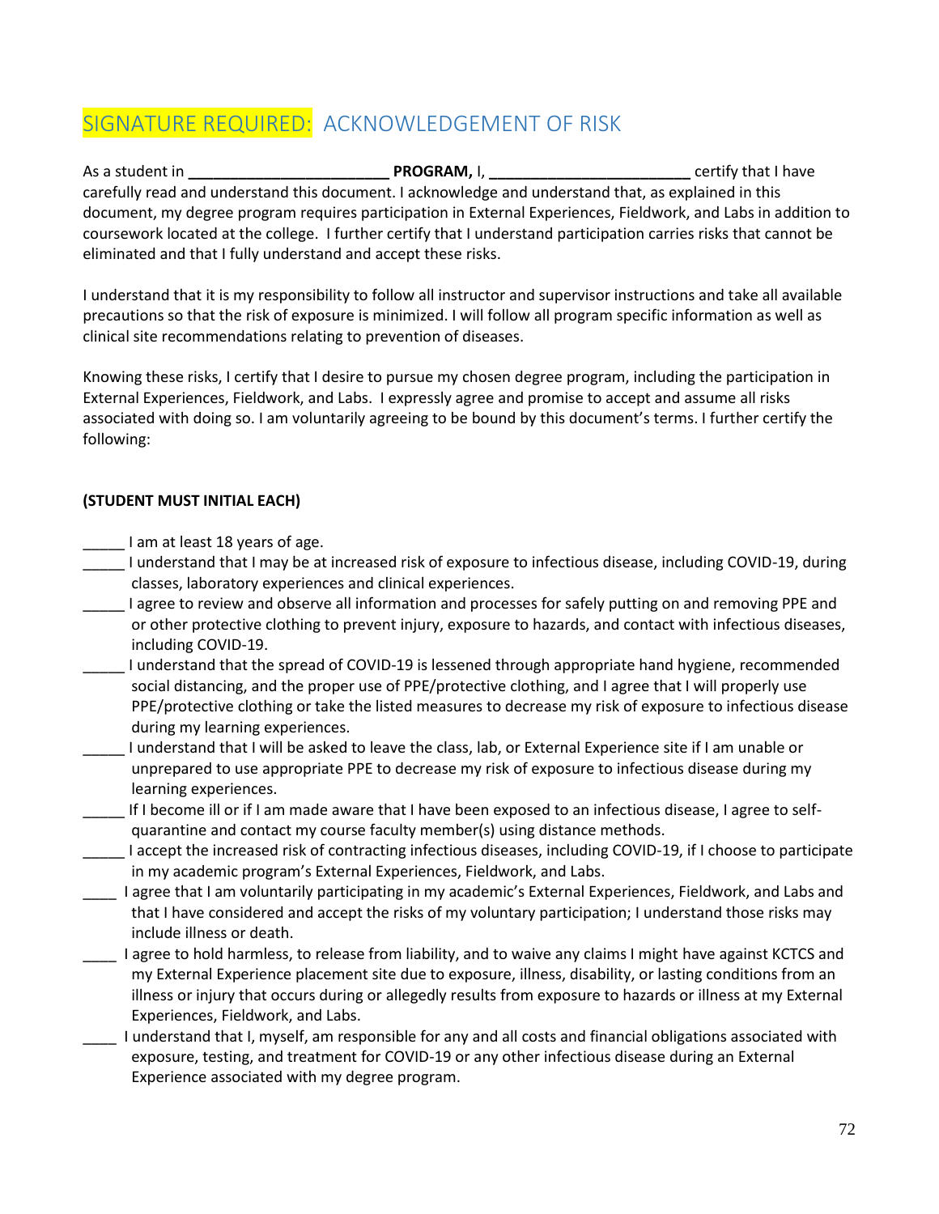## SIGNATURE REQUIRED: ACKNOWLEDGEMENT OF RISK

As a student in ________________________ **PROGRAM,** I, ________________________ certify that I have carefully read and understand this document. I acknowledge and understand that, as explained in this document, my degree program requires participation in External Experiences, Fieldwork, and Labs in addition to coursework located at the college. I further certify that I understand participation carries risks that cannot be eliminated and that I fully understand and accept these risks.

I understand that it is my responsibility to follow all instructor and supervisor instructions and take all available precautions so that the risk of exposure is minimized. I will follow all program specific information as well as clinical site recommendations relating to prevention of diseases.

Knowing these risks, I certify that I desire to pursue my chosen degree program, including the participation in External Experiences, Fieldwork, and Labs. I expressly agree and promise to accept and assume all risks associated with doing so. I am voluntarily agreeing to be bound by this document's terms. I further certify the following:

**(STUDENT MUST INITIAL EACH)**

_____ I am at least 18 years of age.

_____ I understand that I may be at increased risk of exposure to infectious disease, including COVID-19, during classes, laboratory experiences and clinical experiences.

_____ I agree to review and observe all information and processes for safely putting on and removing PPE and or other protective clothing to prevent injury, exposure to hazards, and contact with infectious diseases, including COVID-19.

_____ I understand that the spread of COVID-19 is lessened through appropriate hand hygiene, recommended social distancing, and the proper use of PPE/protective clothing, and I agree that I will properly use PPE/protective clothing or take the listed measures to decrease my risk of exposure to infectious disease during my learning experiences.

_____ I understand that I will be asked to leave the class, lab, or External Experience site if I am unable or unprepared to use appropriate PPE to decrease my risk of exposure to infectious disease during my learning experiences.

_____ If I become ill or if I am made aware that I have been exposed to an infectious disease, I agree to self-quarantine and contact my course faculty member(s) using distance methods.

_____ I accept the increased risk of contracting infectious diseases, including COVID-19, if I choose to participate in my academic program's External Experiences, Fieldwork, and Labs.

____ I agree that I am voluntarily participating in my academic's External Experiences, Fieldwork, and Labs and that I have considered and accept the risks of my voluntary participation; I understand those risks may include illness or death.

____ I agree to hold harmless, to release from liability, and to waive any claims I might have against KCTCS and my External Experience placement site due to exposure, illness, disability, or lasting conditions from an illness or injury that occurs during or allegedly results from exposure to hazards or illness at my External Experiences, Fieldwork, and Labs.

____ I understand that I, myself, am responsible for any and all costs and financial obligations associated with exposure, testing, and treatment for COVID-19 or any other infectious disease during an External Experience associated with my degree program.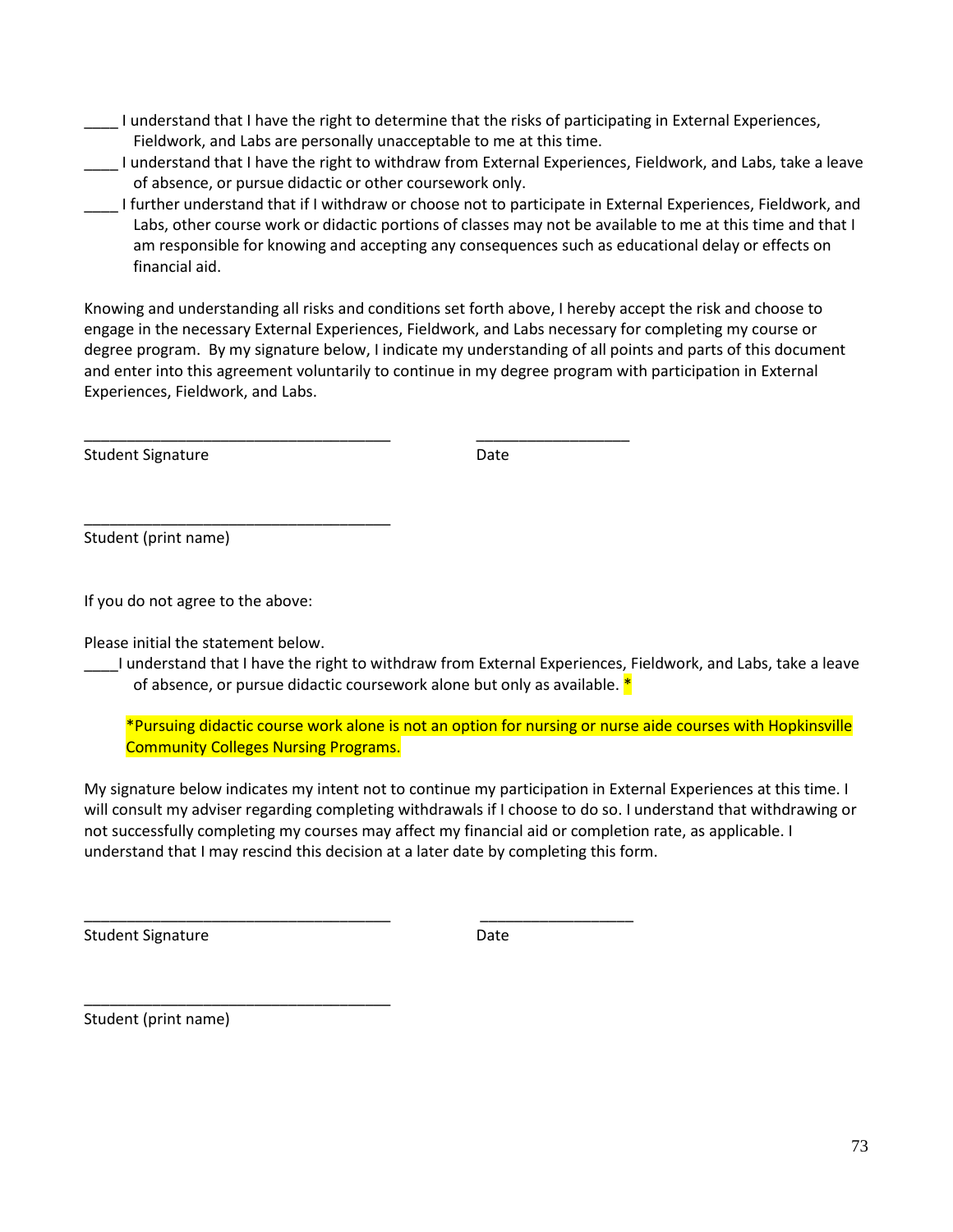____ I understand that I have the right to determine that the risks of participating in External Experiences, Fieldwork, and Labs are personally unacceptable to me at this time.

____ I understand that I have the right to withdraw from External Experiences, Fieldwork, and Labs, take a leave of absence, or pursue didactic or other coursework only.

____ I further understand that if I withdraw or choose not to participate in External Experiences, Fieldwork, and Labs, other course work or didactic portions of classes may not be available to me at this time and that I am responsible for knowing and accepting any consequences such as educational delay or effects on financial aid.

Knowing and understanding all risks and conditions set forth above, I hereby accept the risk and choose to engage in the necessary External Experiences, Fieldwork, and Labs necessary for completing my course or degree program. By my signature below, I indicate my understanding of all points and parts of this document and enter into this agreement voluntarily to continue in my degree program with participation in External Experiences, Fieldwork, and Labs.

_____________________________________ ___________________

Student Signature Date

_____________________________________

Student (print name)

If you do not agree to the above:

Please initial the statement below.

____I understand that I have the right to withdraw from External Experiences, Fieldwork, and Labs, take a leave of absence, or pursue didactic coursework alone but only as available. *

*Pursuing didactic course work alone is not an option for nursing or nurse aide courses with Hopkinsville Community Colleges Nursing Programs.

My signature below indicates my intent not to continue my participation in External Experiences at this time. I will consult my adviser regarding completing withdrawals if I choose to do so. I understand that withdrawing or not successfully completing my courses may affect my financial aid or completion rate, as applicable. I understand that I may rescind this decision at a later date by completing this form.

_____________________________________ ___________________

Student Signature Date

_____________________________________

Student (print name)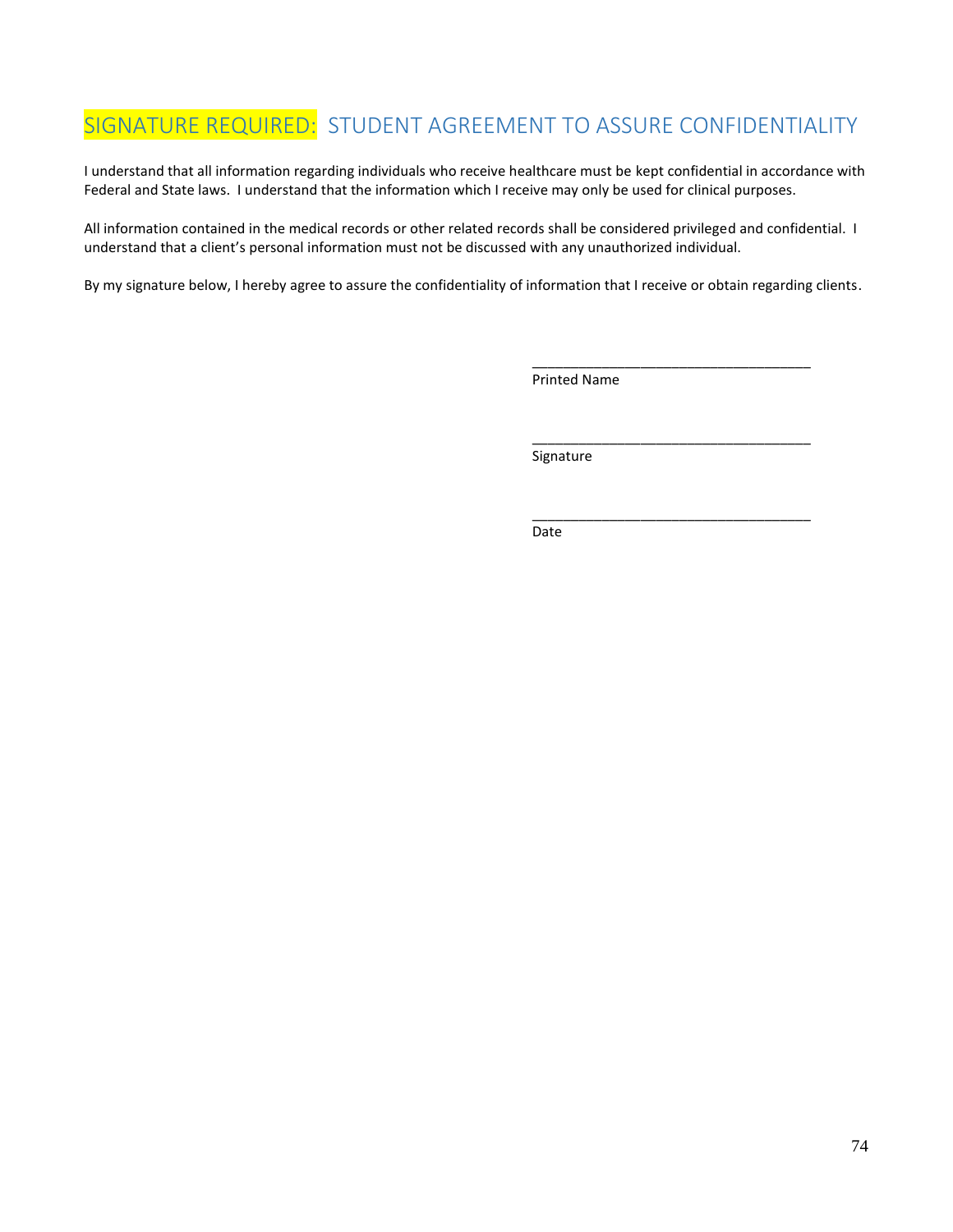## SIGNATURE REQUIRED: STUDENT AGREEMENT TO ASSURE CONFIDENTIALITY

I understand that all information regarding individuals who receive healthcare must be kept confidential in accordance with Federal and State laws. I understand that the information which I receive may only be used for clinical purposes.

All information contained in the medical records or other related records shall be considered privileged and confidential. I understand that a client's personal information must not be discussed with any unauthorized individual.

By my signature below, I hereby agree to assure the confidentiality of information that I receive or obtain regarding clients.

____________________________________
Printed Name

____________________________________
Signature

____________________________________
Date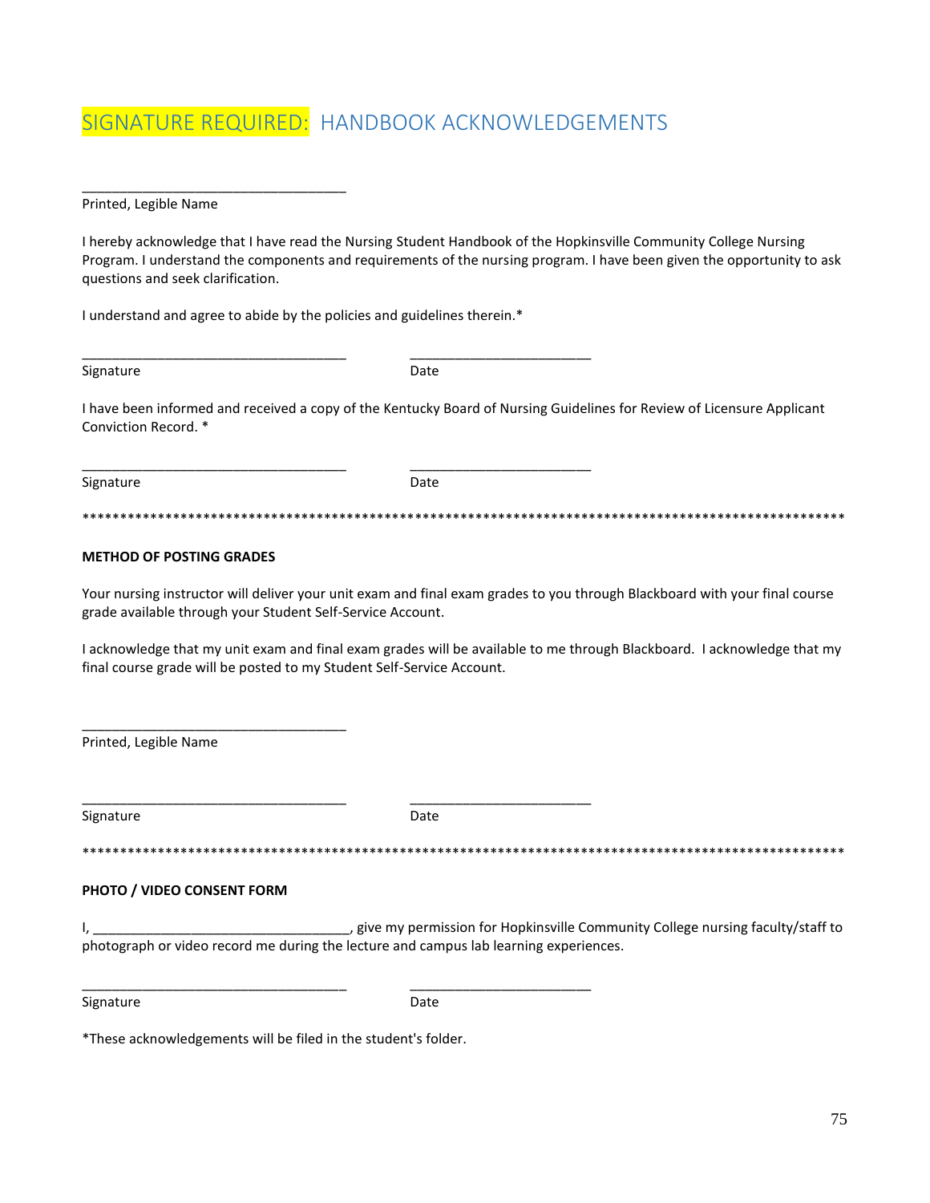# SIGNATURE REQUIRED: HANDBOOK ACKNOWLEDGEMENTS

___________________________________
Printed, Legible Name

I hereby acknowledge that I have read the Nursing Student Handbook of the Hopkinsville Community College Nursing Program. I understand the components and requirements of the nursing program. I have been given the opportunity to ask questions and seek clarification.

I understand and agree to abide by the policies and guidelines therein.*

___________________________________ ________________________
Signature Date

I have been informed and received a copy of the Kentucky Board of Nursing Guidelines for Review of Licensure Applicant Conviction Record. *

___________________________________ ________________________
Signature Date

****************************************************************************************************

**METHOD OF POSTING GRADES**

Your nursing instructor will deliver your unit exam and final exam grades to you through Blackboard with your final course grade available through your Student Self-Service Account.

I acknowledge that my unit exam and final exam grades will be available to me through Blackboard. I acknowledge that my final course grade will be posted to my Student Self-Service Account.

___________________________________
Printed, Legible Name

___________________________________ ________________________
Signature Date

****************************************************************************************************

**PHOTO / VIDEO CONSENT FORM**

I, __________________________________, give my permission for Hopkinsville Community College nursing faculty/staff to photograph or video record me during the lecture and campus lab learning experiences.

___________________________________ ________________________
Signature Date

*These acknowledgements will be filed in the student's folder.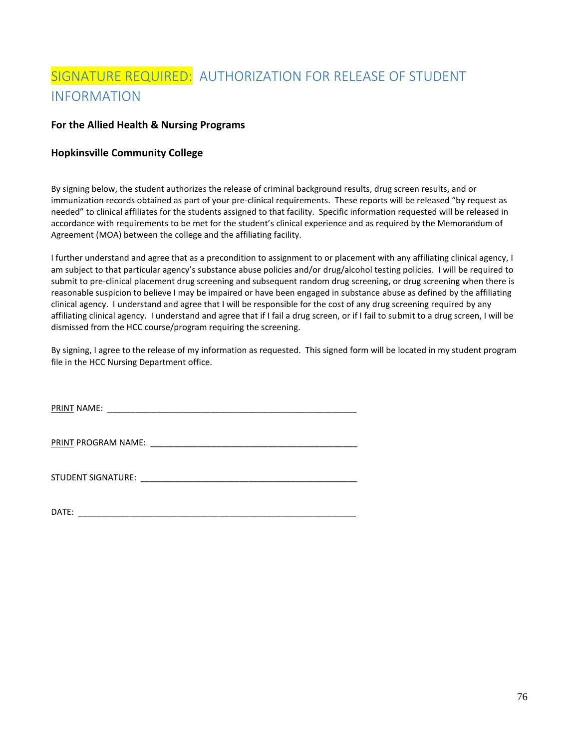# SIGNATURE REQUIRED: AUTHORIZATION FOR RELEASE OF STUDENT INFORMATION

**For the Allied Health & Nursing Programs**

**Hopkinsville Community College**

By signing below, the student authorizes the release of criminal background results, drug screen results, and or immunization records obtained as part of your pre-clinical requirements. These reports will be released "by request as needed" to clinical affiliates for the students assigned to that facility. Specific information requested will be released in accordance with requirements to be met for the student's clinical experience and as required by the Memorandum of Agreement (MOA) between the college and the affiliating facility.

I further understand and agree that as a precondition to assignment to or placement with any affiliating clinical agency, I am subject to that particular agency's substance abuse policies and/or drug/alcohol testing policies. I will be required to submit to pre-clinical placement drug screening and subsequent random drug screening, or drug screening when there is reasonable suspicion to believe I may be impaired or have been engaged in substance abuse as defined by the affiliating clinical agency. I understand and agree that I will be responsible for the cost of any drug screening required by any affiliating clinical agency. I understand and agree that if I fail a drug screen, or if I fail to submit to a drug screen, I will be dismissed from the HCC course/program requiring the screening.

By signing, I agree to the release of my information as requested. This signed form will be located in my student program file in the HCC Nursing Department office.

PRINT NAME: ___________________________________________________

PRINT PROGRAM NAME: ____________________________________________

STUDENT SIGNATURE: ______________________________________________

DATE: ________________________________________________________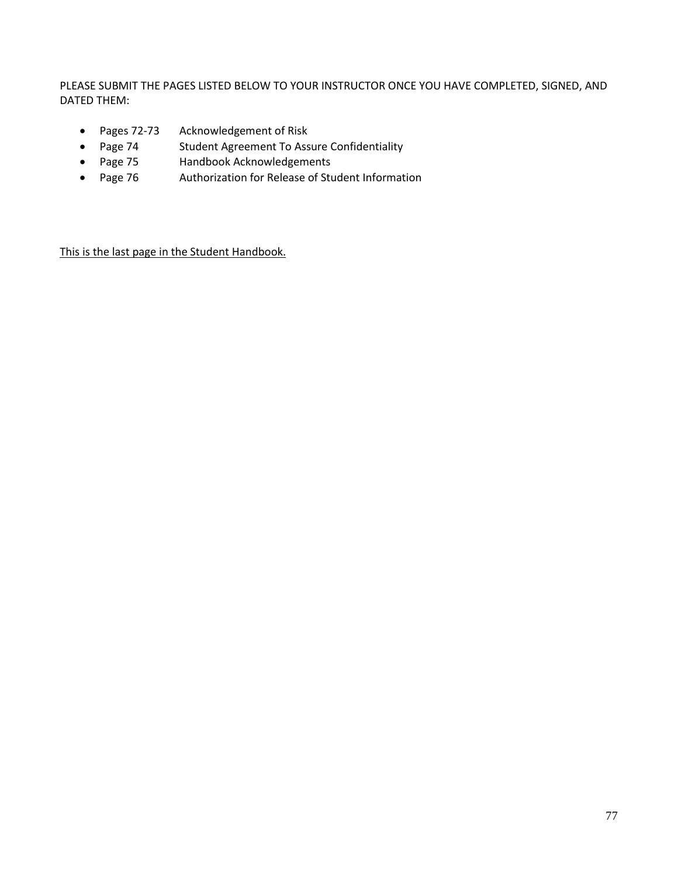PLEASE SUBMIT THE PAGES LISTED BELOW TO YOUR INSTRUCTOR ONCE YOU HAVE COMPLETED, SIGNED, AND DATED THEM:

- Pages 72-73 Acknowledgement of Risk
- Page 74 Student Agreement To Assure Confidentiality
- Page 75 Handbook Acknowledgements
- Page 76 Authorization for Release of Student Information

<u>This is the last page in the Student Handbook.</u>